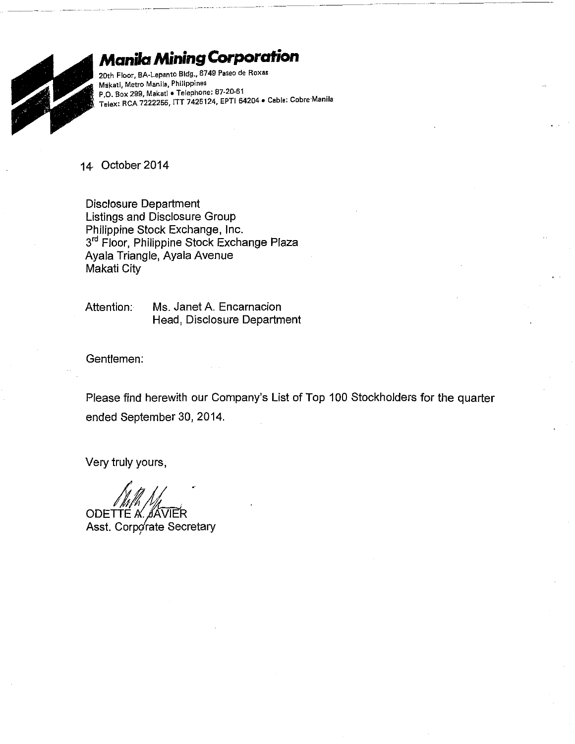# Manila Mining Corporation

20th Floor, BA-Lepanto Bldg., 8749 Paseo de Roxas
Makati, Metro Manila, Philippines
P.O. Box 299, Makati • Telephone: 87-20-61
Telex: RCA 7222255, ITT 7425124, EPTI 64204 • Cable: Cobre·Manila

14 October 2014

Disclosure Department
Listings and Disclosure Group
Philippine Stock Exchange, Inc.
3rd Floor, Philippine Stock Exchange Plaza
Ayala Triangle, Ayala Avenue
Makati City

Attention: Ms. Janet A. Encarnacion
Head, Disclosure Department

Gentlemen:

Please find herewith our Company's List of Top 100 Stockholders for the quarter ended September 30, 2014.

Very truly yours,

ODETTE A. JAVIER
Asst. Corporate Secretary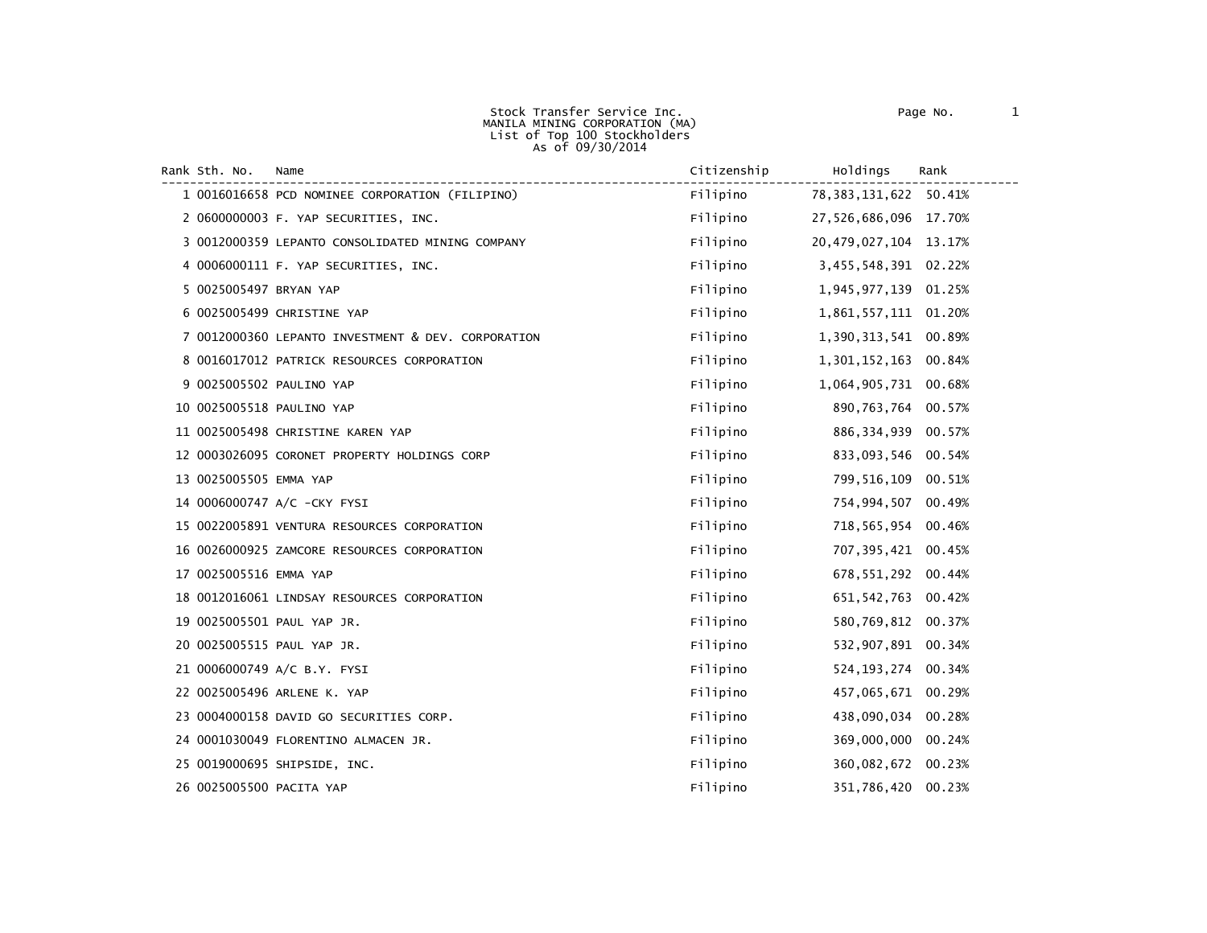Stock Transfer Service Inc.
MANILA MINING CORPORATION (MA)
List of Top 100 Stockholders
As of 09/30/2014

| Rank | Sth. No. | Name | Citizenship | Holdings | Rank |
|---|---|---|---|---|---|
| 1 | 0016016658 | PCD NOMINEE CORPORATION (FILIPINO) | Filipino | 78,383,131,622 | 50.41% |
| 2 | 0600000003 | F. YAP SECURITIES, INC. | Filipino | 27,526,686,096 | 17.70% |
| 3 | 0012000359 | LEPANTO CONSOLIDATED MINING COMPANY | Filipino | 20,479,027,104 | 13.17% |
| 4 | 0006000111 | F. YAP SECURITIES, INC. | Filipino | 3,455,548,391 | 02.22% |
| 5 | 0025005497 | BRYAN YAP | Filipino | 1,945,977,139 | 01.25% |
| 6 | 0025005499 | CHRISTINE YAP | Filipino | 1,861,557,111 | 01.20% |
| 7 | 0012000360 | LEPANTO INVESTMENT & DEV. CORPORATION | Filipino | 1,390,313,541 | 00.89% |
| 8 | 0016017012 | PATRICK RESOURCES CORPORATION | Filipino | 1,301,152,163 | 00.84% |
| 9 | 0025005502 | PAULINO YAP | Filipino | 1,064,905,731 | 00.68% |
| 10 | 0025005518 | PAULINO YAP | Filipino | 890,763,764 | 00.57% |
| 11 | 0025005498 | CHRISTINE KAREN YAP | Filipino | 886,334,939 | 00.57% |
| 12 | 0003026095 | CORONET PROPERTY HOLDINGS CORP | Filipino | 833,093,546 | 00.54% |
| 13 | 0025005505 | EMMA YAP | Filipino | 799,516,109 | 00.51% |
| 14 | 0006000747 | A/C -CKY FYSI | Filipino | 754,994,507 | 00.49% |
| 15 | 0022005891 | VENTURA RESOURCES CORPORATION | Filipino | 718,565,954 | 00.46% |
| 16 | 0026000925 | ZAMCORE RESOURCES CORPORATION | Filipino | 707,395,421 | 00.45% |
| 17 | 0025005516 | EMMA YAP | Filipino | 678,551,292 | 00.44% |
| 18 | 0012016061 | LINDSAY RESOURCES CORPORATION | Filipino | 651,542,763 | 00.42% |
| 19 | 0025005501 | PAUL YAP JR. | Filipino | 580,769,812 | 00.37% |
| 20 | 0025005515 | PAUL YAP JR. | Filipino | 532,907,891 | 00.34% |
| 21 | 0006000749 | A/C B.Y. FYSI | Filipino | 524,193,274 | 00.34% |
| 22 | 0025005496 | ARLENE K. YAP | Filipino | 457,065,671 | 00.29% |
| 23 | 0004000158 | DAVID GO SECURITIES CORP. | Filipino | 438,090,034 | 00.28% |
| 24 | 0001030049 | FLORENTINO ALMACEN JR. | Filipino | 369,000,000 | 00.24% |
| 25 | 0019000695 | SHIPSIDE, INC. | Filipino | 360,082,672 | 00.23% |
| 26 | 0025005500 | PACITA YAP | Filipino | 351,786,420 | 00.23% |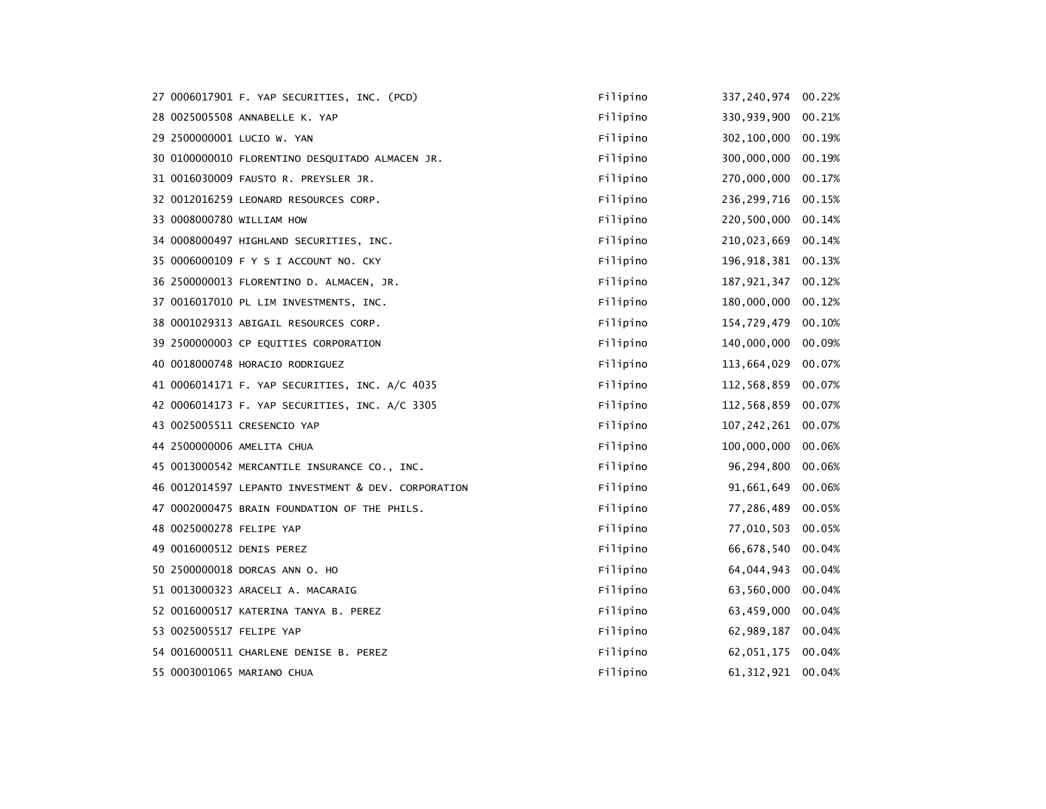| | | | | | |
|---|---|---|---|---|---|
| 27 | 0006017901 | F. YAP SECURITIES, INC. (PCD) | Filipino | 337,240,974 | 00.22% |
| 28 | 0025005508 | ANNABELLE K. YAP | Filipino | 330,939,900 | 00.21% |
| 29 | 2500000001 | LUCIO W. YAN | Filipino | 302,100,000 | 00.19% |
| 30 | 0100000010 | FLORENTINO DESQUITADO ALMACEN JR. | Filipino | 300,000,000 | 00.19% |
| 31 | 0016030009 | FAUSTO R. PREYSLER JR. | Filipino | 270,000,000 | 00.17% |
| 32 | 0012016259 | LEONARD RESOURCES CORP. | Filipino | 236,299,716 | 00.15% |
| 33 | 0008000780 | WILLIAM HOW | Filipino | 220,500,000 | 00.14% |
| 34 | 0008000497 | HIGHLAND SECURITIES, INC. | Filipino | 210,023,669 | 00.14% |
| 35 | 0006000109 | F Y S I ACCOUNT NO. CKY | Filipino | 196,918,381 | 00.13% |
| 36 | 2500000013 | FLORENTINO D. ALMACEN, JR. | Filipino | 187,921,347 | 00.12% |
| 37 | 0016017010 | PL LIM INVESTMENTS, INC. | Filipino | 180,000,000 | 00.12% |
| 38 | 0001029313 | ABIGAIL RESOURCES CORP. | Filipino | 154,729,479 | 00.10% |
| 39 | 2500000003 | CP EQUITIES CORPORATION | Filipino | 140,000,000 | 00.09% |
| 40 | 0018000748 | HORACIO RODRIGUEZ | Filipino | 113,664,029 | 00.07% |
| 41 | 0006014171 | F. YAP SECURITIES, INC. A/C 4035 | Filipino | 112,568,859 | 00.07% |
| 42 | 0006014173 | F. YAP SECURITIES, INC. A/C 3305 | Filipino | 112,568,859 | 00.07% |
| 43 | 0025005511 | CRESENCIO YAP | Filipino | 107,242,261 | 00.07% |
| 44 | 2500000006 | AMELITA CHUA | Filipino | 100,000,000 | 00.06% |
| 45 | 0013000542 | MERCANTILE INSURANCE CO., INC. | Filipino | 96,294,800 | 00.06% |
| 46 | 0012014597 | LEPANTO INVESTMENT & DEV. CORPORATION | Filipino | 91,661,649 | 00.06% |
| 47 | 0002000475 | BRAIN FOUNDATION OF THE PHILS. | Filipino | 77,286,489 | 00.05% |
| 48 | 0025000278 | FELIPE YAP | Filipino | 77,010,503 | 00.05% |
| 49 | 0016000512 | DENIS PEREZ | Filipino | 66,678,540 | 00.04% |
| 50 | 2500000018 | DORCAS ANN O. HO | Filipino | 64,044,943 | 00.04% |
| 51 | 0013000323 | ARACELI A. MACARAIG | Filipino | 63,560,000 | 00.04% |
| 52 | 0016000517 | KATERINA TANYA B. PEREZ | Filipino | 63,459,000 | 00.04% |
| 53 | 0025005517 | FELIPE YAP | Filipino | 62,989,187 | 00.04% |
| 54 | 0016000511 | CHARLENE DENISE B. PEREZ | Filipino | 62,051,175 | 00.04% |
| 55 | 0003001065 | MARIANO CHUA | Filipino | 61,312,921 | 00.04% |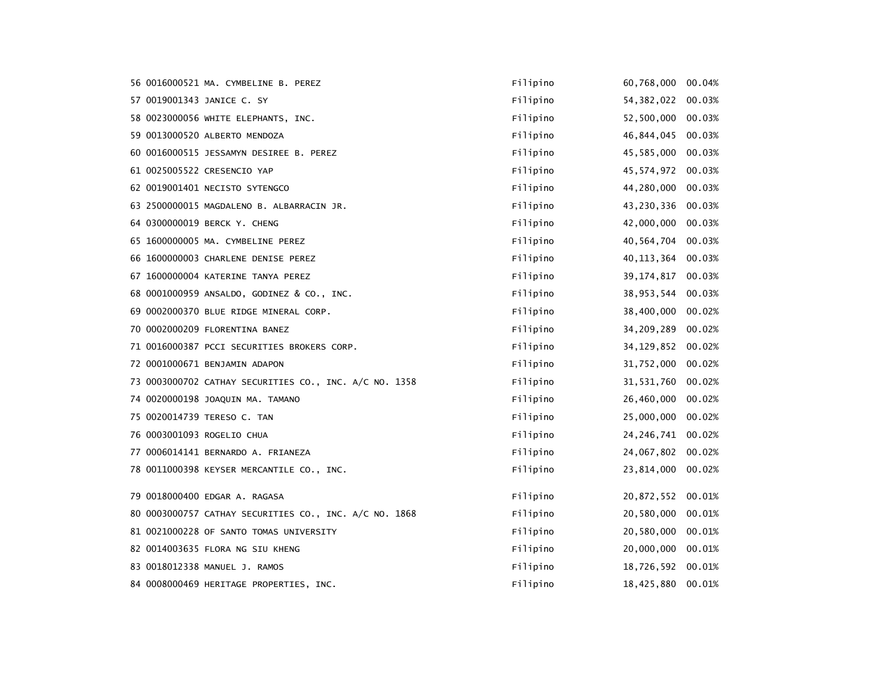| | | | | | |
|---|---|---|---|---|---|
| 56 | 0016000521 | MA. CYMBELINE B. PEREZ | Filipino | 60,768,000 | 00.04% |
| 57 | 0019001343 | JANICE C. SY | Filipino | 54,382,022 | 00.03% |
| 58 | 0023000056 | WHITE ELEPHANTS, INC. | Filipino | 52,500,000 | 00.03% |
| 59 | 0013000520 | ALBERTO MENDOZA | Filipino | 46,844,045 | 00.03% |
| 60 | 0016000515 | JESSAMYN DESIREE B. PEREZ | Filipino | 45,585,000 | 00.03% |
| 61 | 0025005522 | CRESENCIO YAP | Filipino | 45,574,972 | 00.03% |
| 62 | 0019001401 | NECISTO SYTENGCO | Filipino | 44,280,000 | 00.03% |
| 63 | 2500000015 | MAGDALENO B. ALBARRACIN JR. | Filipino | 43,230,336 | 00.03% |
| 64 | 0300000019 | BERCK Y. CHENG | Filipino | 42,000,000 | 00.03% |
| 65 | 1600000005 | MA. CYMBELINE PEREZ | Filipino | 40,564,704 | 00.03% |
| 66 | 1600000003 | CHARLENE DENISE PEREZ | Filipino | 40,113,364 | 00.03% |
| 67 | 1600000004 | KATERINE TANYA PEREZ | Filipino | 39,174,817 | 00.03% |
| 68 | 0001000959 | ANSALDO, GODINEZ & CO., INC. | Filipino | 38,953,544 | 00.03% |
| 69 | 0002000370 | BLUE RIDGE MINERAL CORP. | Filipino | 38,400,000 | 00.02% |
| 70 | 0002000209 | FLORENTINA BANEZ | Filipino | 34,209,289 | 00.02% |
| 71 | 0016000387 | PCCI SECURITIES BROKERS CORP. | Filipino | 34,129,852 | 00.02% |
| 72 | 0001000671 | BENJAMIN ADAPON | Filipino | 31,752,000 | 00.02% |
| 73 | 0003000702 | CATHAY SECURITIES CO., INC. A/C NO. 1358 | Filipino | 31,531,760 | 00.02% |
| 74 | 0020000198 | JOAQUIN MA. TAMANO | Filipino | 26,460,000 | 00.02% |
| 75 | 0020014739 | TERESO C. TAN | Filipino | 25,000,000 | 00.02% |
| 76 | 0003001093 | ROGELIO CHUA | Filipino | 24,246,741 | 00.02% |
| 77 | 0006014141 | BERNARDO A. FRIANEZA | Filipino | 24,067,802 | 00.02% |
| 78 | 0011000398 | KEYSER MERCANTILE CO., INC. | Filipino | 23,814,000 | 00.02% |
| 79 | 0018000400 | EDGAR A. RAGASA | Filipino | 20,872,552 | 00.01% |
| 80 | 0003000757 | CATHAY SECURITIES CO., INC. A/C NO. 1868 | Filipino | 20,580,000 | 00.01% |
| 81 | 0021000228 | OF SANTO TOMAS UNIVERSITY | Filipino | 20,580,000 | 00.01% |
| 82 | 0014003635 | FLORA NG SIU KHENG | Filipino | 20,000,000 | 00.01% |
| 83 | 0018012338 | MANUEL J. RAMOS | Filipino | 18,726,592 | 00.01% |
| 84 | 0008000469 | HERITAGE PROPERTIES, INC. | Filipino | 18,425,880 | 00.01% |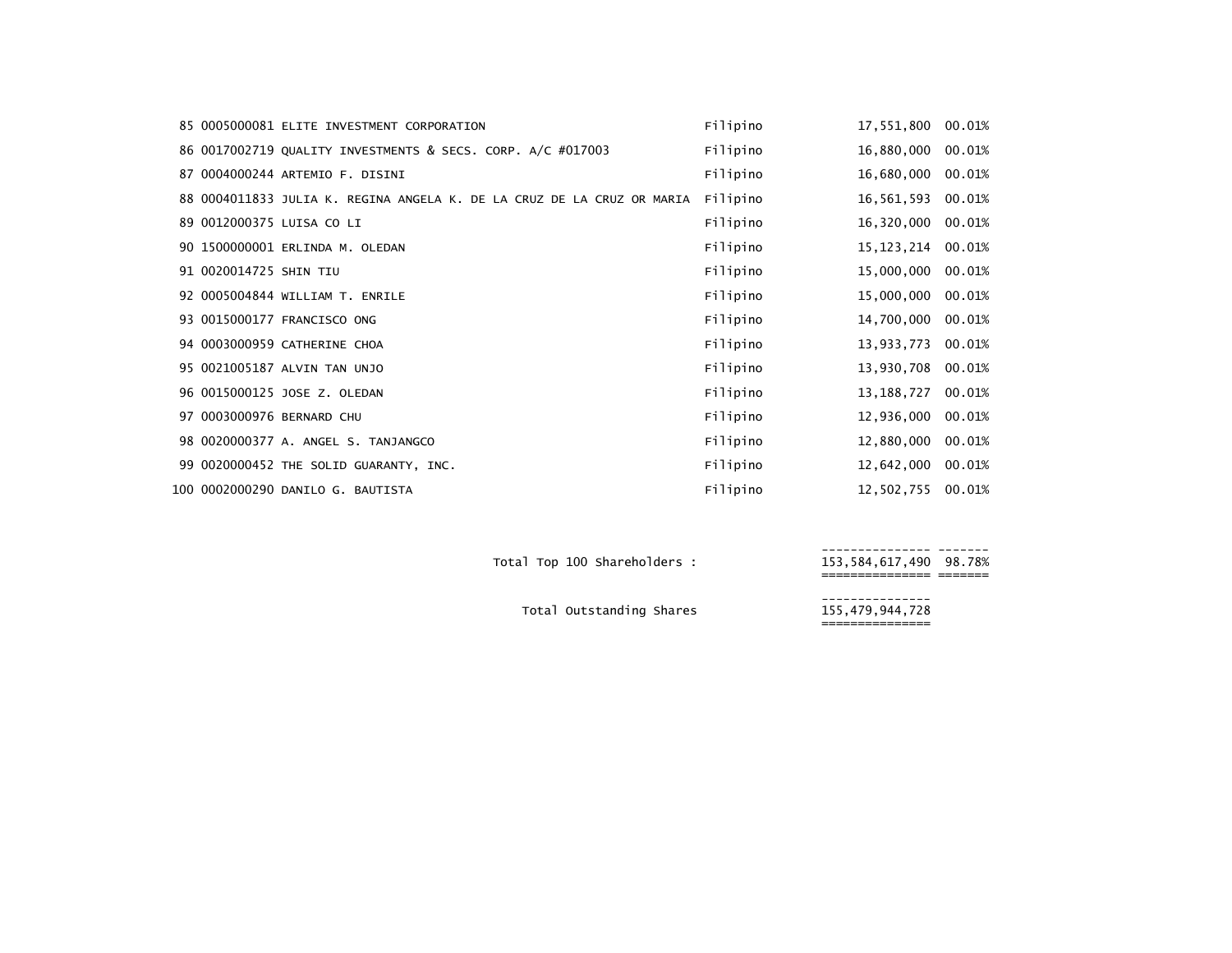| | | | | | |
|---|---|---|---|---|---|
| 85 | 0005000081 | ELITE INVESTMENT CORPORATION | Filipino | 17,551,800 | 00.01% |
| 86 | 0017002719 | QUALITY INVESTMENTS & SECS. CORP. A/C #017003 | Filipino | 16,880,000 | 00.01% |
| 87 | 0004000244 | ARTEMIO F. DISINI | Filipino | 16,680,000 | 00.01% |
| 88 | 0004011833 | JULIA K. REGINA ANGELA K. DE LA CRUZ DE LA CRUZ OR MARIA | Filipino | 16,561,593 | 00.01% |
| 89 | 0012000375 | LUISA CO LI | Filipino | 16,320,000 | 00.01% |
| 90 | 1500000001 | ERLINDA M. OLEDAN | Filipino | 15,123,214 | 00.01% |
| 91 | 0020014725 | SHIN TIU | Filipino | 15,000,000 | 00.01% |
| 92 | 0005004844 | WILLIAM T. ENRILE | Filipino | 15,000,000 | 00.01% |
| 93 | 0015000177 | FRANCISCO ONG | Filipino | 14,700,000 | 00.01% |
| 94 | 0003000959 | CATHERINE CHOA | Filipino | 13,933,773 | 00.01% |
| 95 | 0021005187 | ALVIN TAN UNJO | Filipino | 13,930,708 | 00.01% |
| 96 | 0015000125 | JOSE Z. OLEDAN | Filipino | 13,188,727 | 00.01% |
| 97 | 0003000976 | BERNARD CHU | Filipino | 12,936,000 | 00.01% |
| 98 | 0020000377 | A. ANGEL S. TANJANGCO | Filipino | 12,880,000 | 00.01% |
| 99 | 0020000452 | THE SOLID GUARANTY, INC. | Filipino | 12,642,000 | 00.01% |
| 100 | 0002000290 | DANILO G. BAUTISTA | Filipino | 12,502,755 | 00.01% |
| | | Total Top 100 Shareholders : | | 153,584,617,490 | 98.78% |
| | | Total Outstanding Shares | | 155,479,944,728 | |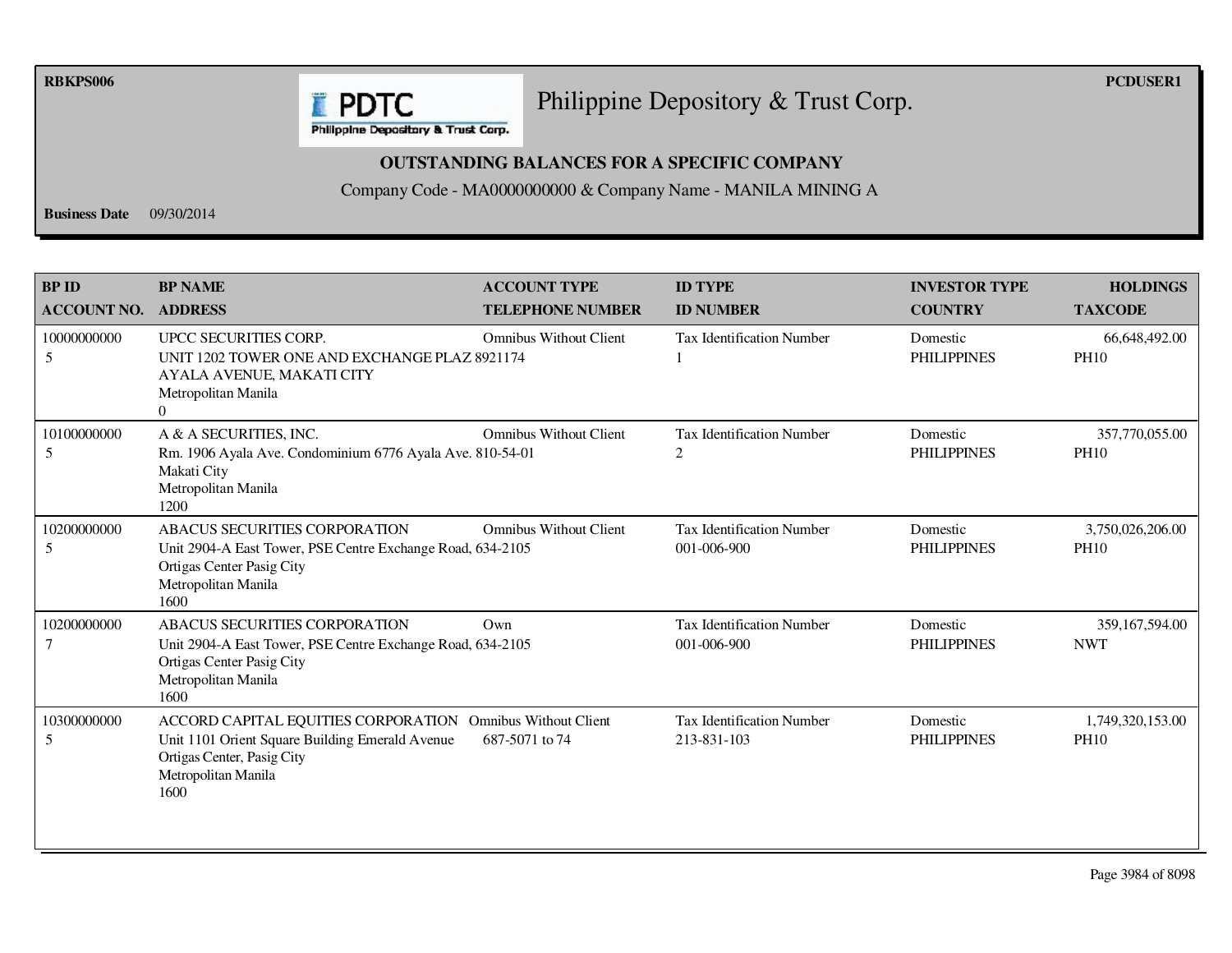RBKPS006

PCDUSER1

# Philippine Depository & Trust Corp.

## OUTSTANDING BALANCES FOR A SPECIFIC COMPANY

Company Code - MA0000000000 & Company Name - MANILA MINING A

**Business Date** 09/30/2014

| BP ID<br>ACCOUNT NO. | BP NAME<br>ADDRESS | ACCOUNT TYPE<br>TELEPHONE NUMBER | ID TYPE<br>ID NUMBER | INVESTOR TYPE<br>COUNTRY | HOLDINGS<br>TAXCODE |
|---|---|---|---|---|---|
| 10000000000<br>5 | UPCC SECURITIES CORP.<br>UNIT 1202 TOWER ONE AND EXCHANGE PLAZ<br>AYALA AVENUE, MAKATI CITY<br>Metropolitan Manila<br>0 | Omnibus Without Client<br>8921174 | Tax Identification Number<br>1 | Domestic<br>PHILIPPINES | 66,648,492.00<br>PH10 |
| 10100000000<br>5 | A & A SECURITIES, INC.<br>Rm. 1906 Ayala Ave. Condominium 6776 Ayala Ave.<br>Makati City<br>Metropolitan Manila<br>1200 | Omnibus Without Client<br>810-54-01 | Tax Identification Number<br>2 | Domestic<br>PHILIPPINES | 357,770,055.00<br>PH10 |
| 10200000000<br>5 | ABACUS SECURITIES CORPORATION<br>Unit 2904-A East Tower, PSE Centre Exchange Road,<br>Ortigas Center Pasig City<br>Metropolitan Manila<br>1600 | Omnibus Without Client<br>634-2105 | Tax Identification Number<br>001-006-900 | Domestic<br>PHILIPPINES | 3,750,026,206.00<br>PH10 |
| 10200000000<br>7 | ABACUS SECURITIES CORPORATION<br>Unit 2904-A East Tower, PSE Centre Exchange Road,<br>Ortigas Center Pasig City<br>Metropolitan Manila<br>1600 | Own<br>634-2105 | Tax Identification Number<br>001-006-900 | Domestic<br>PHILIPPINES | 359,167,594.00<br>NWT |
| 10300000000<br>5 | ACCORD CAPITAL EQUITIES CORPORATION<br>Unit 1101 Orient Square Building Emerald Avenue<br>Ortigas Center, Pasig City<br>Metropolitan Manila<br>1600 | Omnibus Without Client<br>687-5071 to 74 | Tax Identification Number<br>213-831-103 | Domestic<br>PHILIPPINES | 1,749,320,153.00<br>PH10 |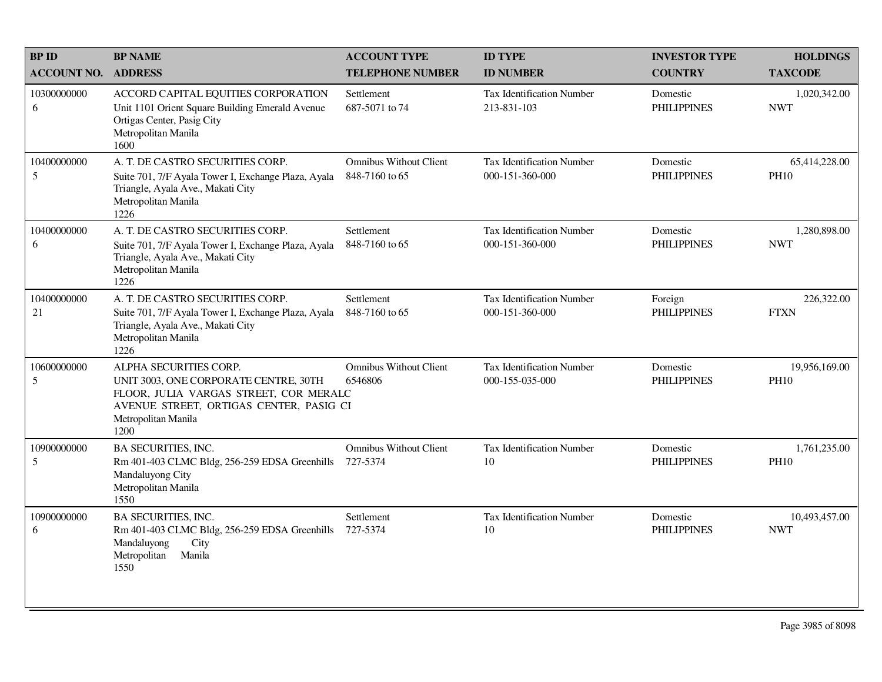| BP ID<br>ACCOUNT NO. | BP NAME<br>ADDRESS | ACCOUNT TYPE<br>TELEPHONE NUMBER | ID TYPE<br>ID NUMBER | INVESTOR TYPE<br>COUNTRY | HOLDINGS<br>TAXCODE |
|---|---|---|---|---|---|
| 10300000000<br>6 | ACCORD CAPITAL EQUITIES CORPORATION<br>Unit 1101 Orient Square Building Emerald Avenue Ortigas Center, Pasig City<br>Metropolitan Manila<br>1600 | Settlement<br>687-5071 to 74 | Tax Identification Number<br>213-831-103 | Domestic<br>PHILIPPINES | 1,020,342.00<br>NWT |
| 10400000000<br>5 | A. T. DE CASTRO SECURITIES CORP.<br>Suite 701, 7/F Ayala Tower I, Exchange Plaza, Ayala Triangle, Ayala Ave., Makati City<br>Metropolitan Manila<br>1226 | Omnibus Without Client<br>848-7160 to 65 | Tax Identification Number<br>000-151-360-000 | Domestic<br>PHILIPPINES | 65,414,228.00<br>PH10 |
| 10400000000<br>6 | A. T. DE CASTRO SECURITIES CORP.<br>Suite 701, 7/F Ayala Tower I, Exchange Plaza, Ayala Triangle, Ayala Ave., Makati City<br>Metropolitan Manila<br>1226 | Settlement<br>848-7160 to 65 | Tax Identification Number<br>000-151-360-000 | Domestic<br>PHILIPPINES | 1,280,898.00<br>NWT |
| 10400000000<br>21 | A. T. DE CASTRO SECURITIES CORP.<br>Suite 701, 7/F Ayala Tower I, Exchange Plaza, Ayala Triangle, Ayala Ave., Makati City<br>Metropolitan Manila<br>1226 | Settlement<br>848-7160 to 65 | Tax Identification Number<br>000-151-360-000 | Foreign<br>PHILIPPINES | 226,322.00<br>FTXN |
| 10600000000<br>5 | ALPHA SECURITIES CORP.<br>UNIT 3003, ONE CORPORATE CENTRE, 30TH FLOOR, JULIA VARGAS STREET, COR MERALC AVENUE STREET, ORTIGAS CENTER, PASIG CI<br>Metropolitan Manila<br>1200 | Omnibus Without Client<br>6546806 | Tax Identification Number<br>000-155-035-000 | Domestic<br>PHILIPPINES | 19,956,169.00<br>PH10 |
| 10900000000<br>5 | BA SECURITIES, INC.<br>Rm 401-403 CLMC Bldg, 256-259 EDSA Greenhills Mandaluyong City<br>Metropolitan Manila<br>1550 | Omnibus Without Client<br>727-5374 | Tax Identification Number<br>10 | Domestic<br>PHILIPPINES | 1,761,235.00<br>PH10 |
| 10900000000<br>6 | BA SECURITIES, INC.<br>Rm 401-403 CLMC Bldg, 256-259 EDSA Greenhills Mandaluyong City<br>Metropolitan Manila<br>1550 | Settlement<br>727-5374 | Tax Identification Number<br>10 | Domestic<br>PHILIPPINES | 10,493,457.00<br>NWT |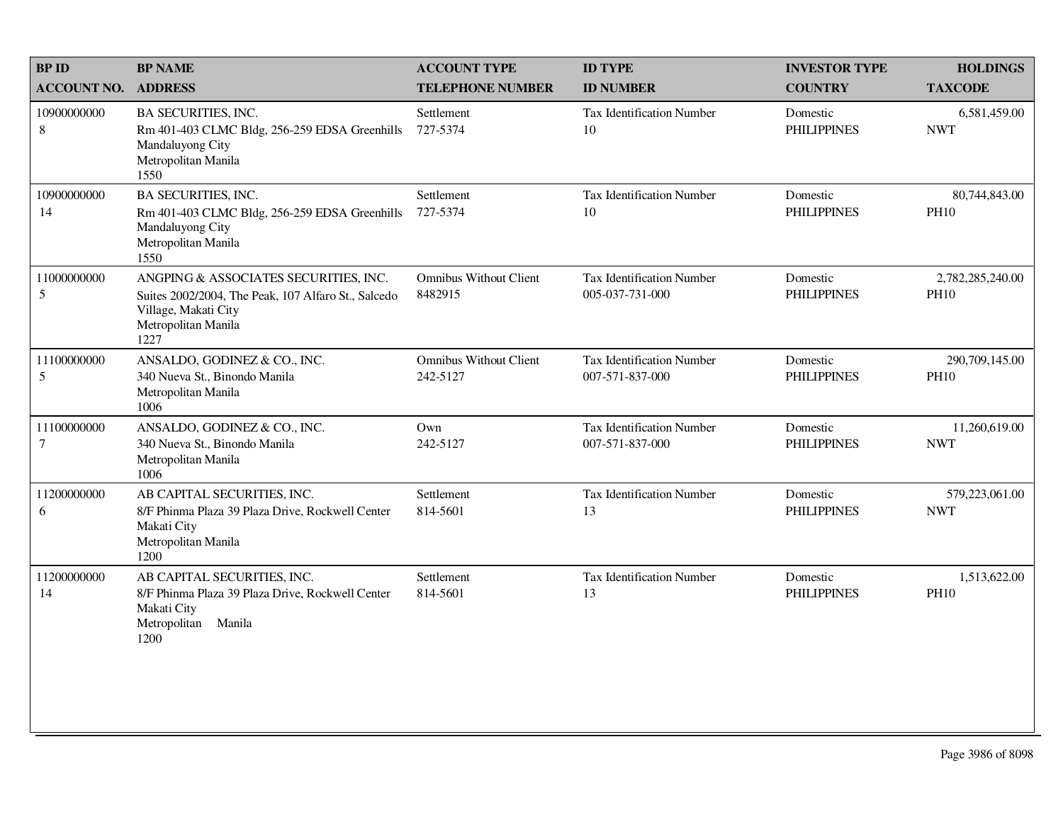| BP ID<br>ACCOUNT NO. | BP NAME<br>ADDRESS | ACCOUNT TYPE<br>TELEPHONE NUMBER | ID TYPE<br>ID NUMBER | INVESTOR TYPE<br>COUNTRY | HOLDINGS<br>TAXCODE |
|---|---|---|---|---|---|
| 10900000000<br>8 | BA SECURITIES, INC.<br>Rm 401-403 CLMC Bldg, 256-259 EDSA Greenhills<br>Mandaluyong City<br>Metropolitan Manila<br>1550 | Settlement<br>727-5374 | Tax Identification Number<br>10 | Domestic<br>PHILIPPINES | 6,581,459.00<br>NWT |
| 10900000000<br>14 | BA SECURITIES, INC.<br>Rm 401-403 CLMC Bldg, 256-259 EDSA Greenhills<br>Mandaluyong City<br>Metropolitan Manila<br>1550 | Settlement<br>727-5374 | Tax Identification Number<br>10 | Domestic<br>PHILIPPINES | 80,744,843.00<br>PH10 |
| 11000000000<br>5 | ANGPING & ASSOCIATES SECURITIES, INC.<br>Suites 2002/2004, The Peak, 107 Alfaro St., Salcedo Village, Makati City<br>Metropolitan Manila<br>1227 | Omnibus Without Client<br>8482915 | Tax Identification Number<br>005-037-731-000 | Domestic<br>PHILIPPINES | 2,782,285,240.00<br>PH10 |
| 11100000000<br>5 | ANSALDO, GODINEZ & CO., INC.<br>340 Nueva St., Binondo Manila<br>Metropolitan Manila<br>1006 | Omnibus Without Client<br>242-5127 | Tax Identification Number<br>007-571-837-000 | Domestic<br>PHILIPPINES | 290,709,145.00<br>PH10 |
| 11100000000<br>7 | ANSALDO, GODINEZ & CO., INC.<br>340 Nueva St., Binondo Manila<br>Metropolitan Manila<br>1006 | Own<br>242-5127 | Tax Identification Number<br>007-571-837-000 | Domestic<br>PHILIPPINES | 11,260,619.00<br>NWT |
| 11200000000<br>6 | AB CAPITAL SECURITIES, INC.<br>8/F Phinma Plaza 39 Plaza Drive, Rockwell Center<br>Makati City<br>Metropolitan Manila<br>1200 | Settlement<br>814-5601 | Tax Identification Number<br>13 | Domestic<br>PHILIPPINES | 579,223,061.00<br>NWT |
| 11200000000<br>14 | AB CAPITAL SECURITIES, INC.<br>8/F Phinma Plaza 39 Plaza Drive, Rockwell Center<br>Makati City<br>Metropolitan Manila<br>1200 | Settlement<br>814-5601 | Tax Identification Number<br>13 | Domestic<br>PHILIPPINES | 1,513,622.00<br>PH10 |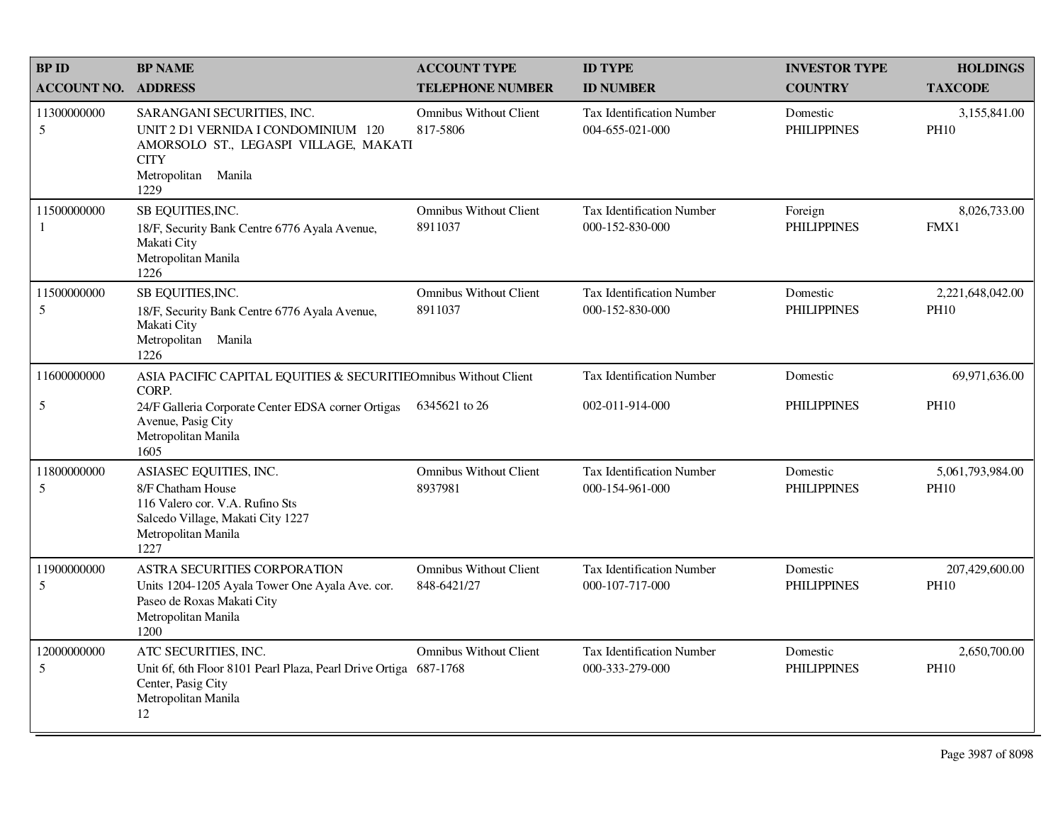| BP ID<br>ACCOUNT NO. | BP NAME<br>ADDRESS | ACCOUNT TYPE<br>TELEPHONE NUMBER | ID TYPE<br>ID NUMBER | INVESTOR TYPE<br>COUNTRY | HOLDINGS<br>TAXCODE |
|---|---|---|---|---|---|
| 11300000000<br>5 | SARANGANI SECURITIES, INC.<br>UNIT 2 D1 VERNIDA I CONDOMINIUM 120 AMORSOLO ST., LEGASPI VILLAGE, MAKATI CITY<br>Metropolitan Manila<br>1229 | Omnibus Without Client<br>817-5806 | Tax Identification Number<br>004-655-021-000 | Domestic<br>PHILIPPINES | 3,155,841.00<br>PH10 |
| 11500000000<br>1 | SB EQUITIES,INC.<br>18/F, Security Bank Centre 6776 Ayala Avenue, Makati City<br>Metropolitan Manila<br>1226 | Omnibus Without Client<br>8911037 | Tax Identification Number<br>000-152-830-000 | Foreign<br>PHILIPPINES | 8,026,733.00<br>FMX1 |
| 11500000000<br>5 | SB EQUITIES,INC.<br>18/F, Security Bank Centre 6776 Ayala Avenue, Makati City<br>Metropolitan Manila<br>1226 | Omnibus Without Client<br>8911037 | Tax Identification Number<br>000-152-830-000 | Domestic<br>PHILIPPINES | 2,221,648,042.00<br>PH10 |
| 11600000000<br>5 | ASIA PACIFIC CAPITAL EQUITIES & SECURITIE CORP.<br>24/F Galleria Corporate Center EDSA corner Ortigas Avenue, Pasig City<br>Metropolitan Manila<br>1605 | Omnibus Without Client<br>6345621 to 26 | Tax Identification Number<br>002-011-914-000 | Domestic<br>PHILIPPINES | 69,971,636.00<br>PH10 |
| 11800000000<br>5 | ASIASEC EQUITIES, INC.<br>8/F Chatham House<br>116 Valero cor. V.A. Rufino Sts<br>Salcedo Village, Makati City 1227<br>Metropolitan Manila<br>1227 | Omnibus Without Client<br>8937981 | Tax Identification Number<br>000-154-961-000 | Domestic<br>PHILIPPINES | 5,061,793,984.00<br>PH10 |
| 11900000000<br>5 | ASTRA SECURITIES CORPORATION<br>Units 1204-1205 Ayala Tower One Ayala Ave. cor. Paseo de Roxas Makati City<br>Metropolitan Manila<br>1200 | Omnibus Without Client<br>848-6421/27 | Tax Identification Number<br>000-107-717-000 | Domestic<br>PHILIPPINES | 207,429,600.00<br>PH10 |
| 12000000000<br>5 | ATC SECURITIES, INC.<br>Unit 6f, 6th Floor 8101 Pearl Plaza, Pearl Drive Ortiga Center, Pasig City<br>Metropolitan Manila<br>12 | Omnibus Without Client<br>687-1768 | Tax Identification Number<br>000-333-279-000 | Domestic<br>PHILIPPINES | 2,650,700.00<br>PH10 |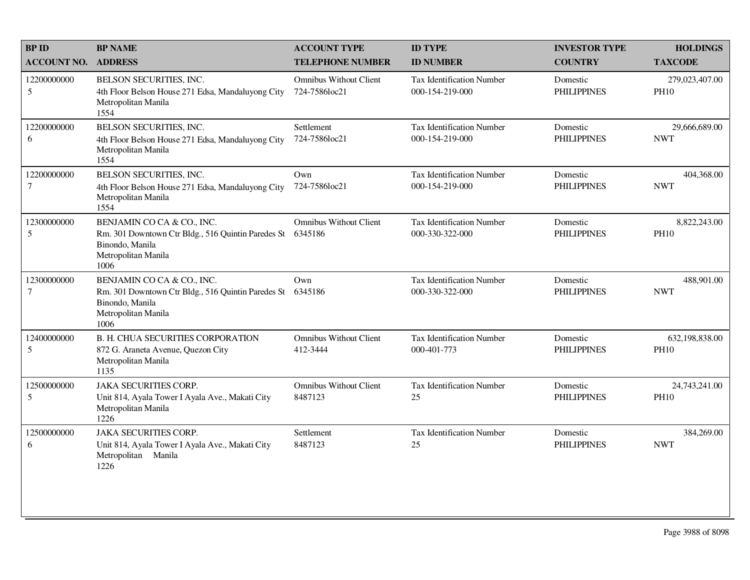| BP ID<br>ACCOUNT NO. | BP NAME<br>ADDRESS | ACCOUNT TYPE<br>TELEPHONE NUMBER | ID TYPE<br>ID NUMBER | INVESTOR TYPE<br>COUNTRY | HOLDINGS<br>TAXCODE |
|---|---|---|---|---|---|
| 12200000000<br>5 | BELSON SECURITIES, INC.<br>4th Floor Belson House 271 Edsa, Mandaluyong City<br>Metropolitan Manila<br>1554 | Omnibus Without Client<br>724-7586loc21 | Tax Identification Number<br>000-154-219-000 | Domestic<br>PHILIPPINES | 279,023,407.00<br>PH10 |
| 12200000000<br>6 | BELSON SECURITIES, INC.<br>4th Floor Belson House 271 Edsa, Mandaluyong City<br>Metropolitan Manila<br>1554 | Settlement<br>724-7586loc21 | Tax Identification Number<br>000-154-219-000 | Domestic<br>PHILIPPINES | 29,666,689.00<br>NWT |
| 12200000000<br>7 | BELSON SECURITIES, INC.<br>4th Floor Belson House 271 Edsa, Mandaluyong City<br>Metropolitan Manila<br>1554 | Own<br>724-7586loc21 | Tax Identification Number<br>000-154-219-000 | Domestic<br>PHILIPPINES | 404,368.00<br>NWT |
| 12300000000<br>5 | BENJAMIN CO CA & CO., INC.<br>Rm. 301 Downtown Ctr Bldg., 516 Quintin Paredes St<br>Binondo, Manila<br>Metropolitan Manila<br>1006 | Omnibus Without Client<br>6345186 | Tax Identification Number<br>000-330-322-000 | Domestic<br>PHILIPPINES | 8,822,243.00<br>PH10 |
| 12300000000<br>7 | BENJAMIN CO CA & CO., INC.<br>Rm. 301 Downtown Ctr Bldg., 516 Quintin Paredes St<br>Binondo, Manila<br>Metropolitan Manila<br>1006 | Own<br>6345186 | Tax Identification Number<br>000-330-322-000 | Domestic<br>PHILIPPINES | 488,901.00<br>NWT |
| 12400000000<br>5 | B. H. CHUA SECURITIES CORPORATION<br>872 G. Araneta Avenue, Quezon City<br>Metropolitan Manila<br>1135 | Omnibus Without Client<br>412-3444 | Tax Identification Number<br>000-401-773 | Domestic<br>PHILIPPINES | 632,198,838.00<br>PH10 |
| 12500000000<br>5 | JAKA SECURITIES CORP.<br>Unit 814, Ayala Tower I Ayala Ave., Makati City<br>Metropolitan Manila<br>1226 | Omnibus Without Client<br>8487123 | Tax Identification Number<br>25 | Domestic<br>PHILIPPINES | 24,743,241.00<br>PH10 |
| 12500000000<br>6 | JAKA SECURITIES CORP.<br>Unit 814, Ayala Tower I Ayala Ave., Makati City<br>Metropolitan Manila<br>1226 | Settlement<br>8487123 | Tax Identification Number<br>25 | Domestic<br>PHILIPPINES | 384,269.00<br>NWT |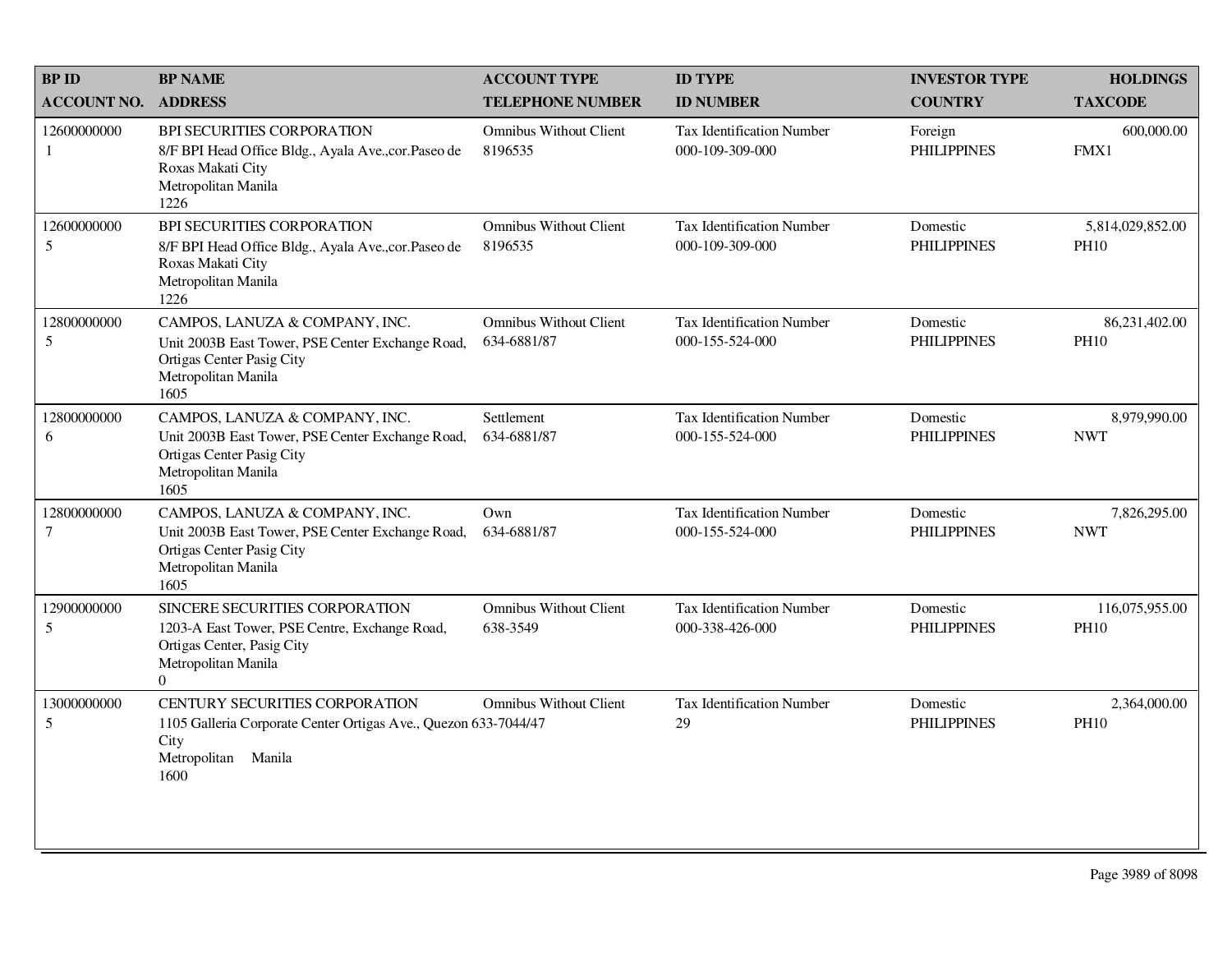| BP ID<br>ACCOUNT NO. | BP NAME<br>ADDRESS | ACCOUNT TYPE<br>TELEPHONE NUMBER | ID TYPE<br>ID NUMBER | INVESTOR TYPE<br>COUNTRY | HOLDINGS<br>TAXCODE |
|---|---|---|---|---|---|
| 12600000000<br>1 | BPI SECURITIES CORPORATION<br>8/F BPI Head Office Bldg., Ayala Ave.,cor.Paseo de Roxas Makati City<br>Metropolitan Manila<br>1226 | Omnibus Without Client<br>8196535 | Tax Identification Number<br>000-109-309-000 | Foreign<br>PHILIPPINES | 600,000.00<br>FMX1 |
| 12600000000<br>5 | BPI SECURITIES CORPORATION<br>8/F BPI Head Office Bldg., Ayala Ave.,cor.Paseo de Roxas Makati City<br>Metropolitan Manila<br>1226 | Omnibus Without Client<br>8196535 | Tax Identification Number<br>000-109-309-000 | Domestic<br>PHILIPPINES | 5,814,029,852.00<br>PH10 |
| 12800000000<br>5 | CAMPOS, LANUZA & COMPANY, INC.<br>Unit 2003B East Tower, PSE Center Exchange Road, Ortigas Center Pasig City<br>Metropolitan Manila<br>1605 | Omnibus Without Client<br>634-6881/87 | Tax Identification Number<br>000-155-524-000 | Domestic<br>PHILIPPINES | 86,231,402.00<br>PH10 |
| 12800000000<br>6 | CAMPOS, LANUZA & COMPANY, INC.<br>Unit 2003B East Tower, PSE Center Exchange Road, Ortigas Center Pasig City<br>Metropolitan Manila<br>1605 | Settlement<br>634-6881/87 | Tax Identification Number<br>000-155-524-000 | Domestic<br>PHILIPPINES | 8,979,990.00<br>NWT |
| 12800000000<br>7 | CAMPOS, LANUZA & COMPANY, INC.<br>Unit 2003B East Tower, PSE Center Exchange Road, Ortigas Center Pasig City<br>Metropolitan Manila<br>1605 | Own<br>634-6881/87 | Tax Identification Number<br>000-155-524-000 | Domestic<br>PHILIPPINES | 7,826,295.00<br>NWT |
| 12900000000<br>5 | SINCERE SECURITIES CORPORATION<br>1203-A East Tower, PSE Centre, Exchange Road, Ortigas Center, Pasig City<br>Metropolitan Manila<br>0 | Omnibus Without Client<br>638-3549 | Tax Identification Number<br>000-338-426-000 | Domestic<br>PHILIPPINES | 116,075,955.00<br>PH10 |
| 13000000000<br>5 | CENTURY SECURITIES CORPORATION<br>1105 Galleria Corporate Center Ortigas Ave., Quezon City<br>Metropolitan Manila<br>1600 | Omnibus Without Client<br>633-7044/47 | Tax Identification Number<br>29 | Domestic<br>PHILIPPINES | 2,364,000.00<br>PH10 |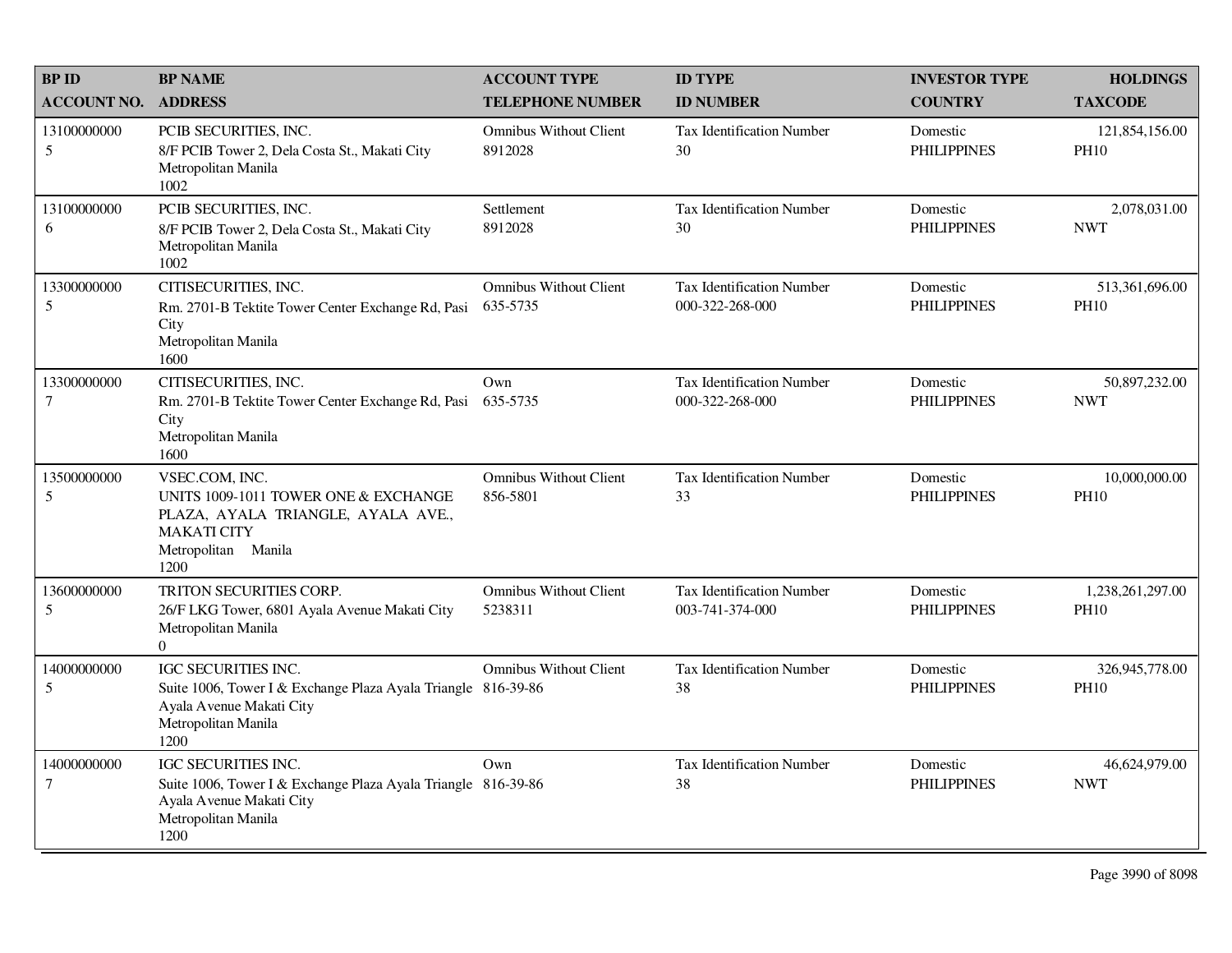| BP ID<br>ACCOUNT NO. | BP NAME<br>ADDRESS | ACCOUNT TYPE<br>TELEPHONE NUMBER | ID TYPE<br>ID NUMBER | INVESTOR TYPE<br>COUNTRY | HOLDINGS<br>TAXCODE |
|---|---|---|---|---|---|
| 13100000000<br>5 | PCIB SECURITIES, INC.<br>8/F PCIB Tower 2, Dela Costa St., Makati City<br>Metropolitan Manila<br>1002 | Omnibus Without Client<br>8912028 | Tax Identification Number<br>30 | Domestic<br>PHILIPPINES | 121,854,156.00<br>PH10 |
| 13100000000<br>6 | PCIB SECURITIES, INC.<br>8/F PCIB Tower 2, Dela Costa St., Makati City<br>Metropolitan Manila<br>1002 | Settlement<br>8912028 | Tax Identification Number<br>30 | Domestic<br>PHILIPPINES | 2,078,031.00<br>NWT |
| 13300000000<br>5 | CITISECURITIES, INC.<br>Rm. 2701-B Tektite Tower Center Exchange Rd, Pasi City<br>Metropolitan Manila<br>1600 | Omnibus Without Client<br>635-5735 | Tax Identification Number<br>000-322-268-000 | Domestic<br>PHILIPPINES | 513,361,696.00<br>PH10 |
| 13300000000<br>7 | CITISECURITIES, INC.<br>Rm. 2701-B Tektite Tower Center Exchange Rd, Pasi City<br>Metropolitan Manila<br>1600 | Own<br>635-5735 | Tax Identification Number<br>000-322-268-000 | Domestic<br>PHILIPPINES | 50,897,232.00<br>NWT |
| 13500000000<br>5 | VSEC.COM, INC.<br>UNITS 1009-1011 TOWER ONE & EXCHANGE PLAZA, AYALA TRIANGLE, AYALA AVE., MAKATI CITY<br>Metropolitan Manila<br>1200 | Omnibus Without Client<br>856-5801 | Tax Identification Number<br>33 | Domestic<br>PHILIPPINES | 10,000,000.00<br>PH10 |
| 13600000000<br>5 | TRITON SECURITIES CORP.<br>26/F LKG Tower, 6801 Ayala Avenue Makati City<br>Metropolitan Manila<br>0 | Omnibus Without Client<br>5238311 | Tax Identification Number<br>003-741-374-000 | Domestic<br>PHILIPPINES | 1,238,261,297.00<br>PH10 |
| 14000000000<br>5 | IGC SECURITIES INC.<br>Suite 1006, Tower I & Exchange Plaza Ayala Triangle Ayala Avenue Makati City<br>Metropolitan Manila<br>1200 | Omnibus Without Client<br>816-39-86 | Tax Identification Number<br>38 | Domestic<br>PHILIPPINES | 326,945,778.00<br>PH10 |
| 14000000000<br>7 | IGC SECURITIES INC.<br>Suite 1006, Tower I & Exchange Plaza Ayala Triangle Ayala Avenue Makati City<br>Metropolitan Manila<br>1200 | Own<br>816-39-86 | Tax Identification Number<br>38 | Domestic<br>PHILIPPINES | 46,624,979.00<br>NWT |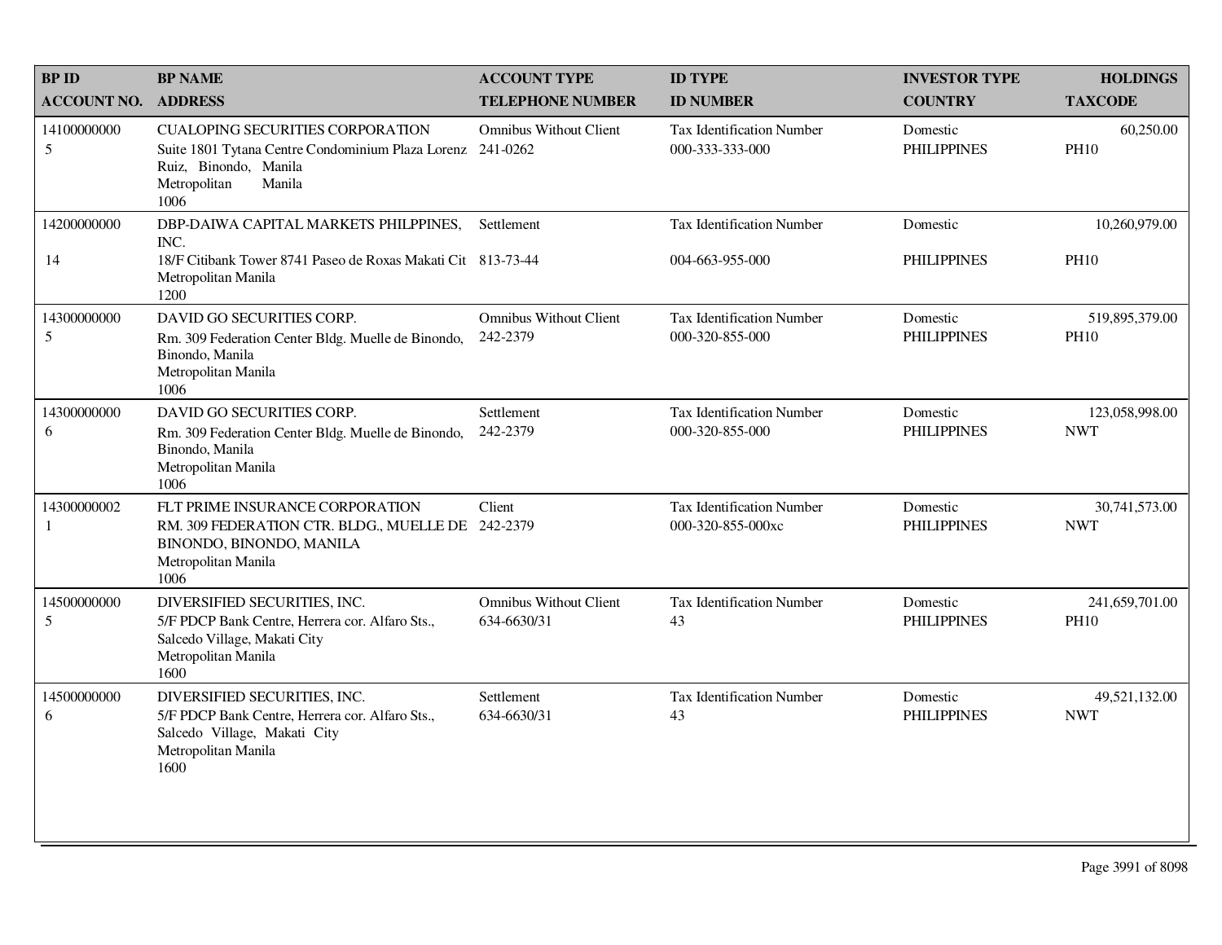| BP ID<br>ACCOUNT NO. | BP NAME<br>ADDRESS | ACCOUNT TYPE<br>TELEPHONE NUMBER | ID TYPE<br>ID NUMBER | INVESTOR TYPE<br>COUNTRY | HOLDINGS<br>TAXCODE |
|---|---|---|---|---|---|
| 14100000000<br>5 | CUALOPING SECURITIES CORPORATION<br>Suite 1801 Tytana Centre Condominium Plaza Lorenz Ruiz, Binondo, Manila<br>Metropolitan Manila<br>1006 | Omnibus Without Client<br>241-0262 | Tax Identification Number<br>000-333-333-000 | Domestic<br>PHILIPPINES | 60,250.00<br>PH10 |
| 14200000000<br>14 | DBP-DAIWA CAPITAL MARKETS PHILPPINES, INC.<br>18/F Citibank Tower 8741 Paseo de Roxas Makati Cit<br>Metropolitan Manila<br>1200 | Settlement<br>813-73-44 | Tax Identification Number<br>004-663-955-000 | Domestic<br>PHILIPPINES | 10,260,979.00<br>PH10 |
| 14300000000<br>5 | DAVID GO SECURITIES CORP.<br>Rm. 309 Federation Center Bldg. Muelle de Binondo, Binondo, Manila<br>Metropolitan Manila<br>1006 | Omnibus Without Client<br>242-2379 | Tax Identification Number<br>000-320-855-000 | Domestic<br>PHILIPPINES | 519,895,379.00<br>PH10 |
| 14300000000<br>6 | DAVID GO SECURITIES CORP.<br>Rm. 309 Federation Center Bldg. Muelle de Binondo, Binondo, Manila<br>Metropolitan Manila<br>1006 | Settlement<br>242-2379 | Tax Identification Number<br>000-320-855-000 | Domestic<br>PHILIPPINES | 123,058,998.00<br>NWT |
| 14300000002<br>1 | FLT PRIME INSURANCE CORPORATION<br>RM. 309 FEDERATION CTR. BLDG., MUELLE DE BINONDO, BINONDO, MANILA<br>Metropolitan Manila<br>1006 | Client<br>242-2379 | Tax Identification Number<br>000-320-855-000xc | Domestic<br>PHILIPPINES | 30,741,573.00<br>NWT |
| 14500000000<br>5 | DIVERSIFIED SECURITIES, INC.<br>5/F PDCP Bank Centre, Herrera cor. Alfaro Sts., Salcedo Village, Makati City<br>Metropolitan Manila<br>1600 | Omnibus Without Client<br>634-6630/31 | Tax Identification Number<br>43 | Domestic<br>PHILIPPINES | 241,659,701.00<br>PH10 |
| 14500000000<br>6 | DIVERSIFIED SECURITIES, INC.<br>5/F PDCP Bank Centre, Herrera cor. Alfaro Sts., Salcedo Village, Makati City<br>Metropolitan Manila<br>1600 | Settlement<br>634-6630/31 | Tax Identification Number<br>43 | Domestic<br>PHILIPPINES | 49,521,132.00<br>NWT |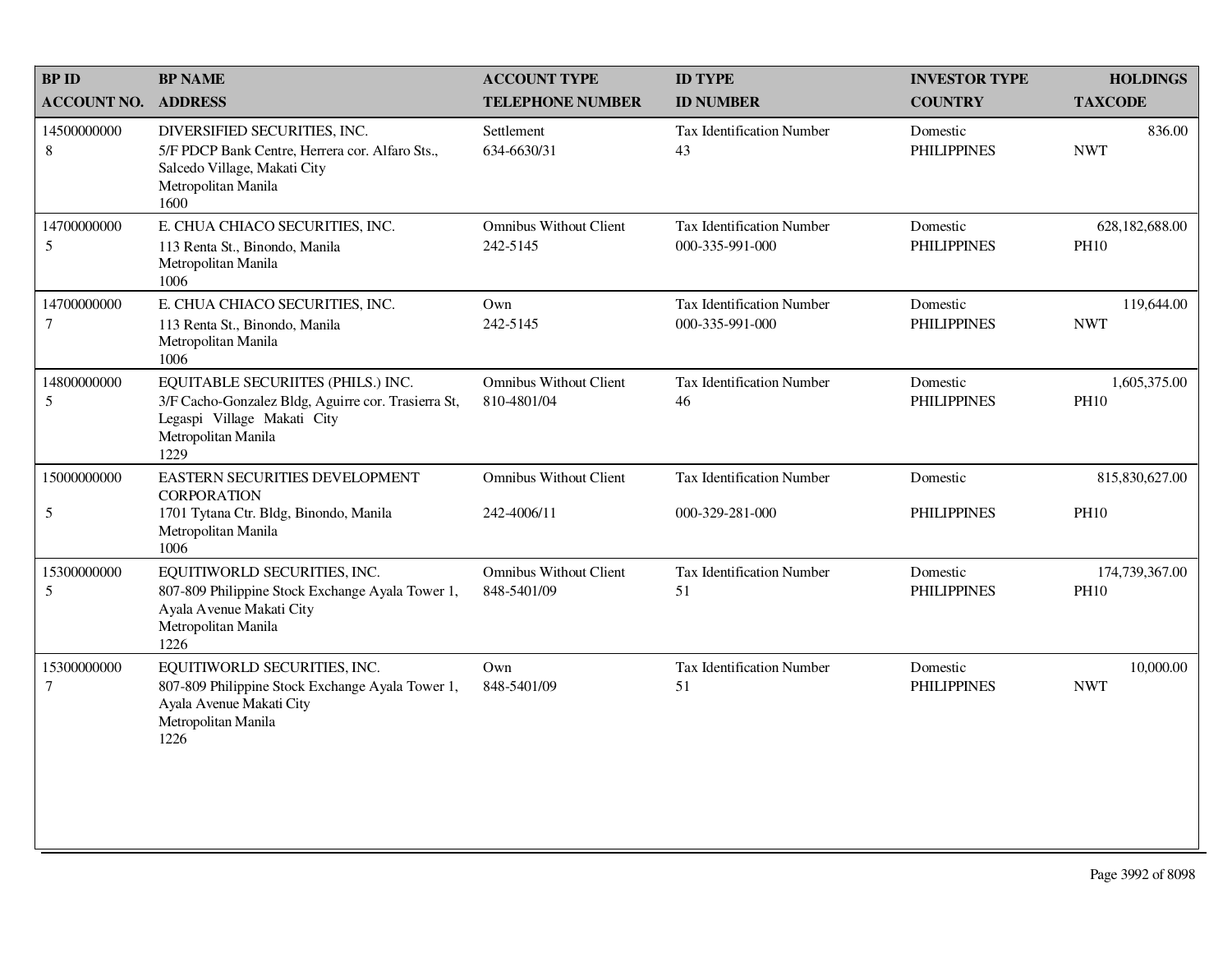| BP ID<br>ACCOUNT NO. | BP NAME<br>ADDRESS | ACCOUNT TYPE<br>TELEPHONE NUMBER | ID TYPE<br>ID NUMBER | INVESTOR TYPE<br>COUNTRY | HOLDINGS<br>TAXCODE |
|---|---|---|---|---|---|
| 14500000000<br>8 | DIVERSIFIED SECURITIES, INC.<br>5/F PDCP Bank Centre, Herrera cor. Alfaro Sts., Salcedo Village, Makati City<br>Metropolitan Manila<br>1600 | Settlement<br>634-6630/31 | Tax Identification Number<br>43 | Domestic<br>PHILIPPINES | 836.00<br>NWT |
| 14700000000<br>5 | E. CHUA CHIACO SECURITIES, INC.<br>113 Renta St., Binondo, Manila<br>Metropolitan Manila<br>1006 | Omnibus Without Client<br>242-5145 | Tax Identification Number<br>000-335-991-000 | Domestic<br>PHILIPPINES | 628,182,688.00<br>PH10 |
| 14700000000<br>7 | E. CHUA CHIACO SECURITIES, INC.<br>113 Renta St., Binondo, Manila<br>Metropolitan Manila<br>1006 | Own<br>242-5145 | Tax Identification Number<br>000-335-991-000 | Domestic<br>PHILIPPINES | 119,644.00<br>NWT |
| 14800000000<br>5 | EQUITABLE SECURIITES (PHILS.) INC.<br>3/F Cacho-Gonzalez Bldg, Aguirre cor. Trasierra St, Legaspi Village Makati City<br>Metropolitan Manila<br>1229 | Omnibus Without Client<br>810-4801/04 | Tax Identification Number<br>46 | Domestic<br>PHILIPPINES | 1,605,375.00<br>PH10 |
| 15000000000<br>5 | EASTERN SECURITIES DEVELOPMENT CORPORATION<br>1701 Tytana Ctr. Bldg, Binondo, Manila<br>Metropolitan Manila<br>1006 | Omnibus Without Client<br>242-4006/11 | Tax Identification Number<br>000-329-281-000 | Domestic<br>PHILIPPINES | 815,830,627.00<br>PH10 |
| 15300000000<br>5 | EQUITIWORLD SECURITIES, INC.<br>807-809 Philippine Stock Exchange Ayala Tower 1, Ayala Avenue Makati City<br>Metropolitan Manila<br>1226 | Omnibus Without Client<br>848-5401/09 | Tax Identification Number<br>51 | Domestic<br>PHILIPPINES | 174,739,367.00<br>PH10 |
| 15300000000<br>7 | EQUITIWORLD SECURITIES, INC.<br>807-809 Philippine Stock Exchange Ayala Tower 1, Ayala Avenue Makati City<br>Metropolitan Manila<br>1226 | Own<br>848-5401/09 | Tax Identification Number<br>51 | Domestic<br>PHILIPPINES | 10,000.00<br>NWT |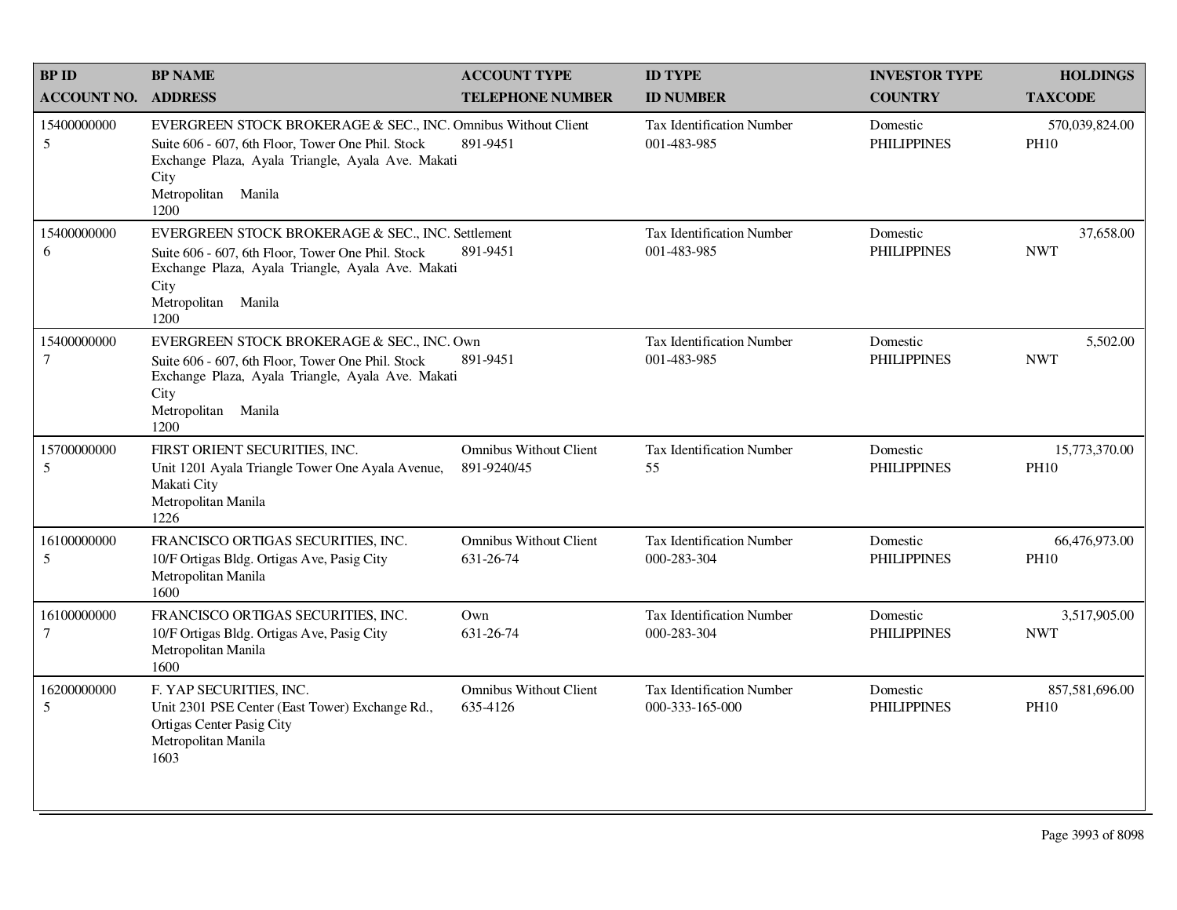| BP ID<br>ACCOUNT NO. | BP NAME<br>ADDRESS | ACCOUNT TYPE<br>TELEPHONE NUMBER | ID TYPE<br>ID NUMBER | INVESTOR TYPE<br>COUNTRY | HOLDINGS<br>TAXCODE |
|---|---|---|---|---|---|
| 15400000000<br>5 | EVERGREEN STOCK BROKERAGE & SEC., INC.<br>Suite 606 - 607, 6th Floor, Tower One Phil. Stock Exchange Plaza, Ayala Triangle, Ayala Ave. Makati City<br>Metropolitan Manila<br>1200 | Omnibus Without Client<br>891-9451 | Tax Identification Number<br>001-483-985 | Domestic<br>PHILIPPINES | 570,039,824.00<br>PH10 |
| 15400000000<br>6 | EVERGREEN STOCK BROKERAGE & SEC., INC.<br>Suite 606 - 607, 6th Floor, Tower One Phil. Stock Exchange Plaza, Ayala Triangle, Ayala Ave. Makati City<br>Metropolitan Manila<br>1200 | Settlement<br>891-9451 | Tax Identification Number<br>001-483-985 | Domestic<br>PHILIPPINES | 37,658.00<br>NWT |
| 15400000000<br>7 | EVERGREEN STOCK BROKERAGE & SEC., INC.<br>Suite 606 - 607, 6th Floor, Tower One Phil. Stock Exchange Plaza, Ayala Triangle, Ayala Ave. Makati City<br>Metropolitan Manila<br>1200 | Own<br>891-9451 | Tax Identification Number<br>001-483-985 | Domestic<br>PHILIPPINES | 5,502.00<br>NWT |
| 15700000000<br>5 | FIRST ORIENT SECURITIES, INC.<br>Unit 1201 Ayala Triangle Tower One Ayala Avenue, Makati City<br>Metropolitan Manila<br>1226 | Omnibus Without Client<br>891-9240/45 | Tax Identification Number<br>55 | Domestic<br>PHILIPPINES | 15,773,370.00<br>PH10 |
| 16100000000<br>5 | FRANCISCO ORTIGAS SECURITIES, INC.<br>10/F Ortigas Bldg. Ortigas Ave, Pasig City<br>Metropolitan Manila<br>1600 | Omnibus Without Client<br>631-26-74 | Tax Identification Number<br>000-283-304 | Domestic<br>PHILIPPINES | 66,476,973.00<br>PH10 |
| 16100000000<br>7 | FRANCISCO ORTIGAS SECURITIES, INC.<br>10/F Ortigas Bldg. Ortigas Ave, Pasig City<br>Metropolitan Manila<br>1600 | Own<br>631-26-74 | Tax Identification Number<br>000-283-304 | Domestic<br>PHILIPPINES | 3,517,905.00<br>NWT |
| 16200000000<br>5 | F. YAP SECURITIES, INC.<br>Unit 2301 PSE Center (East Tower) Exchange Rd., Ortigas Center Pasig City<br>Metropolitan Manila<br>1603 | Omnibus Without Client<br>635-4126 | Tax Identification Number<br>000-333-165-000 | Domestic<br>PHILIPPINES | 857,581,696.00<br>PH10 |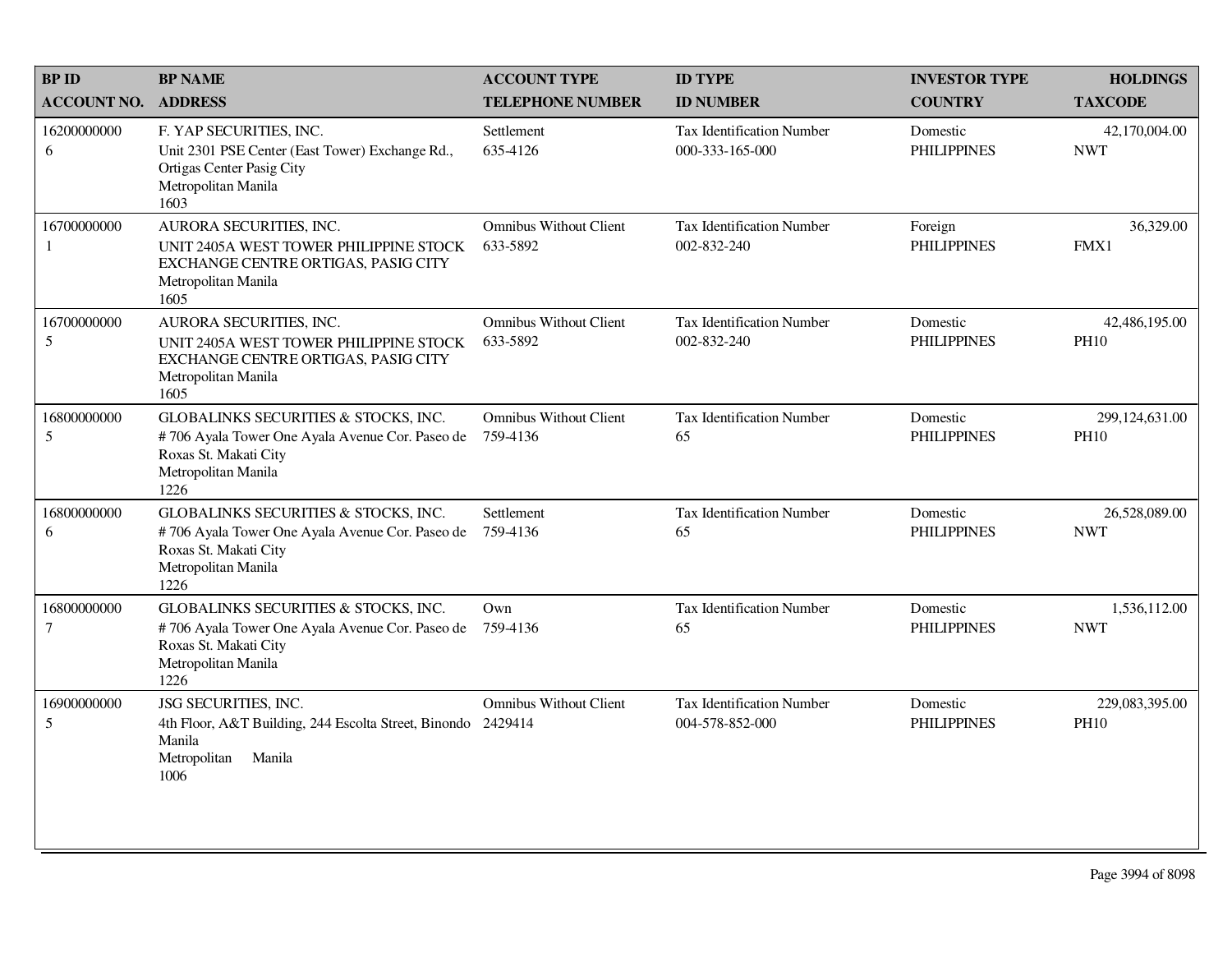| BP ID<br>ACCOUNT NO. | BP NAME<br>ADDRESS | ACCOUNT TYPE<br>TELEPHONE NUMBER | ID TYPE<br>ID NUMBER | INVESTOR TYPE<br>COUNTRY | HOLDINGS<br>TAXCODE |
|---|---|---|---|---|---|
| 16200000000<br>6 | F. YAP SECURITIES, INC.<br>Unit 2301 PSE Center (East Tower) Exchange Rd., Ortigas Center Pasig City<br>Metropolitan Manila<br>1603 | Settlement<br>635-4126 | Tax Identification Number<br>000-333-165-000 | Domestic<br>PHILIPPINES | 42,170,004.00<br>NWT |
| 16700000000<br>1 | AURORA SECURITIES, INC.<br>UNIT 2405A WEST TOWER PHILIPPINE STOCK EXCHANGE CENTRE ORTIGAS, PASIG CITY<br>Metropolitan Manila<br>1605 | Omnibus Without Client<br>633-5892 | Tax Identification Number<br>002-832-240 | Foreign<br>PHILIPPINES | 36,329.00<br>FMX1 |
| 16700000000<br>5 | AURORA SECURITIES, INC.<br>UNIT 2405A WEST TOWER PHILIPPINE STOCK EXCHANGE CENTRE ORTIGAS, PASIG CITY<br>Metropolitan Manila<br>1605 | Omnibus Without Client<br>633-5892 | Tax Identification Number<br>002-832-240 | Domestic<br>PHILIPPINES | 42,486,195.00<br>PH10 |
| 16800000000<br>5 | GLOBALINKS SECURITIES & STOCKS, INC.<br># 706 Ayala Tower One Ayala Avenue Cor. Paseo de Roxas St. Makati City<br>Metropolitan Manila<br>1226 | Omnibus Without Client<br>759-4136 | Tax Identification Number<br>65 | Domestic<br>PHILIPPINES | 299,124,631.00<br>PH10 |
| 16800000000<br>6 | GLOBALINKS SECURITIES & STOCKS, INC.<br># 706 Ayala Tower One Ayala Avenue Cor. Paseo de Roxas St. Makati City<br>Metropolitan Manila<br>1226 | Settlement<br>759-4136 | Tax Identification Number<br>65 | Domestic<br>PHILIPPINES | 26,528,089.00<br>NWT |
| 16800000000<br>7 | GLOBALINKS SECURITIES & STOCKS, INC.<br># 706 Ayala Tower One Ayala Avenue Cor. Paseo de Roxas St. Makati City<br>Metropolitan Manila<br>1226 | Own<br>759-4136 | Tax Identification Number<br>65 | Domestic<br>PHILIPPINES | 1,536,112.00<br>NWT |
| 16900000000<br>5 | JSG SECURITIES, INC.<br>4th Floor, A&T Building, 244 Escolta Street, Binondo Manila<br>Metropolitan Manila<br>1006 | Omnibus Without Client<br>2429414 | Tax Identification Number<br>004-578-852-000 | Domestic<br>PHILIPPINES | 229,083,395.00<br>PH10 |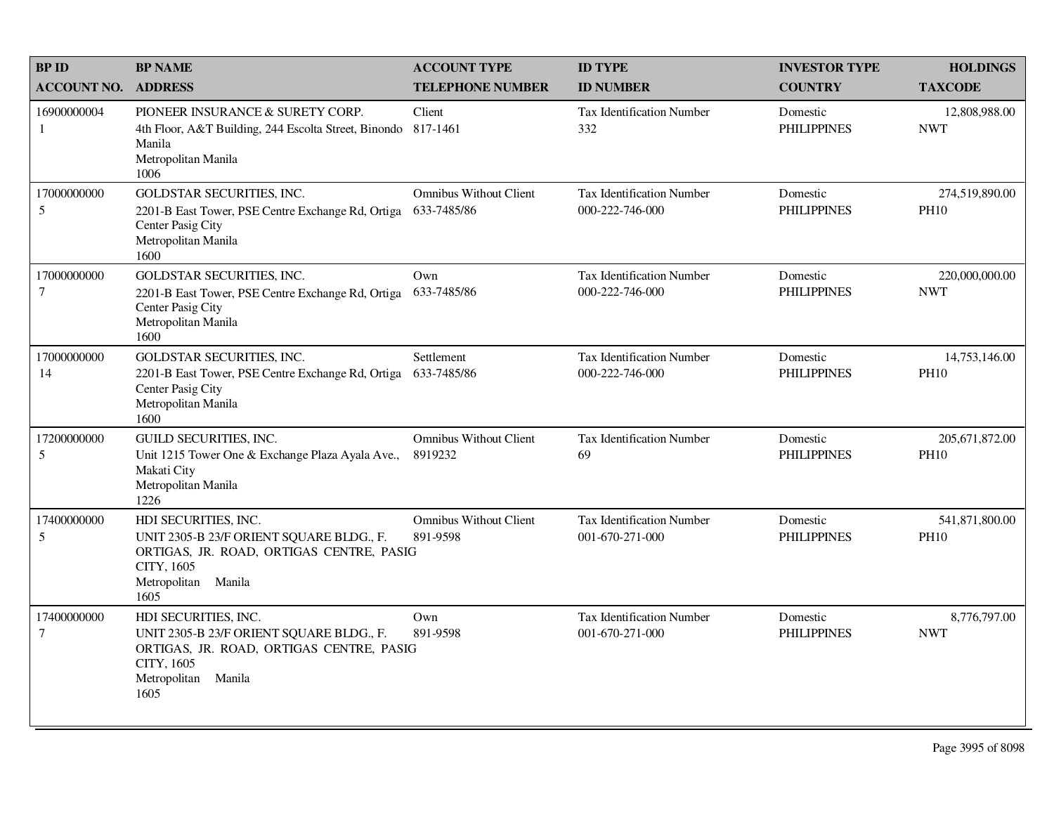| BP ID<br>ACCOUNT NO. | BP NAME<br>ADDRESS | ACCOUNT TYPE<br>TELEPHONE NUMBER | ID TYPE<br>ID NUMBER | INVESTOR TYPE<br>COUNTRY | HOLDINGS<br>TAXCODE |
|---|---|---|---|---|---|
| 16900000004<br>1 | PIONEER INSURANCE & SURETY CORP.<br>4th Floor, A&T Building, 244 Escolta Street, Binondo Manila<br>Metropolitan Manila<br>1006 | Client<br>817-1461 | Tax Identification Number<br>332 | Domestic<br>PHILIPPINES | 12,808,988.00<br>NWT |
| 17000000000<br>5 | GOLDSTAR SECURITIES, INC.<br>2201-B East Tower, PSE Centre Exchange Rd, Ortiga Center Pasig City<br>Metropolitan Manila<br>1600 | Omnibus Without Client<br>633-7485/86 | Tax Identification Number<br>000-222-746-000 | Domestic<br>PHILIPPINES | 274,519,890.00<br>PH10 |
| 17000000000<br>7 | GOLDSTAR SECURITIES, INC.<br>2201-B East Tower, PSE Centre Exchange Rd, Ortiga Center Pasig City<br>Metropolitan Manila<br>1600 | Own<br>633-7485/86 | Tax Identification Number<br>000-222-746-000 | Domestic<br>PHILIPPINES | 220,000,000.00<br>NWT |
| 17000000000<br>14 | GOLDSTAR SECURITIES, INC.<br>2201-B East Tower, PSE Centre Exchange Rd, Ortiga Center Pasig City<br>Metropolitan Manila<br>1600 | Settlement<br>633-7485/86 | Tax Identification Number<br>000-222-746-000 | Domestic<br>PHILIPPINES | 14,753,146.00<br>PH10 |
| 17200000000<br>5 | GUILD SECURITIES, INC.<br>Unit 1215 Tower One & Exchange Plaza Ayala Ave., Makati City<br>Metropolitan Manila<br>1226 | Omnibus Without Client<br>8919232 | Tax Identification Number<br>69 | Domestic<br>PHILIPPINES | 205,671,872.00<br>PH10 |
| 17400000000<br>5 | HDI SECURITIES, INC.<br>UNIT 2305-B 23/F ORIENT SQUARE BLDG., F. ORTIGAS, JR. ROAD, ORTIGAS CENTRE, PASIG CITY, 1605<br>Metropolitan Manila<br>1605 | Omnibus Without Client<br>891-9598 | Tax Identification Number<br>001-670-271-000 | Domestic<br>PHILIPPINES | 541,871,800.00<br>PH10 |
| 17400000000<br>7 | HDI SECURITIES, INC.<br>UNIT 2305-B 23/F ORIENT SQUARE BLDG., F. ORTIGAS, JR. ROAD, ORTIGAS CENTRE, PASIG CITY, 1605<br>Metropolitan Manila<br>1605 | Own<br>891-9598 | Tax Identification Number<br>001-670-271-000 | Domestic<br>PHILIPPINES | 8,776,797.00<br>NWT |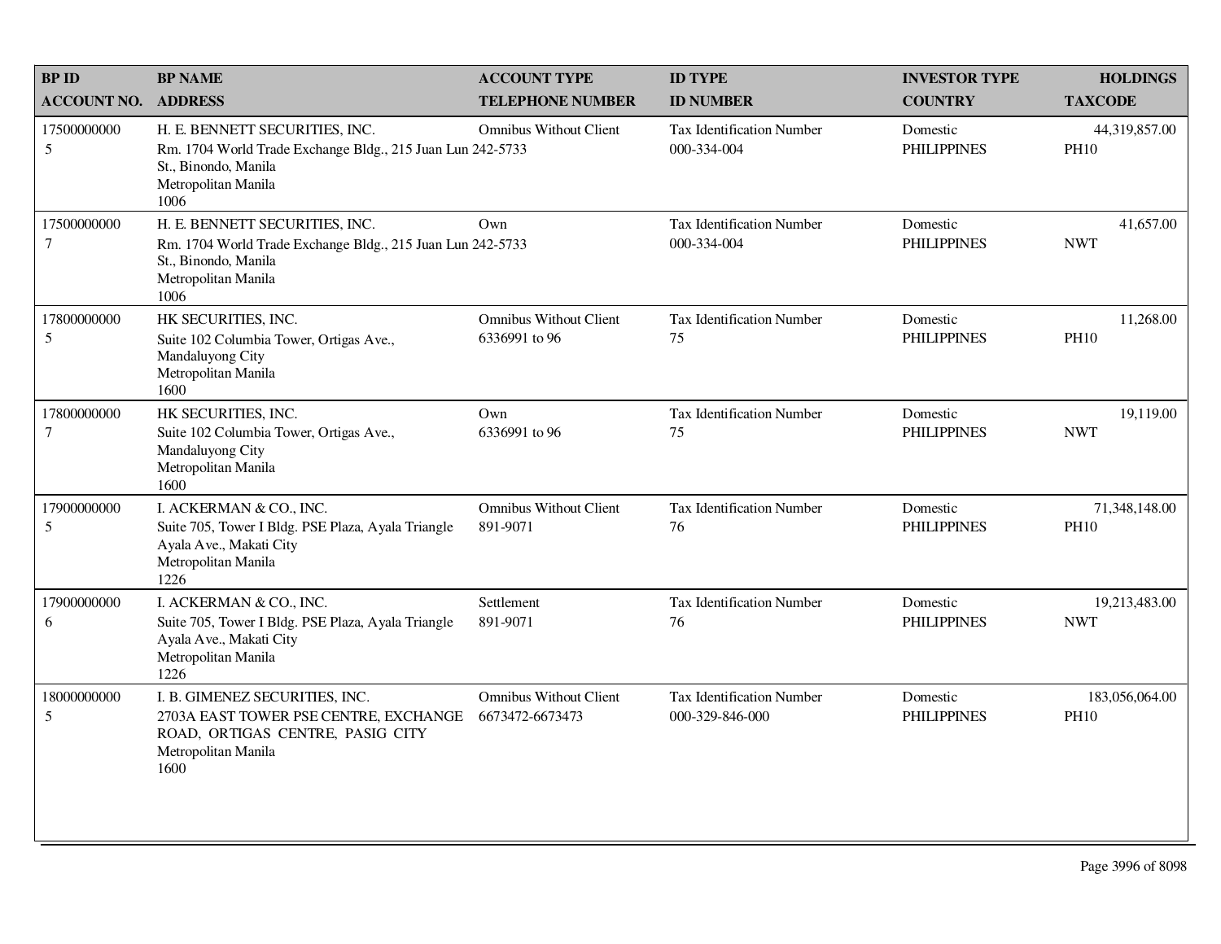| BP ID<br>ACCOUNT NO. | BP NAME<br>ADDRESS | ACCOUNT TYPE<br>TELEPHONE NUMBER | ID TYPE<br>ID NUMBER | INVESTOR TYPE<br>COUNTRY | HOLDINGS<br>TAXCODE |
|---|---|---|---|---|---|
| 17500000000<br>5 | H. E. BENNETT SECURITIES, INC.<br>Rm. 1704 World Trade Exchange Bldg., 215 Juan Lun St., Binondo, Manila<br>Metropolitan Manila<br>1006 | Omnibus Without Client<br>242-5733 | Tax Identification Number<br>000-334-004 | Domestic<br>PHILIPPINES | 44,319,857.00<br>PH10 |
| 17500000000<br>7 | H. E. BENNETT SECURITIES, INC.<br>Rm. 1704 World Trade Exchange Bldg., 215 Juan Lun St., Binondo, Manila<br>Metropolitan Manila<br>1006 | Own<br>242-5733 | Tax Identification Number<br>000-334-004 | Domestic<br>PHILIPPINES | 41,657.00<br>NWT |
| 17800000000<br>5 | HK SECURITIES, INC.<br>Suite 102 Columbia Tower, Ortigas Ave., Mandaluyong City<br>Metropolitan Manila<br>1600 | Omnibus Without Client<br>6336991 to 96 | Tax Identification Number<br>75 | Domestic<br>PHILIPPINES | 11,268.00<br>PH10 |
| 17800000000<br>7 | HK SECURITIES, INC.<br>Suite 102 Columbia Tower, Ortigas Ave., Mandaluyong City<br>Metropolitan Manila<br>1600 | Own<br>6336991 to 96 | Tax Identification Number<br>75 | Domestic<br>PHILIPPINES | 19,119.00<br>NWT |
| 17900000000<br>5 | I. ACKERMAN & CO., INC.<br>Suite 705, Tower I Bldg. PSE Plaza, Ayala Triangle Ayala Ave., Makati City<br>Metropolitan Manila<br>1226 | Omnibus Without Client<br>891-9071 | Tax Identification Number<br>76 | Domestic<br>PHILIPPINES | 71,348,148.00<br>PH10 |
| 17900000000<br>6 | I. ACKERMAN & CO., INC.<br>Suite 705, Tower I Bldg. PSE Plaza, Ayala Triangle Ayala Ave., Makati City<br>Metropolitan Manila<br>1226 | Settlement<br>891-9071 | Tax Identification Number<br>76 | Domestic<br>PHILIPPINES | 19,213,483.00<br>NWT |
| 18000000000<br>5 | I. B. GIMENEZ SECURITIES, INC.<br>2703A EAST TOWER PSE CENTRE, EXCHANGE ROAD, ORTIGAS CENTRE, PASIG CITY<br>Metropolitan Manila<br>1600 | Omnibus Without Client<br>6673472-6673473 | Tax Identification Number<br>000-329-846-000 | Domestic<br>PHILIPPINES | 183,056,064.00<br>PH10 |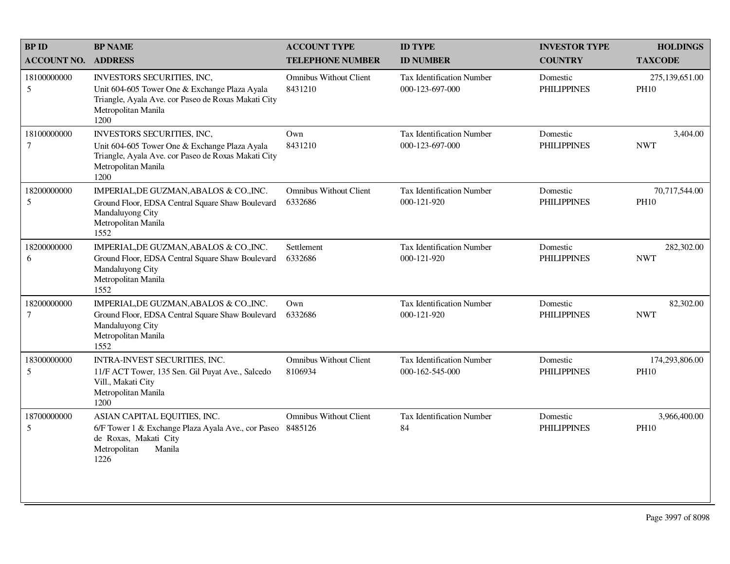| BP ID<br>ACCOUNT NO. | BP NAME<br>ADDRESS | ACCOUNT TYPE<br>TELEPHONE NUMBER | ID TYPE<br>ID NUMBER | INVESTOR TYPE<br>COUNTRY | HOLDINGS<br>TAXCODE |
|---|---|---|---|---|---|
| 18100000000<br>5 | INVESTORS SECURITIES, INC,<br>Unit 604-605 Tower One & Exchange Plaza Ayala Triangle, Ayala Ave. cor Paseo de Roxas Makati City<br>Metropolitan Manila<br>1200 | Omnibus Without Client<br>8431210 | Tax Identification Number<br>000-123-697-000 | Domestic<br>PHILIPPINES | 275,139,651.00<br>PH10 |
| 18100000000<br>7 | INVESTORS SECURITIES, INC,<br>Unit 604-605 Tower One & Exchange Plaza Ayala Triangle, Ayala Ave. cor Paseo de Roxas Makati City<br>Metropolitan Manila<br>1200 | Own<br>8431210 | Tax Identification Number<br>000-123-697-000 | Domestic<br>PHILIPPINES | 3,404.00<br>NWT |
| 18200000000<br>5 | IMPERIAL,DE GUZMAN,ABALOS & CO.,INC.<br>Ground Floor, EDSA Central Square Shaw Boulevard Mandaluyong City<br>Metropolitan Manila<br>1552 | Omnibus Without Client<br>6332686 | Tax Identification Number<br>000-121-920 | Domestic<br>PHILIPPINES | 70,717,544.00<br>PH10 |
| 18200000000<br>6 | IMPERIAL,DE GUZMAN,ABALOS & CO.,INC.<br>Ground Floor, EDSA Central Square Shaw Boulevard Mandaluyong City<br>Metropolitan Manila<br>1552 | Settlement<br>6332686 | Tax Identification Number<br>000-121-920 | Domestic<br>PHILIPPINES | 282,302.00<br>NWT |
| 18200000000<br>7 | IMPERIAL,DE GUZMAN,ABALOS & CO.,INC.<br>Ground Floor, EDSA Central Square Shaw Boulevard Mandaluyong City<br>Metropolitan Manila<br>1552 | Own<br>6332686 | Tax Identification Number<br>000-121-920 | Domestic<br>PHILIPPINES | 82,302.00<br>NWT |
| 18300000000<br>5 | INTRA-INVEST SECURITIES, INC.<br>11/F ACT Tower, 135 Sen. Gil Puyat Ave., Salcedo Vill., Makati City<br>Metropolitan Manila<br>1200 | Omnibus Without Client<br>8106934 | Tax Identification Number<br>000-162-545-000 | Domestic<br>PHILIPPINES | 174,293,806.00<br>PH10 |
| 18700000000<br>5 | ASIAN CAPITAL EQUITIES, INC.<br>6/F Tower 1 & Exchange Plaza Ayala Ave., cor Paseo de Roxas, Makati City<br>Metropolitan Manila<br>1226 | Omnibus Without Client<br>8485126 | Tax Identification Number<br>84 | Domestic<br>PHILIPPINES | 3,966,400.00<br>PH10 |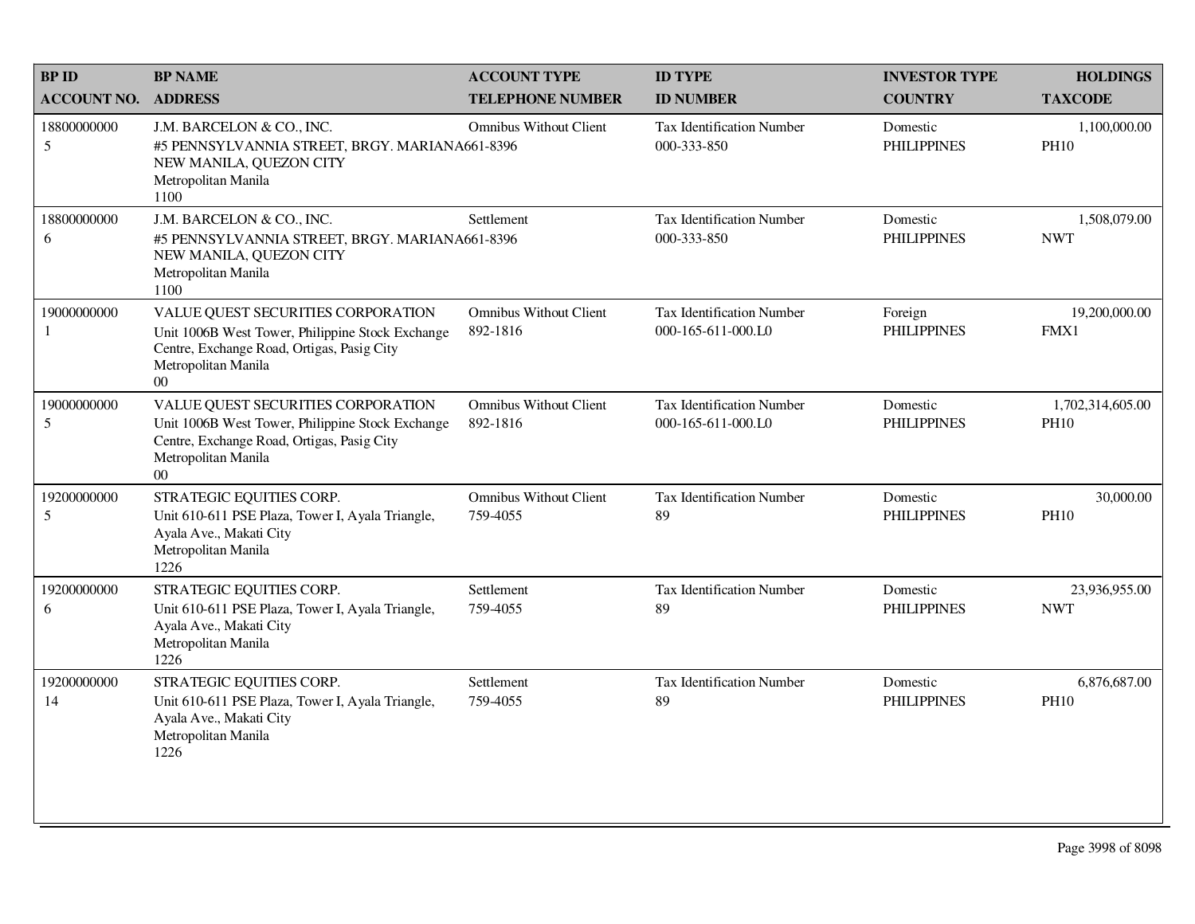| BP ID<br>ACCOUNT NO. | BP NAME<br>ADDRESS | ACCOUNT TYPE<br>TELEPHONE NUMBER | ID TYPE<br>ID NUMBER | INVESTOR TYPE<br>COUNTRY | HOLDINGS<br>TAXCODE |
|---|---|---|---|---|---|
| 18800000000<br>5 | J.M. BARCELON & CO., INC.<br>#5 PENNSYLVANNIA STREET, BRGY. MARIANA NEW MANILA, QUEZON CITY<br>Metropolitan Manila<br>1100 | Omnibus Without Client<br>661-8396 | Tax Identification Number<br>000-333-850 | Domestic<br>PHILIPPINES | 1,100,000.00<br>PH10 |
| 18800000000<br>6 | J.M. BARCELON & CO., INC.<br>#5 PENNSYLVANNIA STREET, BRGY. MARIANA NEW MANILA, QUEZON CITY<br>Metropolitan Manila<br>1100 | Settlement<br>661-8396 | Tax Identification Number<br>000-333-850 | Domestic<br>PHILIPPINES | 1,508,079.00<br>NWT |
| 19000000000<br>1 | VALUE QUEST SECURITIES CORPORATION<br>Unit 1006B West Tower, Philippine Stock Exchange Centre, Exchange Road, Ortigas, Pasig City<br>Metropolitan Manila<br>00 | Omnibus Without Client<br>892-1816 | Tax Identification Number<br>000-165-611-000.L0 | Foreign<br>PHILIPPINES | 19,200,000.00<br>FMX1 |
| 19000000000<br>5 | VALUE QUEST SECURITIES CORPORATION<br>Unit 1006B West Tower, Philippine Stock Exchange Centre, Exchange Road, Ortigas, Pasig City<br>Metropolitan Manila<br>00 | Omnibus Without Client<br>892-1816 | Tax Identification Number<br>000-165-611-000.L0 | Domestic<br>PHILIPPINES | 1,702,314,605.00<br>PH10 |
| 19200000000<br>5 | STRATEGIC EQUITIES CORP.<br>Unit 610-611 PSE Plaza, Tower I, Ayala Triangle, Ayala Ave., Makati City<br>Metropolitan Manila<br>1226 | Omnibus Without Client<br>759-4055 | Tax Identification Number<br>89 | Domestic<br>PHILIPPINES | 30,000.00<br>PH10 |
| 19200000000<br>6 | STRATEGIC EQUITIES CORP.<br>Unit 610-611 PSE Plaza, Tower I, Ayala Triangle, Ayala Ave., Makati City<br>Metropolitan Manila<br>1226 | Settlement<br>759-4055 | Tax Identification Number<br>89 | Domestic<br>PHILIPPINES | 23,936,955.00<br>NWT |
| 19200000000<br>14 | STRATEGIC EQUITIES CORP.<br>Unit 610-611 PSE Plaza, Tower I, Ayala Triangle, Ayala Ave., Makati City<br>Metropolitan Manila<br>1226 | Settlement<br>759-4055 | Tax Identification Number<br>89 | Domestic<br>PHILIPPINES | 6,876,687.00<br>PH10 |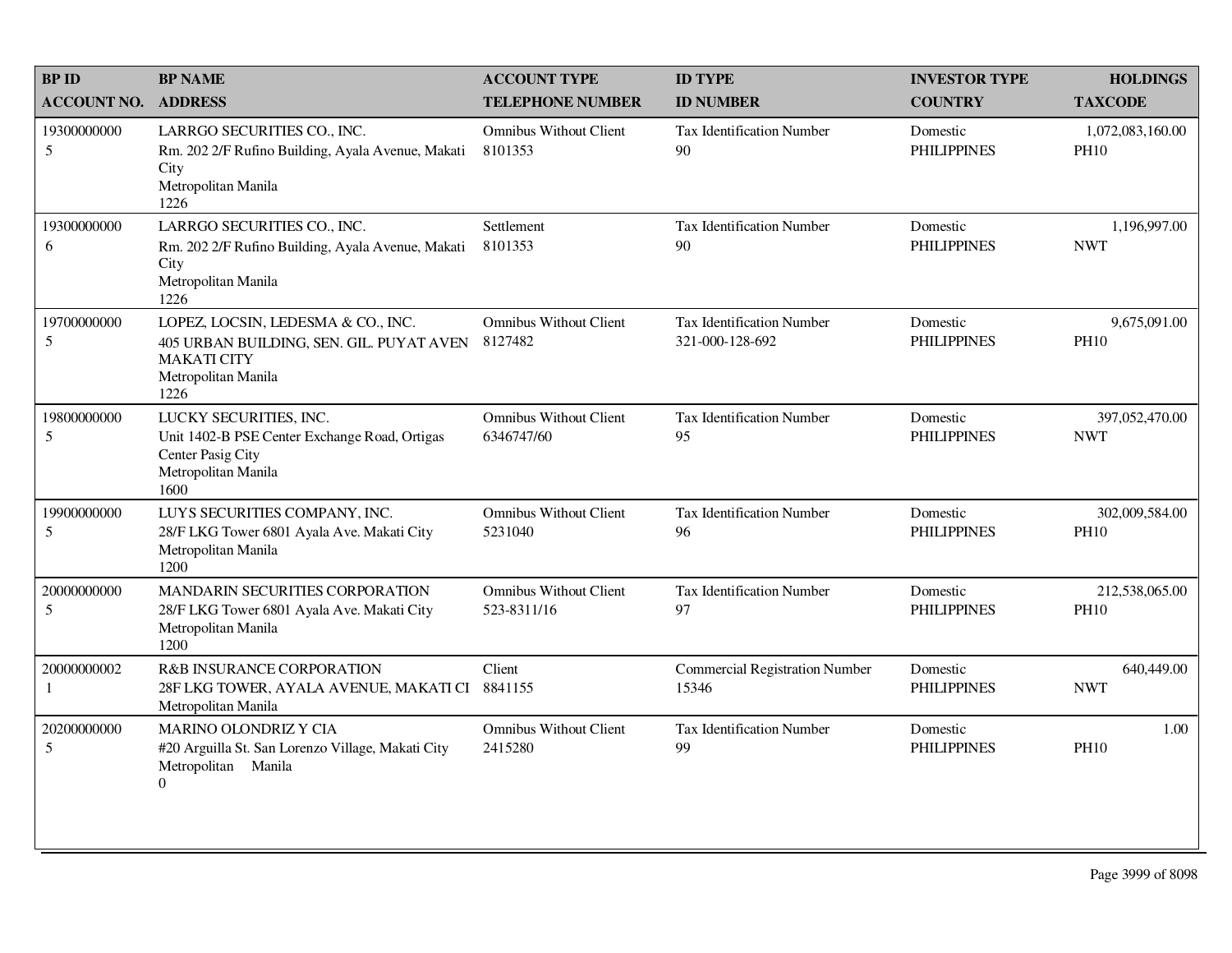| BP ID<br>ACCOUNT NO. | BP NAME<br>ADDRESS | ACCOUNT TYPE<br>TELEPHONE NUMBER | ID TYPE<br>ID NUMBER | INVESTOR TYPE<br>COUNTRY | HOLDINGS<br>TAXCODE |
|---|---|---|---|---|---|
| 19300000000<br>5 | LARRGO SECURITIES CO., INC.<br>Rm. 202 2/F Rufino Building, Ayala Avenue, Makati City<br>Metropolitan Manila<br>1226 | Omnibus Without Client<br>8101353 | Tax Identification Number<br>90 | Domestic<br>PHILIPPINES | 1,072,083,160.00<br>PH10 |
| 19300000000<br>6 | LARRGO SECURITIES CO., INC.<br>Rm. 202 2/F Rufino Building, Ayala Avenue, Makati City<br>Metropolitan Manila<br>1226 | Settlement<br>8101353 | Tax Identification Number<br>90 | Domestic<br>PHILIPPINES | 1,196,997.00<br>NWT |
| 19700000000<br>5 | LOPEZ, LOCSIN, LEDESMA & CO., INC.<br>405 URBAN BUILDING, SEN. GIL. PUYAT AVEN MAKATI CITY<br>Metropolitan Manila<br>1226 | Omnibus Without Client<br>8127482 | Tax Identification Number<br>321-000-128-692 | Domestic<br>PHILIPPINES | 9,675,091.00<br>PH10 |
| 19800000000<br>5 | LUCKY SECURITIES, INC.<br>Unit 1402-B PSE Center Exchange Road, Ortigas Center Pasig City<br>Metropolitan Manila<br>1600 | Omnibus Without Client<br>6346747/60 | Tax Identification Number<br>95 | Domestic<br>PHILIPPINES | 397,052,470.00<br>NWT |
| 19900000000<br>5 | LUYS SECURITIES COMPANY, INC.<br>28/F LKG Tower 6801 Ayala Ave. Makati City<br>Metropolitan Manila<br>1200 | Omnibus Without Client<br>5231040 | Tax Identification Number<br>96 | Domestic<br>PHILIPPINES | 302,009,584.00<br>PH10 |
| 20000000000<br>5 | MANDARIN SECURITIES CORPORATION<br>28/F LKG Tower 6801 Ayala Ave. Makati City<br>Metropolitan Manila<br>1200 | Omnibus Without Client<br>523-8311/16 | Tax Identification Number<br>97 | Domestic<br>PHILIPPINES | 212,538,065.00<br>PH10 |
| 20000000002<br>1 | R&B INSURANCE CORPORATION<br>28F LKG TOWER, AYALA AVENUE, MAKATI CI<br>Metropolitan Manila | Client<br>8841155 | Commercial Registration Number<br>15346 | Domestic<br>PHILIPPINES | 640,449.00<br>NWT |
| 20200000000<br>5 | MARINO OLONDRIZ Y CIA<br>#20 Arguilla St. San Lorenzo Village, Makati City<br>Metropolitan Manila<br>0 | Omnibus Without Client<br>2415280 | Tax Identification Number<br>99 | Domestic<br>PHILIPPINES | 1.00<br>PH10 |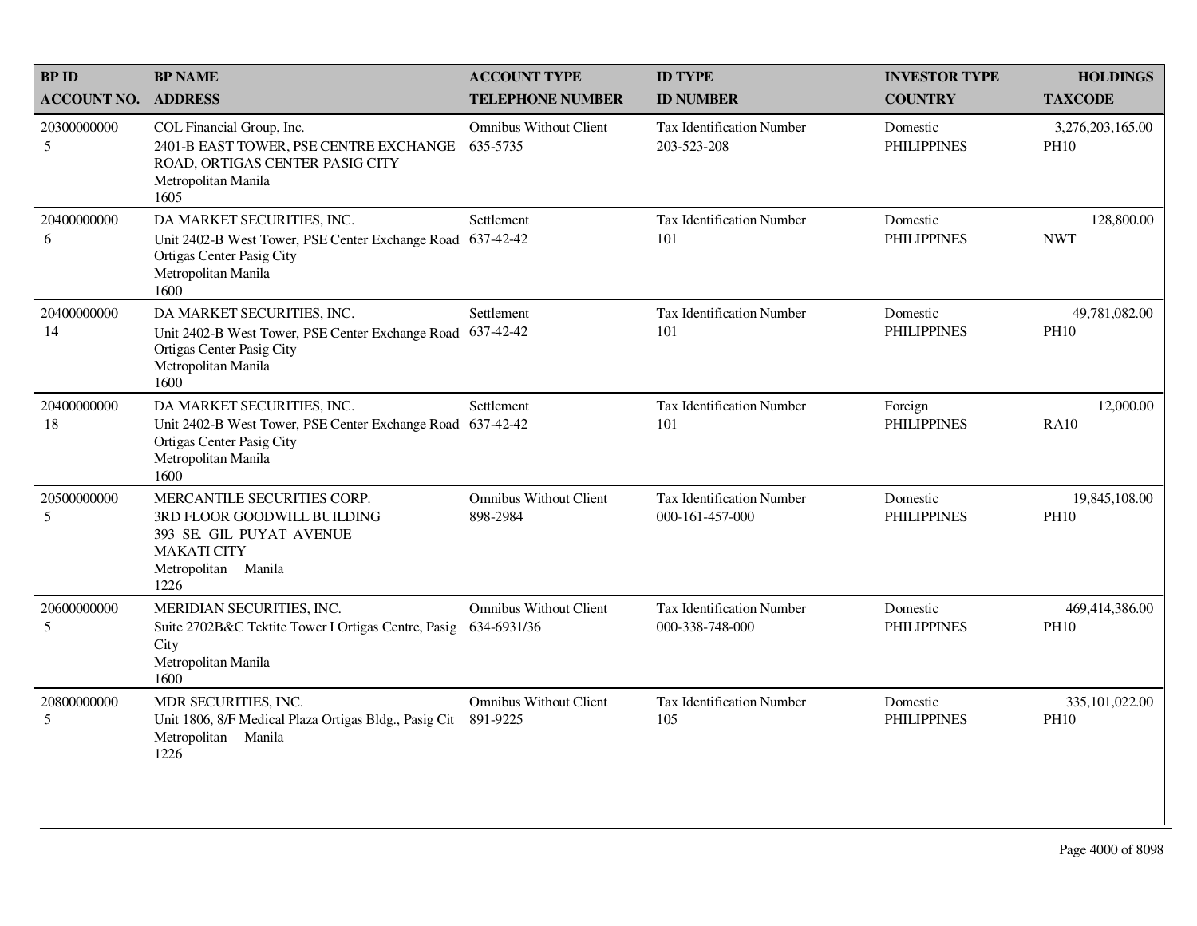| BP ID<br>ACCOUNT NO. | BP NAME<br>ADDRESS | ACCOUNT TYPE<br>TELEPHONE NUMBER | ID TYPE<br>ID NUMBER | INVESTOR TYPE<br>COUNTRY | HOLDINGS<br>TAXCODE |
|---|---|---|---|---|---|
| 20300000000<br>5 | COL Financial Group, Inc.<br>2401-B EAST TOWER, PSE CENTRE EXCHANGE ROAD, ORTIGAS CENTER PASIG CITY<br>Metropolitan Manila<br>1605 | Omnibus Without Client<br>635-5735 | Tax Identification Number<br>203-523-208 | Domestic<br>PHILIPPINES | 3,276,203,165.00<br>PH10 |
| 20400000000<br>6 | DA MARKET SECURITIES, INC.<br>Unit 2402-B West Tower, PSE Center Exchange Road Ortigas Center Pasig City<br>Metropolitan Manila<br>1600 | Settlement<br>637-42-42 | Tax Identification Number<br>101 | Domestic<br>PHILIPPINES | 128,800.00<br>NWT |
| 20400000000<br>14 | DA MARKET SECURITIES, INC.<br>Unit 2402-B West Tower, PSE Center Exchange Road Ortigas Center Pasig City<br>Metropolitan Manila<br>1600 | Settlement<br>637-42-42 | Tax Identification Number<br>101 | Domestic<br>PHILIPPINES | 49,781,082.00<br>PH10 |
| 20400000000<br>18 | DA MARKET SECURITIES, INC.<br>Unit 2402-B West Tower, PSE Center Exchange Road Ortigas Center Pasig City<br>Metropolitan Manila<br>1600 | Settlement<br>637-42-42 | Tax Identification Number<br>101 | Foreign<br>PHILIPPINES | 12,000.00<br>RA10 |
| 20500000000<br>5 | MERCANTILE SECURITIES CORP.<br>3RD FLOOR GOODWILL BUILDING<br>393 SE. GIL PUYAT AVENUE<br>MAKATI CITY<br>Metropolitan Manila<br>1226 | Omnibus Without Client<br>898-2984 | Tax Identification Number<br>000-161-457-000 | Domestic<br>PHILIPPINES | 19,845,108.00<br>PH10 |
| 20600000000<br>5 | MERIDIAN SECURITIES, INC.<br>Suite 2702B&C Tektite Tower I Ortigas Centre, Pasig City<br>Metropolitan Manila<br>1600 | Omnibus Without Client<br>634-6931/36 | Tax Identification Number<br>000-338-748-000 | Domestic<br>PHILIPPINES | 469,414,386.00<br>PH10 |
| 20800000000<br>5 | MDR SECURITIES, INC.<br>Unit 1806, 8/F Medical Plaza Ortigas Bldg., Pasig Cit<br>Metropolitan Manila<br>1226 | Omnibus Without Client<br>891-9225 | Tax Identification Number<br>105 | Domestic<br>PHILIPPINES | 335,101,022.00<br>PH10 |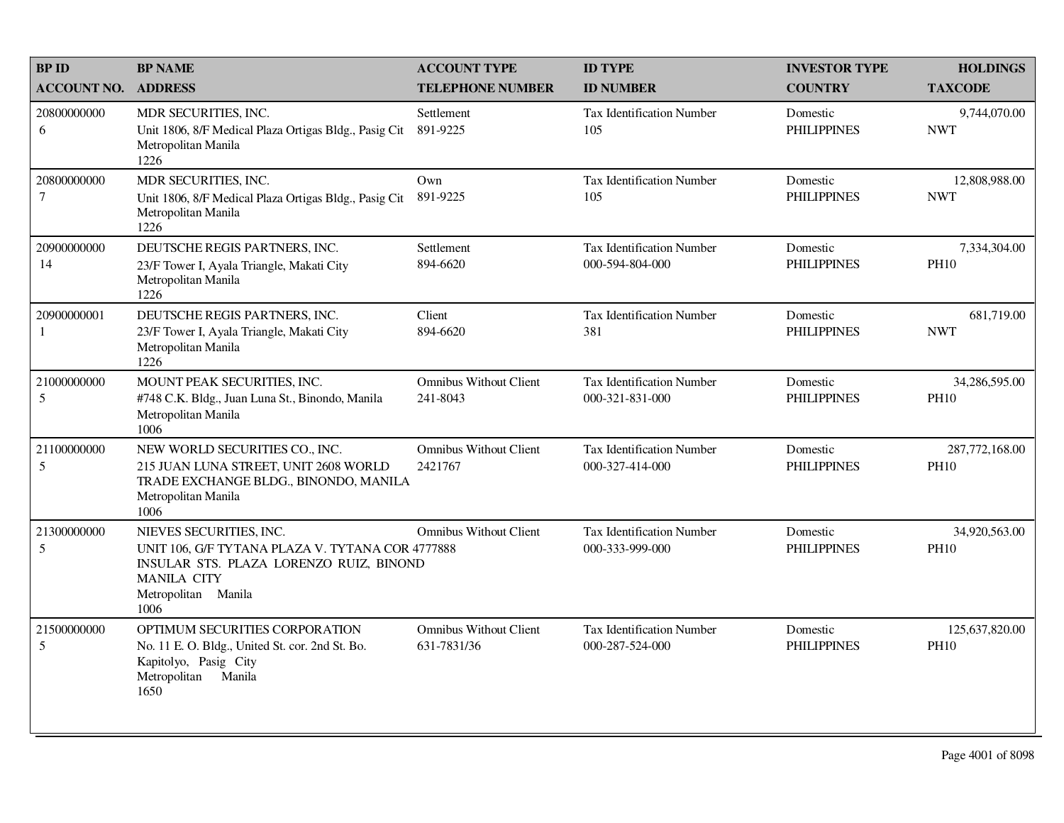| BP ID<br>ACCOUNT NO. | BP NAME<br>ADDRESS | ACCOUNT TYPE<br>TELEPHONE NUMBER | ID TYPE<br>ID NUMBER | INVESTOR TYPE<br>COUNTRY | HOLDINGS<br>TAXCODE |
|---|---|---|---|---|---|
| 20800000000<br>6 | MDR SECURITIES, INC.<br>Unit 1806, 8/F Medical Plaza Ortigas Bldg., Pasig Cit<br>Metropolitan Manila<br>1226 | Settlement<br>891-9225 | Tax Identification Number<br>105 | Domestic<br>PHILIPPINES | 9,744,070.00<br>NWT |
| 20800000000<br>7 | MDR SECURITIES, INC.<br>Unit 1806, 8/F Medical Plaza Ortigas Bldg., Pasig Cit<br>Metropolitan Manila<br>1226 | Own<br>891-9225 | Tax Identification Number<br>105 | Domestic<br>PHILIPPINES | 12,808,988.00<br>NWT |
| 20900000000<br>14 | DEUTSCHE REGIS PARTNERS, INC.<br>23/F Tower I, Ayala Triangle, Makati City<br>Metropolitan Manila<br>1226 | Settlement<br>894-6620 | Tax Identification Number<br>000-594-804-000 | Domestic<br>PHILIPPINES | 7,334,304.00<br>PH10 |
| 20900000001<br>1 | DEUTSCHE REGIS PARTNERS, INC.<br>23/F Tower I, Ayala Triangle, Makati City<br>Metropolitan Manila<br>1226 | Client<br>894-6620 | Tax Identification Number<br>381 | Domestic<br>PHILIPPINES | 681,719.00<br>NWT |
| 21000000000<br>5 | MOUNT PEAK SECURITIES, INC.<br>#748 C.K. Bldg., Juan Luna St., Binondo, Manila<br>Metropolitan Manila<br>1006 | Omnibus Without Client<br>241-8043 | Tax Identification Number<br>000-321-831-000 | Domestic<br>PHILIPPINES | 34,286,595.00<br>PH10 |
| 21100000000<br>5 | NEW WORLD SECURITIES CO., INC.<br>215 JUAN LUNA STREET, UNIT 2608 WORLD TRADE EXCHANGE BLDG., BINONDO, MANILA<br>Metropolitan Manila<br>1006 | Omnibus Without Client<br>2421767 | Tax Identification Number<br>000-327-414-000 | Domestic<br>PHILIPPINES | 287,772,168.00<br>PH10 |
| 21300000000<br>5 | NIEVES SECURITIES, INC.<br>UNIT 106, G/F TYTANA PLAZA V. TYTANA COR INSULAR STS. PLAZA LORENZO RUIZ, BINOND MANILA CITY<br>Metropolitan Manila<br>1006 | Omnibus Without Client<br>4777888 | Tax Identification Number<br>000-333-999-000 | Domestic<br>PHILIPPINES | 34,920,563.00<br>PH10 |
| 21500000000<br>5 | OPTIMUM SECURITIES CORPORATION<br>No. 11 E. O. Bldg., United St. cor. 2nd St. Bo. Kapitolyo, Pasig City<br>Metropolitan Manila<br>1650 | Omnibus Without Client<br>631-7831/36 | Tax Identification Number<br>000-287-524-000 | Domestic<br>PHILIPPINES | 125,637,820.00<br>PH10 |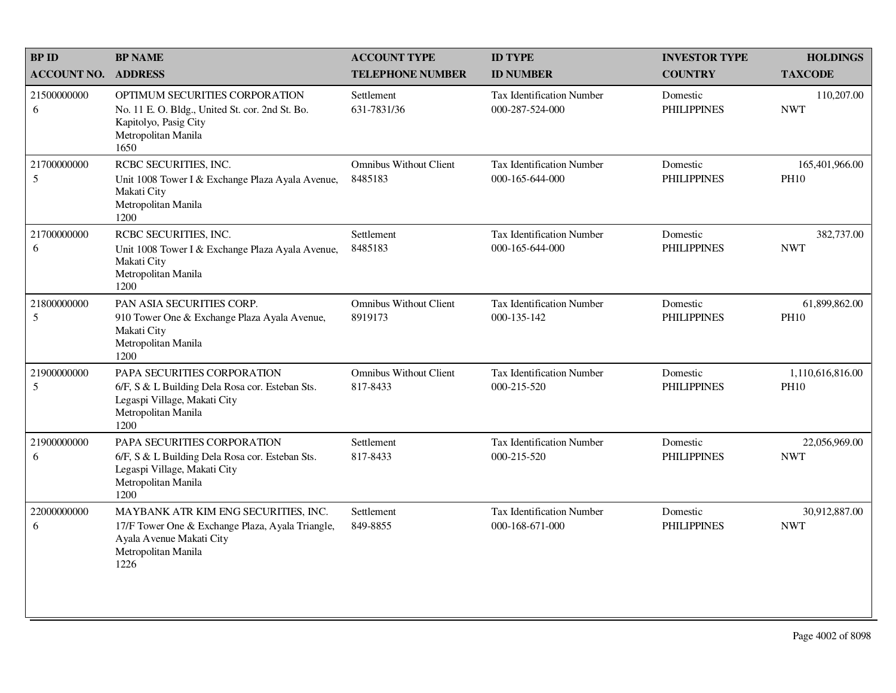| BP ID<br>ACCOUNT NO. | BP NAME<br>ADDRESS | ACCOUNT TYPE<br>TELEPHONE NUMBER | ID TYPE<br>ID NUMBER | INVESTOR TYPE<br>COUNTRY | HOLDINGS<br>TAXCODE |
|---|---|---|---|---|---|
| 21500000000<br>6 | OPTIMUM SECURITIES CORPORATION<br>No. 11 E. O. Bldg., United St. cor. 2nd St. Bo. Kapitolyo, Pasig City<br>Metropolitan Manila<br>1650 | Settlement<br>631-7831/36 | Tax Identification Number<br>000-287-524-000 | Domestic<br>PHILIPPINES | 110,207.00<br>NWT |
| 21700000000<br>5 | RCBC SECURITIES, INC.<br>Unit 1008 Tower I & Exchange Plaza Ayala Avenue, Makati City<br>Metropolitan Manila<br>1200 | Omnibus Without Client<br>8485183 | Tax Identification Number<br>000-165-644-000 | Domestic<br>PHILIPPINES | 165,401,966.00<br>PH10 |
| 21700000000<br>6 | RCBC SECURITIES, INC.<br>Unit 1008 Tower I & Exchange Plaza Ayala Avenue, Makati City<br>Metropolitan Manila<br>1200 | Settlement<br>8485183 | Tax Identification Number<br>000-165-644-000 | Domestic<br>PHILIPPINES | 382,737.00<br>NWT |
| 21800000000<br>5 | PAN ASIA SECURITIES CORP.<br>910 Tower One & Exchange Plaza Ayala Avenue, Makati City<br>Metropolitan Manila<br>1200 | Omnibus Without Client<br>8919173 | Tax Identification Number<br>000-135-142 | Domestic<br>PHILIPPINES | 61,899,862.00<br>PH10 |
| 21900000000<br>5 | PAPA SECURITIES CORPORATION<br>6/F, S & L Building Dela Rosa cor. Esteban Sts. Legaspi Village, Makati City<br>Metropolitan Manila<br>1200 | Omnibus Without Client<br>817-8433 | Tax Identification Number<br>000-215-520 | Domestic<br>PHILIPPINES | 1,110,616,816.00<br>PH10 |
| 21900000000<br>6 | PAPA SECURITIES CORPORATION<br>6/F, S & L Building Dela Rosa cor. Esteban Sts. Legaspi Village, Makati City<br>Metropolitan Manila<br>1200 | Settlement<br>817-8433 | Tax Identification Number<br>000-215-520 | Domestic<br>PHILIPPINES | 22,056,969.00<br>NWT |
| 22000000000<br>6 | MAYBANK ATR KIM ENG SECURITIES, INC.<br>17/F Tower One & Exchange Plaza, Ayala Triangle, Ayala Avenue Makati City<br>Metropolitan Manila<br>1226 | Settlement<br>849-8855 | Tax Identification Number<br>000-168-671-000 | Domestic<br>PHILIPPINES | 30,912,887.00<br>NWT |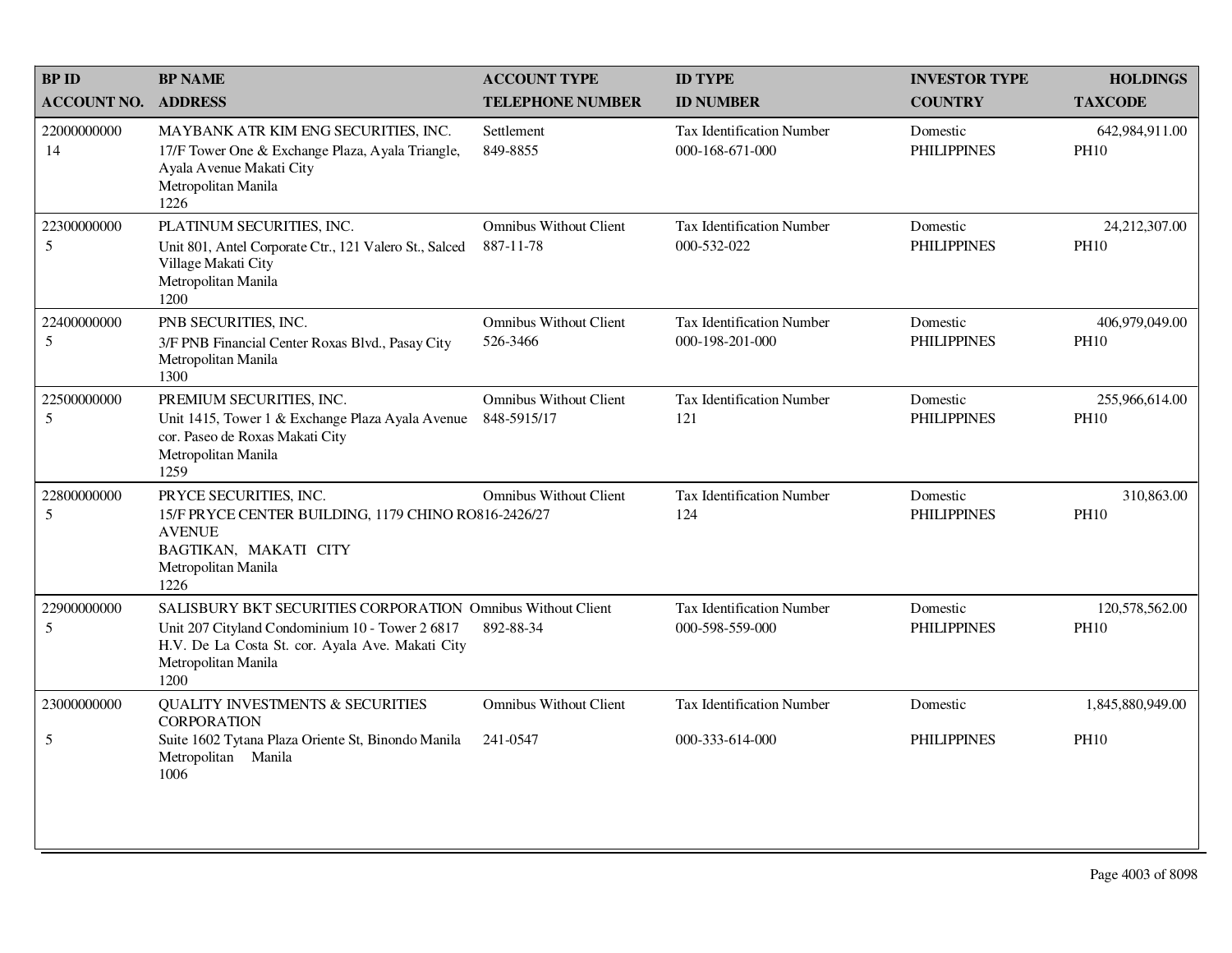| BP ID<br>ACCOUNT NO. | BP NAME<br>ADDRESS | ACCOUNT TYPE<br>TELEPHONE NUMBER | ID TYPE<br>ID NUMBER | INVESTOR TYPE<br>COUNTRY | HOLDINGS<br>TAXCODE |
|---|---|---|---|---|---|
| 22000000000<br>14 | MAYBANK ATR KIM ENG SECURITIES, INC.<br>17/F Tower One & Exchange Plaza, Ayala Triangle, Ayala Avenue Makati City<br>Metropolitan Manila<br>1226 | Settlement<br>849-8855 | Tax Identification Number<br>000-168-671-000 | Domestic<br>PHILIPPINES | 642,984,911.00<br>PH10 |
| 22300000000<br>5 | PLATINUM SECURITIES, INC.<br>Unit 801, Antel Corporate Ctr., 121 Valero St., Salced Village Makati City<br>Metropolitan Manila<br>1200 | Omnibus Without Client<br>887-11-78 | Tax Identification Number<br>000-532-022 | Domestic<br>PHILIPPINES | 24,212,307.00<br>PH10 |
| 22400000000<br>5 | PNB SECURITIES, INC.<br>3/F PNB Financial Center Roxas Blvd., Pasay City<br>Metropolitan Manila<br>1300 | Omnibus Without Client<br>526-3466 | Tax Identification Number<br>000-198-201-000 | Domestic<br>PHILIPPINES | 406,979,049.00<br>PH10 |
| 22500000000<br>5 | PREMIUM SECURITIES, INC.<br>Unit 1415, Tower 1 & Exchange Plaza Ayala Avenue cor. Paseo de Roxas Makati City<br>Metropolitan Manila<br>1259 | Omnibus Without Client<br>848-5915/17 | Tax Identification Number<br>121 | Domestic<br>PHILIPPINES | 255,966,614.00<br>PH10 |
| 22800000000<br>5 | PRYCE SECURITIES, INC.<br>15/F PRYCE CENTER BUILDING, 1179 CHINO RO AVENUE<br>BAGTIKAN, MAKATI CITY<br>Metropolitan Manila<br>1226 | Omnibus Without Client<br>816-2426/27 | Tax Identification Number<br>124 | Domestic<br>PHILIPPINES | 310,863.00<br>PH10 |
| 22900000000<br>5 | SALISBURY BKT SECURITIES CORPORATION<br>Unit 207 Cityland Condominium 10 - Tower 2 6817 H.V. De La Costa St. cor. Ayala Ave. Makati City<br>Metropolitan Manila<br>1200 | Omnibus Without Client<br>892-88-34 | Tax Identification Number<br>000-598-559-000 | Domestic<br>PHILIPPINES | 120,578,562.00<br>PH10 |
| 23000000000<br>5 | QUALITY INVESTMENTS & SECURITIES CORPORATION<br>Suite 1602 Tytana Plaza Oriente St, Binondo Manila<br>Metropolitan Manila<br>1006 | Omnibus Without Client<br>241-0547 | Tax Identification Number<br>000-333-614-000 | Domestic<br>PHILIPPINES | 1,845,880,949.00<br>PH10 |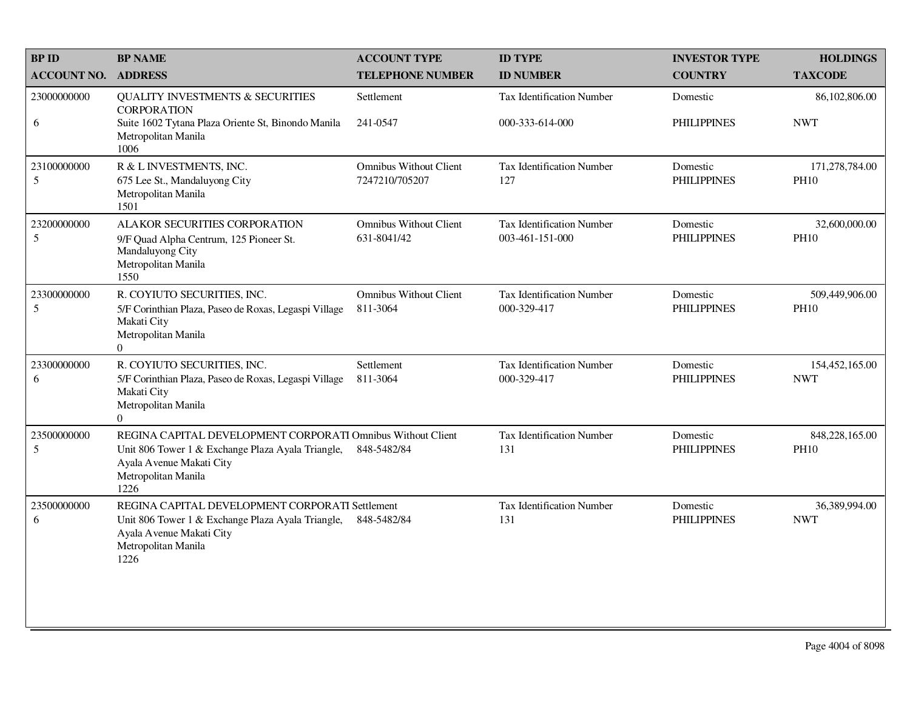| BP ID<br>ACCOUNT NO. | BP NAME<br>ADDRESS | ACCOUNT TYPE<br>TELEPHONE NUMBER | ID TYPE<br>ID NUMBER | INVESTOR TYPE<br>COUNTRY | HOLDINGS<br>TAXCODE |
|---|---|---|---|---|---|
| 23000000000<br>6 | QUALITY INVESTMENTS & SECURITIES CORPORATION<br>Suite 1602 Tytana Plaza Oriente St, Binondo Manila<br>Metropolitan Manila<br>1006 | Settlement<br>241-0547 | Tax Identification Number<br>000-333-614-000 | Domestic<br>PHILIPPINES | 86,102,806.00<br>NWT |
| 23100000000<br>5 | R & L INVESTMENTS, INC.<br>675 Lee St., Mandaluyong City<br>Metropolitan Manila<br>1501 | Omnibus Without Client<br>7247210/705207 | Tax Identification Number<br>127 | Domestic<br>PHILIPPINES | 171,278,784.00<br>PH10 |
| 23200000000<br>5 | ALAKOR SECURITIES CORPORATION<br>9/F Quad Alpha Centrum, 125 Pioneer St.<br>Mandaluyong City<br>Metropolitan Manila<br>1550 | Omnibus Without Client<br>631-8041/42 | Tax Identification Number<br>003-461-151-000 | Domestic<br>PHILIPPINES | 32,600,000.00<br>PH10 |
| 23300000000<br>5 | R. COYIUTO SECURITIES, INC.<br>5/F Corinthian Plaza, Paseo de Roxas, Legaspi Village<br>Makati City<br>Metropolitan Manila<br>0 | Omnibus Without Client<br>811-3064 | Tax Identification Number<br>000-329-417 | Domestic<br>PHILIPPINES | 509,449,906.00<br>PH10 |
| 23300000000<br>6 | R. COYIUTO SECURITIES, INC.<br>5/F Corinthian Plaza, Paseo de Roxas, Legaspi Village<br>Makati City<br>Metropolitan Manila<br>0 | Settlement<br>811-3064 | Tax Identification Number<br>000-329-417 | Domestic<br>PHILIPPINES | 154,452,165.00<br>NWT |
| 23500000000<br>5 | REGINA CAPITAL DEVELOPMENT CORPORATI<br>Unit 806 Tower 1 & Exchange Plaza Ayala Triangle,<br>Ayala Avenue Makati City<br>Metropolitan Manila<br>1226 | Omnibus Without Client<br>848-5482/84 | Tax Identification Number<br>131 | Domestic<br>PHILIPPINES | 848,228,165.00<br>PH10 |
| 23500000000<br>6 | REGINA CAPITAL DEVELOPMENT CORPORATI<br>Unit 806 Tower 1 & Exchange Plaza Ayala Triangle,<br>Ayala Avenue Makati City<br>Metropolitan Manila<br>1226 | Settlement<br>848-5482/84 | Tax Identification Number<br>131 | Domestic<br>PHILIPPINES | 36,389,994.00<br>NWT |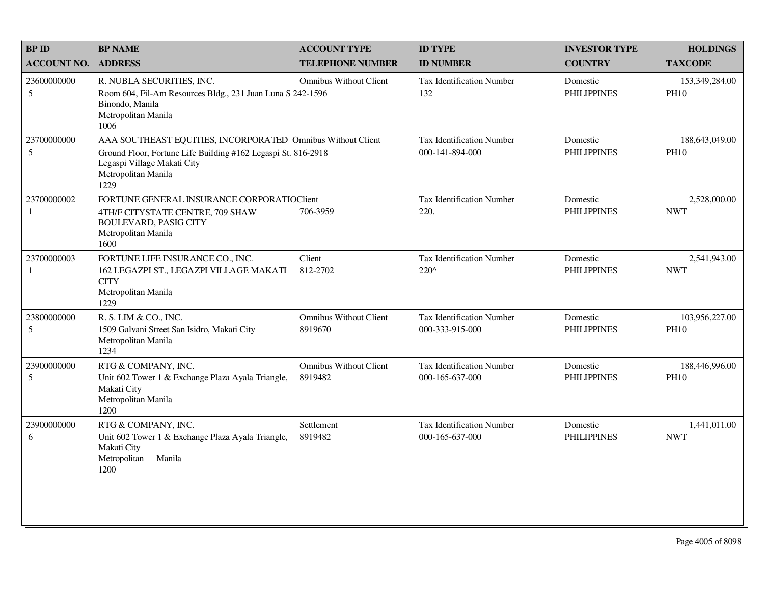| BP ID<br>ACCOUNT NO. | BP NAME<br>ADDRESS | ACCOUNT TYPE<br>TELEPHONE NUMBER | ID TYPE<br>ID NUMBER | INVESTOR TYPE<br>COUNTRY | HOLDINGS<br>TAXCODE |
|---|---|---|---|---|---|
| 23600000000<br>5 | R. NUBLA SECURITIES, INC.<br>Room 604, Fil-Am Resources Bldg., 231 Juan Luna S<br>Binondo, Manila<br>Metropolitan Manila<br>1006 | Omnibus Without Client<br>242-1596 | Tax Identification Number<br>132 | Domestic<br>PHILIPPINES | 153,349,284.00<br>PH10 |
| 23700000000<br>5 | AAA SOUTHEAST EQUITIES, INCORPORATED<br>Ground Floor, Fortune Life Building #162 Legaspi St.<br>Legaspi Village Makati City<br>Metropolitan Manila<br>1229 | Omnibus Without Client<br>816-2918 | Tax Identification Number<br>000-141-894-000 | Domestic<br>PHILIPPINES | 188,643,049.00<br>PH10 |
| 23700000002<br>1 | FORTUNE GENERAL INSURANCE CORPORATIO<br>4TH/F CITYSTATE CENTRE, 709 SHAW BOULEVARD, PASIG CITY<br>Metropolitan Manila<br>1600 | Client<br>706-3959 | Tax Identification Number<br>220. | Domestic<br>PHILIPPINES | 2,528,000.00<br>NWT |
| 23700000003<br>1 | FORTUNE LIFE INSURANCE CO., INC.<br>162 LEGAZPI ST., LEGAZPI VILLAGE MAKATI CITY<br>Metropolitan Manila<br>1229 | Client<br>812-2702 | Tax Identification Number<br>220^ | Domestic<br>PHILIPPINES | 2,541,943.00<br>NWT |
| 23800000000<br>5 | R. S. LIM & CO., INC.<br>1509 Galvani Street San Isidro, Makati City<br>Metropolitan Manila<br>1234 | Omnibus Without Client<br>8919670 | Tax Identification Number<br>000-333-915-000 | Domestic<br>PHILIPPINES | 103,956,227.00<br>PH10 |
| 23900000000<br>5 | RTG & COMPANY, INC.<br>Unit 602 Tower 1 & Exchange Plaza Ayala Triangle, Makati City<br>Metropolitan Manila<br>1200 | Omnibus Without Client<br>8919482 | Tax Identification Number<br>000-165-637-000 | Domestic<br>PHILIPPINES | 188,446,996.00<br>PH10 |
| 23900000000<br>6 | RTG & COMPANY, INC.<br>Unit 602 Tower 1 & Exchange Plaza Ayala Triangle, Makati City<br>Metropolitan Manila<br>1200 | Settlement<br>8919482 | Tax Identification Number<br>000-165-637-000 | Domestic<br>PHILIPPINES | 1,441,011.00<br>NWT |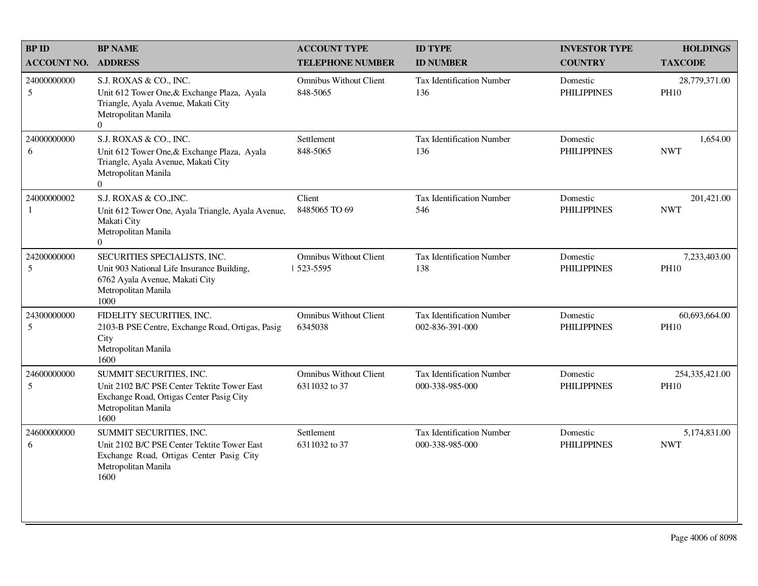| BP ID<br>ACCOUNT NO. | BP NAME<br>ADDRESS | ACCOUNT TYPE<br>TELEPHONE NUMBER | ID TYPE<br>ID NUMBER | INVESTOR TYPE<br>COUNTRY | HOLDINGS<br>TAXCODE |
|---|---|---|---|---|---|
| 24000000000<br>5 | S.J. ROXAS & CO., INC.<br>Unit 612 Tower One,& Exchange Plaza, Ayala Triangle, Ayala Avenue, Makati City<br>Metropolitan Manila<br>0 | Omnibus Without Client<br>848-5065 | Tax Identification Number<br>136 | Domestic<br>PHILIPPINES | 28,779,371.00<br>PH10 |
| 24000000000<br>6 | S.J. ROXAS & CO., INC.<br>Unit 612 Tower One,& Exchange Plaza, Ayala Triangle, Ayala Avenue, Makati City<br>Metropolitan Manila<br>0 | Settlement<br>848-5065 | Tax Identification Number<br>136 | Domestic<br>PHILIPPINES | 1,654.00<br>NWT |
| 24000000002<br>1 | S.J. ROXAS & CO.,INC.<br>Unit 612 Tower One, Ayala Triangle, Ayala Avenue, Makati City<br>Metropolitan Manila<br>0 | Client<br>8485065 TO 69 | Tax Identification Number<br>546 | Domestic<br>PHILIPPINES | 201,421.00<br>NWT |
| 24200000000<br>5 | SECURITIES SPECIALISTS, INC.<br>Unit 903 National Life Insurance Building, 6762 Ayala Avenue, Makati City<br>Metropolitan Manila<br>1000 | Omnibus Without Client<br>523-5595 | Tax Identification Number<br>138 | Domestic<br>PHILIPPINES | 7,233,403.00<br>PH10 |
| 24300000000<br>5 | FIDELITY SECURITIES, INC.<br>2103-B PSE Centre, Exchange Road, Ortigas, Pasig City<br>Metropolitan Manila<br>1600 | Omnibus Without Client<br>6345038 | Tax Identification Number<br>002-836-391-000 | Domestic<br>PHILIPPINES | 60,693,664.00<br>PH10 |
| 24600000000<br>5 | SUMMIT SECURITIES, INC.<br>Unit 2102 B/C PSE Center Tektite Tower East Exchange Road, Ortigas Center Pasig City<br>Metropolitan Manila<br>1600 | Omnibus Without Client<br>6311032 to 37 | Tax Identification Number<br>000-338-985-000 | Domestic<br>PHILIPPINES | 254,335,421.00<br>PH10 |
| 24600000000<br>6 | SUMMIT SECURITIES, INC.<br>Unit 2102 B/C PSE Center Tektite Tower East Exchange Road, Ortigas Center Pasig City<br>Metropolitan Manila<br>1600 | Settlement<br>6311032 to 37 | Tax Identification Number<br>000-338-985-000 | Domestic<br>PHILIPPINES | 5,174,831.00<br>NWT |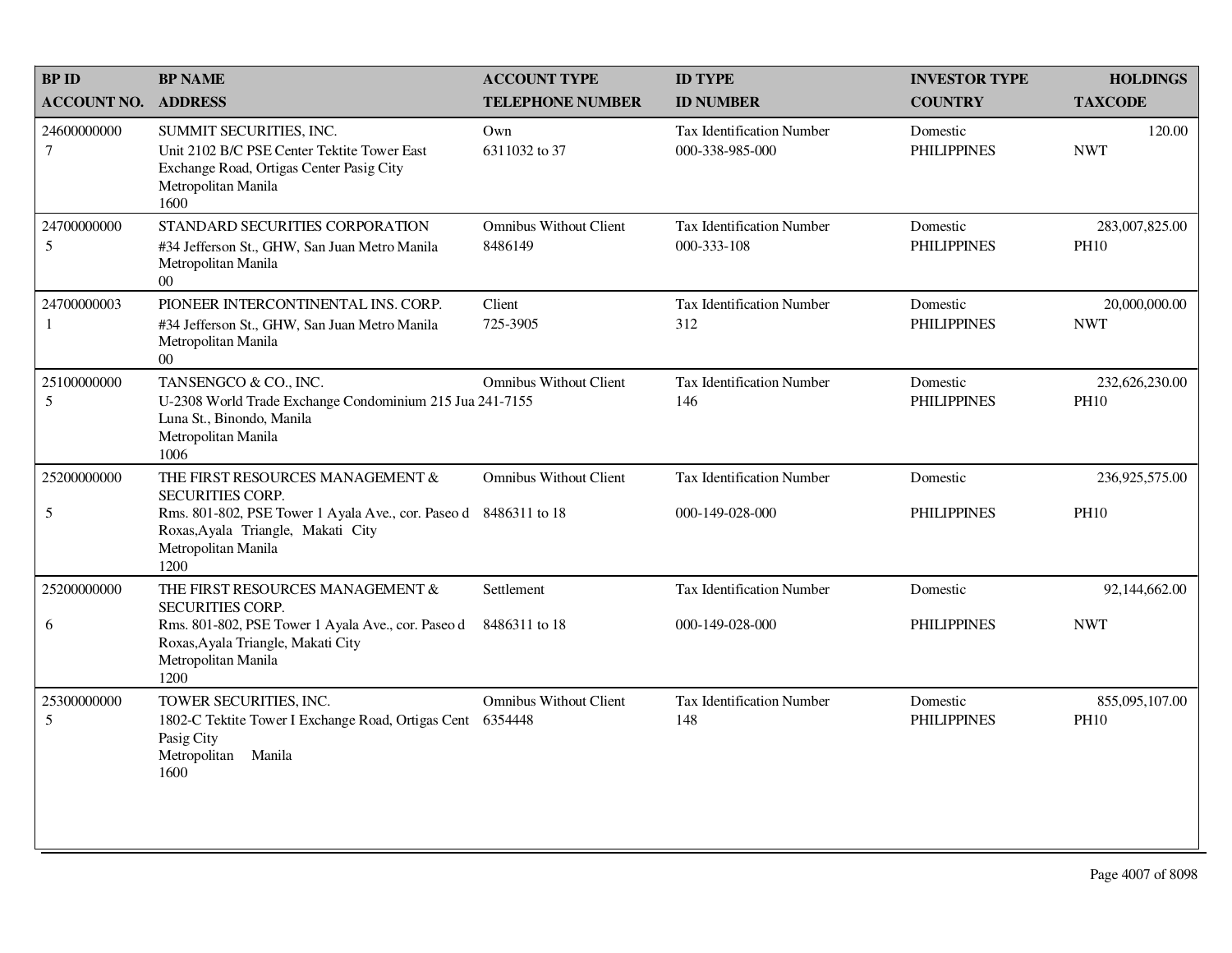| BP ID<br>ACCOUNT NO. | BP NAME<br>ADDRESS | ACCOUNT TYPE<br>TELEPHONE NUMBER | ID TYPE<br>ID NUMBER | INVESTOR TYPE<br>COUNTRY | HOLDINGS<br>TAXCODE |
|---|---|---|---|---|---|
| 24600000000<br>7 | SUMMIT SECURITIES, INC.<br>Unit 2102 B/C PSE Center Tektite Tower East Exchange Road, Ortigas Center Pasig City<br>Metropolitan Manila<br>1600 | Own<br>6311032 to 37 | Tax Identification Number<br>000-338-985-000 | Domestic<br>PHILIPPINES | 120.00<br>NWT |
| 24700000000<br>5 | STANDARD SECURITIES CORPORATION<br>#34 Jefferson St., GHW, San Juan Metro Manila<br>Metropolitan Manila<br>00 | Omnibus Without Client<br>8486149 | Tax Identification Number<br>000-333-108 | Domestic<br>PHILIPPINES | 283,007,825.00<br>PH10 |
| 24700000003<br>1 | PIONEER INTERCONTINENTAL INS. CORP.<br>#34 Jefferson St., GHW, San Juan Metro Manila<br>Metropolitan Manila<br>00 | Client<br>725-3905 | Tax Identification Number<br>312 | Domestic<br>PHILIPPINES | 20,000,000.00<br>NWT |
| 25100000000<br>5 | TANSENGCO & CO., INC.<br>U-2308 World Trade Exchange Condominium 215 Jua Luna St., Binondo, Manila<br>Metropolitan Manila<br>1006 | Omnibus Without Client<br>241-7155 | Tax Identification Number<br>146 | Domestic<br>PHILIPPINES | 232,626,230.00<br>PH10 |
| 25200000000<br>5 | THE FIRST RESOURCES MANAGEMENT & SECURITIES CORP.<br>Rms. 801-802, PSE Tower 1 Ayala Ave., cor. Paseo d Roxas,Ayala Triangle, Makati City<br>Metropolitan Manila<br>1200 | Omnibus Without Client<br>8486311 to 18 | Tax Identification Number<br>000-149-028-000 | Domestic<br>PHILIPPINES | 236,925,575.00<br>PH10 |
| 25200000000<br>6 | THE FIRST RESOURCES MANAGEMENT & SECURITIES CORP.<br>Rms. 801-802, PSE Tower 1 Ayala Ave., cor. Paseo d Roxas,Ayala Triangle, Makati City<br>Metropolitan Manila<br>1200 | Settlement<br>8486311 to 18 | Tax Identification Number<br>000-149-028-000 | Domestic<br>PHILIPPINES | 92,144,662.00<br>NWT |
| 25300000000<br>5 | TOWER SECURITIES, INC.<br>1802-C Tektite Tower I Exchange Road, Ortigas Cent Pasig City<br>Metropolitan Manila<br>1600 | Omnibus Without Client<br>6354448 | Tax Identification Number<br>148 | Domestic<br>PHILIPPINES | 855,095,107.00<br>PH10 |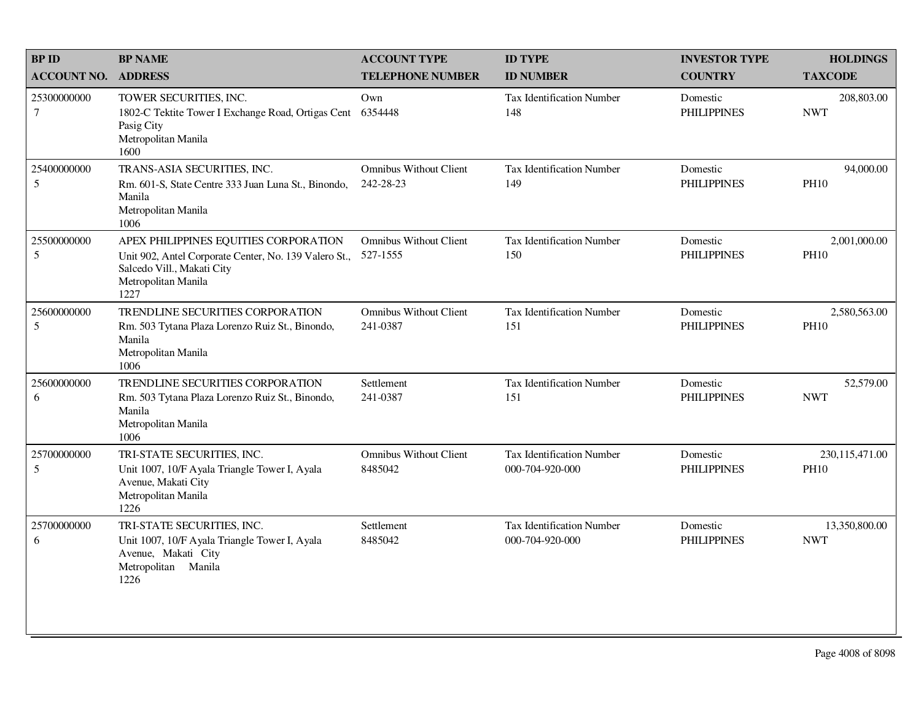| BP ID<br>ACCOUNT NO. | BP NAME<br>ADDRESS | ACCOUNT TYPE<br>TELEPHONE NUMBER | ID TYPE<br>ID NUMBER | INVESTOR TYPE<br>COUNTRY | HOLDINGS<br>TAXCODE |
|---|---|---|---|---|---|
| 25300000000<br>7 | TOWER SECURITIES, INC.<br>1802-C Tektite Tower I Exchange Road, Ortigas Cent Pasig City<br>Metropolitan Manila<br>1600 | Own<br>6354448 | Tax Identification Number<br>148 | Domestic<br>PHILIPPINES | 208,803.00<br>NWT |
| 25400000000<br>5 | TRANS-ASIA SECURITIES, INC.<br>Rm. 601-S, State Centre 333 Juan Luna St., Binondo, Manila<br>Metropolitan Manila<br>1006 | Omnibus Without Client<br>242-28-23 | Tax Identification Number<br>149 | Domestic<br>PHILIPPINES | 94,000.00<br>PH10 |
| 25500000000<br>5 | APEX PHILIPPINES EQUITIES CORPORATION<br>Unit 902, Antel Corporate Center, No. 139 Valero St., Salcedo Vill., Makati City<br>Metropolitan Manila<br>1227 | Omnibus Without Client<br>527-1555 | Tax Identification Number<br>150 | Domestic<br>PHILIPPINES | 2,001,000.00<br>PH10 |
| 25600000000<br>5 | TRENDLINE SECURITIES CORPORATION<br>Rm. 503 Tytana Plaza Lorenzo Ruiz St., Binondo, Manila<br>Metropolitan Manila<br>1006 | Omnibus Without Client<br>241-0387 | Tax Identification Number<br>151 | Domestic<br>PHILIPPINES | 2,580,563.00<br>PH10 |
| 25600000000<br>6 | TRENDLINE SECURITIES CORPORATION<br>Rm. 503 Tytana Plaza Lorenzo Ruiz St., Binondo, Manila<br>Metropolitan Manila<br>1006 | Settlement<br>241-0387 | Tax Identification Number<br>151 | Domestic<br>PHILIPPINES | 52,579.00<br>NWT |
| 25700000000<br>5 | TRI-STATE SECURITIES, INC.<br>Unit 1007, 10/F Ayala Triangle Tower I, Ayala Avenue, Makati City<br>Metropolitan Manila<br>1226 | Omnibus Without Client<br>8485042 | Tax Identification Number<br>000-704-920-000 | Domestic<br>PHILIPPINES | 230,115,471.00<br>PH10 |
| 25700000000<br>6 | TRI-STATE SECURITIES, INC.<br>Unit 1007, 10/F Ayala Triangle Tower I, Ayala Avenue, Makati City<br>Metropolitan Manila<br>1226 | Settlement<br>8485042 | Tax Identification Number<br>000-704-920-000 | Domestic<br>PHILIPPINES | 13,350,800.00<br>NWT |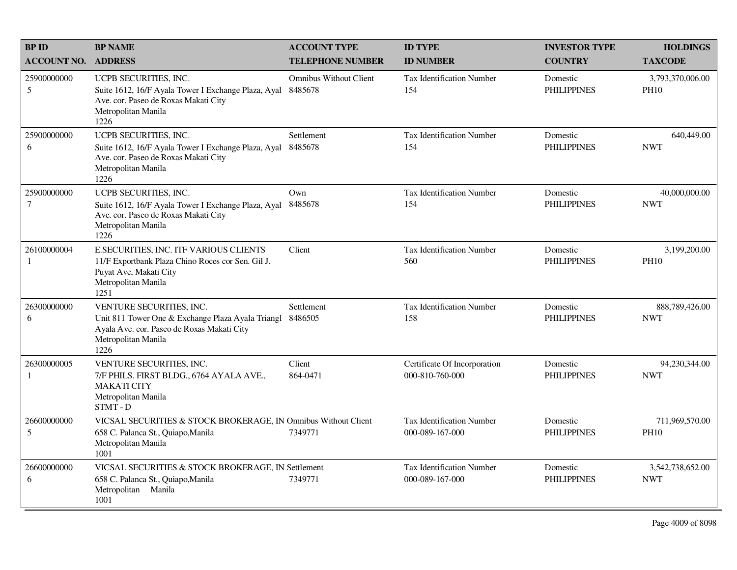| BP ID<br>ACCOUNT NO. | BP NAME<br>ADDRESS | ACCOUNT TYPE<br>TELEPHONE NUMBER | ID TYPE<br>ID NUMBER | INVESTOR TYPE<br>COUNTRY | HOLDINGS<br>TAXCODE |
|---|---|---|---|---|---|
| 25900000000<br>5 | UCPB SECURITIES, INC.<br>Suite 1612, 16/F Ayala Tower I Exchange Plaza, Ayal Ave. cor. Paseo de Roxas Makati City<br>Metropolitan Manila<br>1226 | Omnibus Without Client<br>8485678 | Tax Identification Number<br>154 | Domestic<br>PHILIPPINES | 3,793,370,006.00<br>PH10 |
| 25900000000<br>6 | UCPB SECURITIES, INC.<br>Suite 1612, 16/F Ayala Tower I Exchange Plaza, Ayal Ave. cor. Paseo de Roxas Makati City<br>Metropolitan Manila<br>1226 | Settlement<br>8485678 | Tax Identification Number<br>154 | Domestic<br>PHILIPPINES | 640,449.00<br>NWT |
| 25900000000<br>7 | UCPB SECURITIES, INC.<br>Suite 1612, 16/F Ayala Tower I Exchange Plaza, Ayal Ave. cor. Paseo de Roxas Makati City<br>Metropolitan Manila<br>1226 | Own<br>8485678 | Tax Identification Number<br>154 | Domestic<br>PHILIPPINES | 40,000,000.00<br>NWT |
| 26100000004<br>1 | E.SECURITIES, INC. ITF VARIOUS CLIENTS<br>11/F Exportbank Plaza Chino Roces cor Sen. Gil J. Puyat Ave, Makati City<br>Metropolitan Manila<br>1251 | Client | Tax Identification Number<br>560 | Domestic<br>PHILIPPINES | 3,199,200.00<br>PH10 |
| 26300000000<br>6 | VENTURE SECURITIES, INC.<br>Unit 811 Tower One & Exchange Plaza Ayala Triangl Ayala Ave. cor. Paseo de Roxas Makati City<br>Metropolitan Manila<br>1226 | Settlement<br>8486505 | Tax Identification Number<br>158 | Domestic<br>PHILIPPINES | 888,789,426.00<br>NWT |
| 26300000005<br>1 | VENTURE SECURITIES, INC.<br>7/F PHILS. FIRST BLDG., 6764 AYALA AVE., MAKATI CITY<br>Metropolitan Manila<br>STMT - D | Client<br>864-0471 | Certificate Of Incorporation<br>000-810-760-000 | Domestic<br>PHILIPPINES | 94,230,344.00<br>NWT |
| 26600000000<br>5 | VICSAL SECURITIES & STOCK BROKERAGE, IN<br>658 C. Palanca St., Quiapo,Manila<br>Metropolitan Manila<br>1001 | Omnibus Without Client<br>7349771 | Tax Identification Number<br>000-089-167-000 | Domestic<br>PHILIPPINES | 711,969,570.00<br>PH10 |
| 26600000000<br>6 | VICSAL SECURITIES & STOCK BROKERAGE, IN<br>658 C. Palanca St., Quiapo,Manila<br>Metropolitan Manila<br>1001 | Settlement<br>7349771 | Tax Identification Number<br>000-089-167-000 | Domestic<br>PHILIPPINES | 3,542,738,652.00<br>NWT |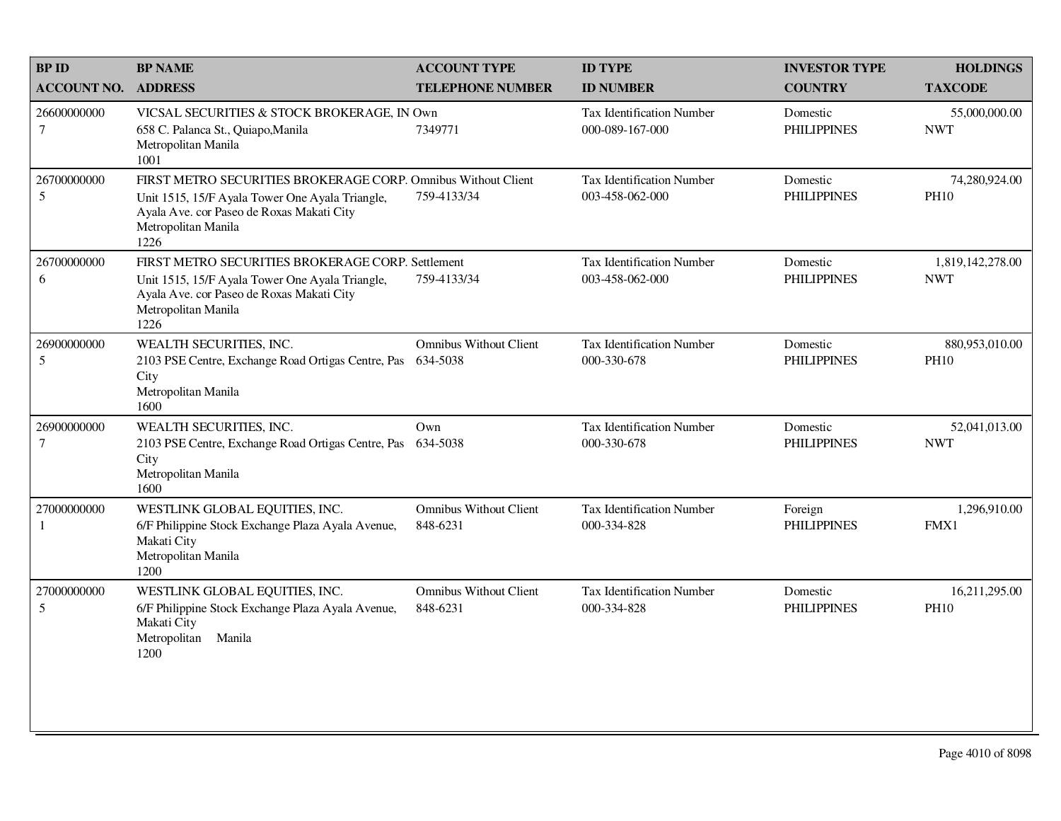| BP ID<br>ACCOUNT NO. | BP NAME<br>ADDRESS | ACCOUNT TYPE<br>TELEPHONE NUMBER | ID TYPE<br>ID NUMBER | INVESTOR TYPE<br>COUNTRY | HOLDINGS<br>TAXCODE |
|---|---|---|---|---|---|
| 26600000000<br>7 | VICSAL SECURITIES & STOCK BROKERAGE, IN<br>658 C. Palanca St., Quiapo,Manila<br>Metropolitan Manila<br>1001 | Own<br>7349771 | Tax Identification Number<br>000-089-167-000 | Domestic<br>PHILIPPINES | 55,000,000.00<br>NWT |
| 26700000000<br>5 | FIRST METRO SECURITIES BROKERAGE CORP.<br>Unit 1515, 15/F Ayala Tower One Ayala Triangle, Ayala Ave. cor Paseo de Roxas Makati City<br>Metropolitan Manila<br>1226 | Omnibus Without Client<br>759-4133/34 | Tax Identification Number<br>003-458-062-000 | Domestic<br>PHILIPPINES | 74,280,924.00<br>PH10 |
| 26700000000<br>6 | FIRST METRO SECURITIES BROKERAGE CORP.<br>Unit 1515, 15/F Ayala Tower One Ayala Triangle, Ayala Ave. cor Paseo de Roxas Makati City<br>Metropolitan Manila<br>1226 | Settlement<br>759-4133/34 | Tax Identification Number<br>003-458-062-000 | Domestic<br>PHILIPPINES | 1,819,142,278.00<br>NWT |
| 26900000000<br>5 | WEALTH SECURITIES, INC.<br>2103 PSE Centre, Exchange Road Ortigas Centre, Pas City<br>Metropolitan Manila<br>1600 | Omnibus Without Client<br>634-5038 | Tax Identification Number<br>000-330-678 | Domestic<br>PHILIPPINES | 880,953,010.00<br>PH10 |
| 26900000000<br>7 | WEALTH SECURITIES, INC.<br>2103 PSE Centre, Exchange Road Ortigas Centre, Pas City<br>Metropolitan Manila<br>1600 | Own<br>634-5038 | Tax Identification Number<br>000-330-678 | Domestic<br>PHILIPPINES | 52,041,013.00<br>NWT |
| 27000000000<br>1 | WESTLINK GLOBAL EQUITIES, INC.<br>6/F Philippine Stock Exchange Plaza Ayala Avenue, Makati City<br>Metropolitan Manila<br>1200 | Omnibus Without Client<br>848-6231 | Tax Identification Number<br>000-334-828 | Foreign<br>PHILIPPINES | 1,296,910.00<br>FMX1 |
| 27000000000<br>5 | WESTLINK GLOBAL EQUITIES, INC.<br>6/F Philippine Stock Exchange Plaza Ayala Avenue, Makati City<br>Metropolitan Manila<br>1200 | Omnibus Without Client<br>848-6231 | Tax Identification Number<br>000-334-828 | Domestic<br>PHILIPPINES | 16,211,295.00<br>PH10 |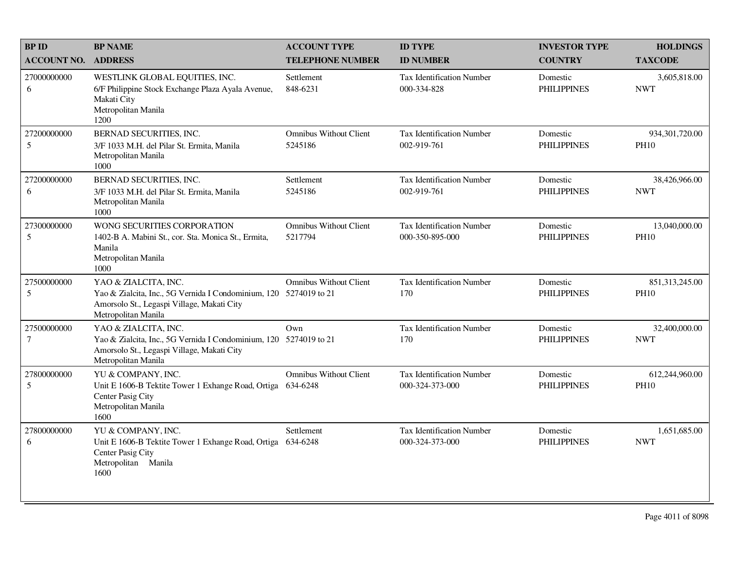| BP ID<br>ACCOUNT NO. | BP NAME<br>ADDRESS | ACCOUNT TYPE<br>TELEPHONE NUMBER | ID TYPE<br>ID NUMBER | INVESTOR TYPE<br>COUNTRY | HOLDINGS<br>TAXCODE |
|---|---|---|---|---|---|
| 27000000000<br>6 | WESTLINK GLOBAL EQUITIES, INC.<br>6/F Philippine Stock Exchange Plaza Ayala Avenue, Makati City<br>Metropolitan Manila<br>1200 | Settlement<br>848-6231 | Tax Identification Number<br>000-334-828 | Domestic<br>PHILIPPINES | 3,605,818.00<br>NWT |
| 27200000000<br>5 | BERNAD SECURITIES, INC.<br>3/F 1033 M.H. del Pilar St. Ermita, Manila<br>Metropolitan Manila<br>1000 | Omnibus Without Client<br>5245186 | Tax Identification Number<br>002-919-761 | Domestic<br>PHILIPPINES | 934,301,720.00<br>PH10 |
| 27200000000<br>6 | BERNAD SECURITIES, INC.<br>3/F 1033 M.H. del Pilar St. Ermita, Manila<br>Metropolitan Manila<br>1000 | Settlement<br>5245186 | Tax Identification Number<br>002-919-761 | Domestic<br>PHILIPPINES | 38,426,966.00<br>NWT |
| 27300000000<br>5 | WONG SECURITIES CORPORATION<br>1402-B A. Mabini St., cor. Sta. Monica St., Ermita, Manila<br>Metropolitan Manila<br>1000 | Omnibus Without Client<br>5217794 | Tax Identification Number<br>000-350-895-000 | Domestic<br>PHILIPPINES | 13,040,000.00<br>PH10 |
| 27500000000<br>5 | YAO & ZIALCITA, INC.<br>Yao & Zialcita, Inc., 5G Vernida I Condominium, 120 Amorsolo St., Legaspi Village, Makati City<br>Metropolitan Manila | Omnibus Without Client<br>5274019 to 21 | Tax Identification Number<br>170 | Domestic<br>PHILIPPINES | 851,313,245.00<br>PH10 |
| 27500000000<br>7 | YAO & ZIALCITA, INC.<br>Yao & Zialcita, Inc., 5G Vernida I Condominium, 120 Amorsolo St., Legaspi Village, Makati City<br>Metropolitan Manila | Own<br>5274019 to 21 | Tax Identification Number<br>170 | Domestic<br>PHILIPPINES | 32,400,000.00<br>NWT |
| 27800000000<br>5 | YU & COMPANY, INC.<br>Unit E 1606-B Tektite Tower 1 Exhange Road, Ortiga Center Pasig City<br>Metropolitan Manila<br>1600 | Omnibus Without Client<br>634-6248 | Tax Identification Number<br>000-324-373-000 | Domestic<br>PHILIPPINES | 612,244,960.00<br>PH10 |
| 27800000000<br>6 | YU & COMPANY, INC.<br>Unit E 1606-B Tektite Tower 1 Exhange Road, Ortiga Center Pasig City<br>Metropolitan Manila<br>1600 | Settlement<br>634-6248 | Tax Identification Number<br>000-324-373-000 | Domestic<br>PHILIPPINES | 1,651,685.00<br>NWT |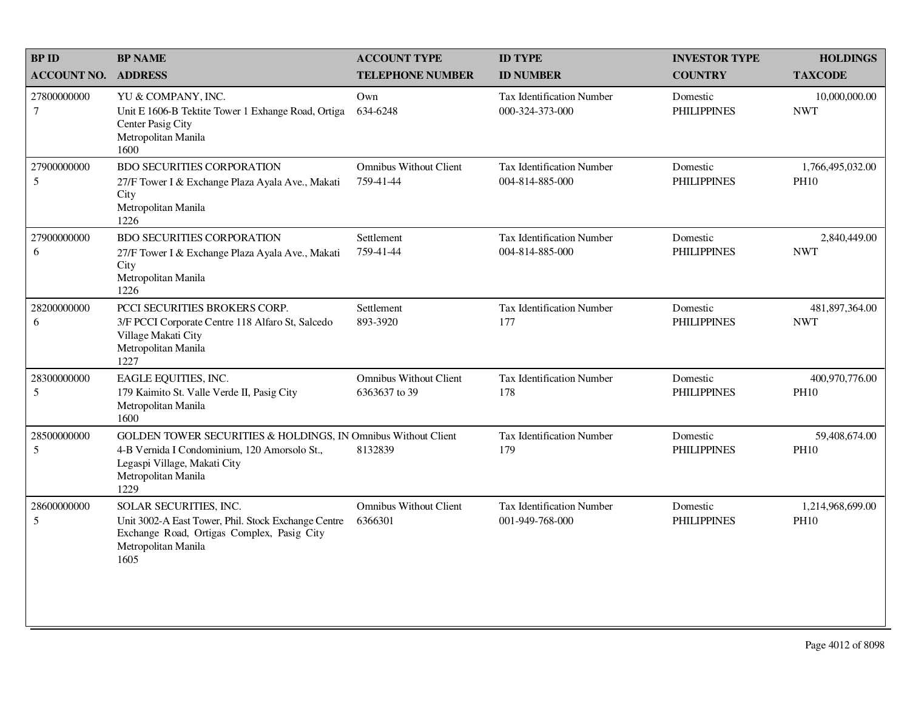| BP ID<br>ACCOUNT NO. | BP NAME<br>ADDRESS | ACCOUNT TYPE<br>TELEPHONE NUMBER | ID TYPE<br>ID NUMBER | INVESTOR TYPE<br>COUNTRY | HOLDINGS<br>TAXCODE |
|---|---|---|---|---|---|
| 27800000000<br>7 | YU & COMPANY, INC.<br>Unit E 1606-B Tektite Tower 1 Exhange Road, Ortiga Center Pasig City<br>Metropolitan Manila<br>1600 | Own<br>634-6248 | Tax Identification Number<br>000-324-373-000 | Domestic<br>PHILIPPINES | 10,000,000.00<br>NWT |
| 27900000000<br>5 | BDO SECURITIES CORPORATION<br>27/F Tower I & Exchange Plaza Ayala Ave., Makati City<br>Metropolitan Manila<br>1226 | Omnibus Without Client<br>759-41-44 | Tax Identification Number<br>004-814-885-000 | Domestic<br>PHILIPPINES | 1,766,495,032.00<br>PH10 |
| 27900000000<br>6 | BDO SECURITIES CORPORATION<br>27/F Tower I & Exchange Plaza Ayala Ave., Makati City<br>Metropolitan Manila<br>1226 | Settlement<br>759-41-44 | Tax Identification Number<br>004-814-885-000 | Domestic<br>PHILIPPINES | 2,840,449.00<br>NWT |
| 28200000000<br>6 | PCCI SECURITIES BROKERS CORP.<br>3/F PCCI Corporate Centre 118 Alfaro St, Salcedo Village Makati City<br>Metropolitan Manila<br>1227 | Settlement<br>893-3920 | Tax Identification Number<br>177 | Domestic<br>PHILIPPINES | 481,897,364.00<br>NWT |
| 28300000000<br>5 | EAGLE EQUITIES, INC.<br>179 Kaimito St. Valle Verde II, Pasig City<br>Metropolitan Manila<br>1600 | Omnibus Without Client<br>6363637 to 39 | Tax Identification Number<br>178 | Domestic<br>PHILIPPINES | 400,970,776.00<br>PH10 |
| 28500000000<br>5 | GOLDEN TOWER SECURITIES & HOLDINGS, IN<br>4-B Vernida I Condominium, 120 Amorsolo St., Legaspi Village, Makati City<br>Metropolitan Manila<br>1229 | Omnibus Without Client<br>8132839 | Tax Identification Number<br>179 | Domestic<br>PHILIPPINES | 59,408,674.00<br>PH10 |
| 28600000000<br>5 | SOLAR SECURITIES, INC.<br>Unit 3002-A East Tower, Phil. Stock Exchange Centre Exchange Road, Ortigas Complex, Pasig City<br>Metropolitan Manila<br>1605 | Omnibus Without Client<br>6366301 | Tax Identification Number<br>001-949-768-000 | Domestic<br>PHILIPPINES | 1,214,968,699.00<br>PH10 |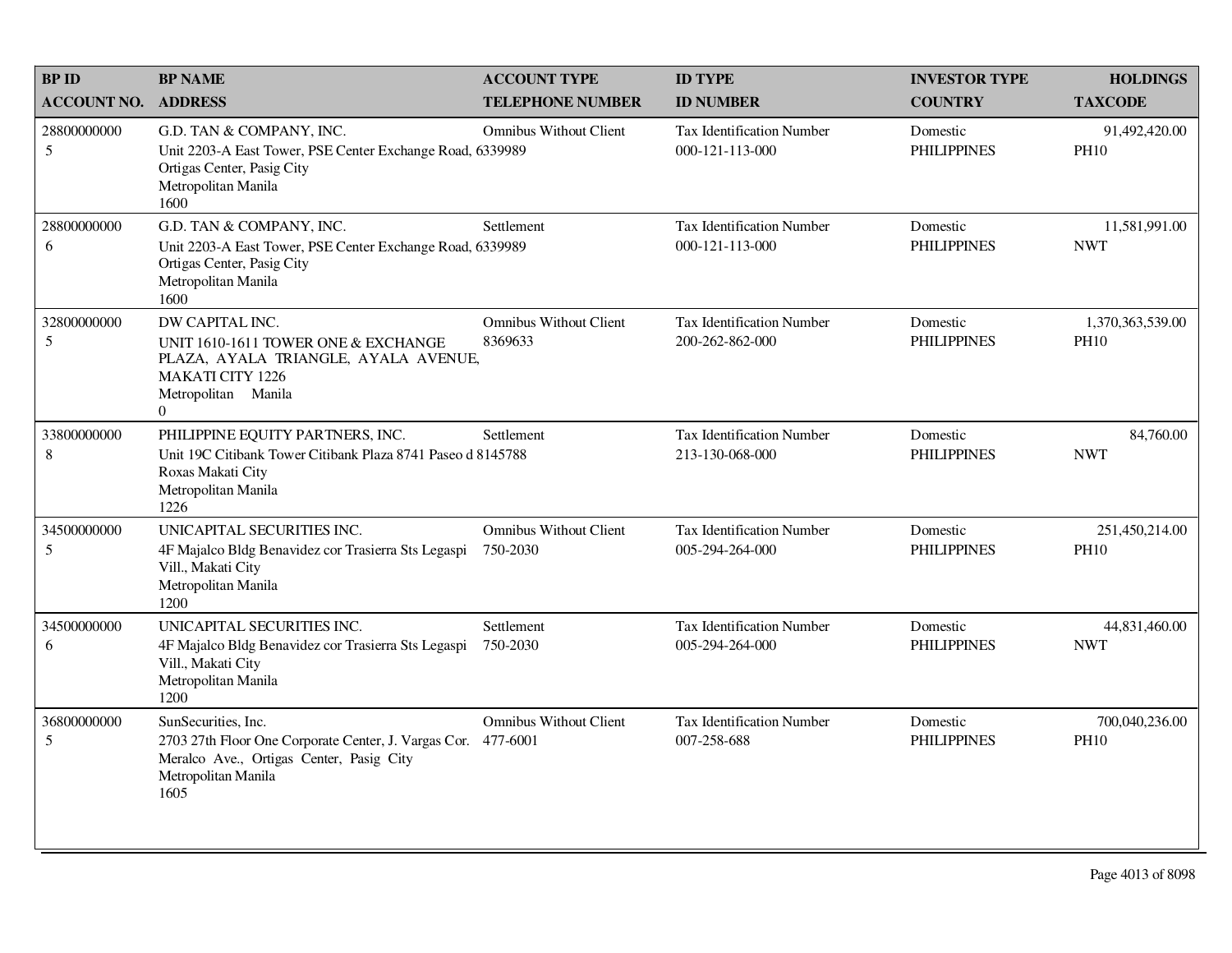| BP ID<br>ACCOUNT NO. | BP NAME<br>ADDRESS | ACCOUNT TYPE<br>TELEPHONE NUMBER | ID TYPE<br>ID NUMBER | INVESTOR TYPE<br>COUNTRY | HOLDINGS<br>TAXCODE |
|---|---|---|---|---|---|
| 28800000000<br>5 | G.D. TAN & COMPANY, INC.<br>Unit 2203-A East Tower, PSE Center Exchange Road, Ortigas Center, Pasig City<br>Metropolitan Manila<br>1600 | Omnibus Without Client<br>6339989 | Tax Identification Number<br>000-121-113-000 | Domestic<br>PHILIPPINES | 91,492,420.00<br>PH10 |
| 28800000000<br>6 | G.D. TAN & COMPANY, INC.<br>Unit 2203-A East Tower, PSE Center Exchange Road, Ortigas Center, Pasig City<br>Metropolitan Manila<br>1600 | Settlement<br>6339989 | Tax Identification Number<br>000-121-113-000 | Domestic<br>PHILIPPINES | 11,581,991.00<br>NWT |
| 32800000000<br>5 | DW CAPITAL INC.<br>UNIT 1610-1611 TOWER ONE & EXCHANGE PLAZA, AYALA TRIANGLE, AYALA AVENUE, MAKATI CITY 1226<br>Metropolitan Manila<br>0 | Omnibus Without Client<br>8369633 | Tax Identification Number<br>200-262-862-000 | Domestic<br>PHILIPPINES | 1,370,363,539.00<br>PH10 |
| 33800000000<br>8 | PHILIPPINE EQUITY PARTNERS, INC.<br>Unit 19C Citibank Tower Citibank Plaza 8741 Paseo d Roxas Makati City<br>Metropolitan Manila<br>1226 | Settlement<br>8145788 | Tax Identification Number<br>213-130-068-000 | Domestic<br>PHILIPPINES | 84,760.00<br>NWT |
| 34500000000<br>5 | UNICAPITAL SECURITIES INC.<br>4F Majalco Bldg Benavidez cor Trasierra Sts Legaspi Vill., Makati City<br>Metropolitan Manila<br>1200 | Omnibus Without Client<br>750-2030 | Tax Identification Number<br>005-294-264-000 | Domestic<br>PHILIPPINES | 251,450,214.00<br>PH10 |
| 34500000000<br>6 | UNICAPITAL SECURITIES INC.<br>4F Majalco Bldg Benavidez cor Trasierra Sts Legaspi Vill., Makati City<br>Metropolitan Manila<br>1200 | Settlement<br>750-2030 | Tax Identification Number<br>005-294-264-000 | Domestic<br>PHILIPPINES | 44,831,460.00<br>NWT |
| 36800000000<br>5 | SunSecurities, Inc.<br>2703 27th Floor One Corporate Center, J. Vargas Cor. Meralco Ave., Ortigas Center, Pasig City<br>Metropolitan Manila<br>1605 | Omnibus Without Client<br>477-6001 | Tax Identification Number<br>007-258-688 | Domestic<br>PHILIPPINES | 700,040,236.00<br>PH10 |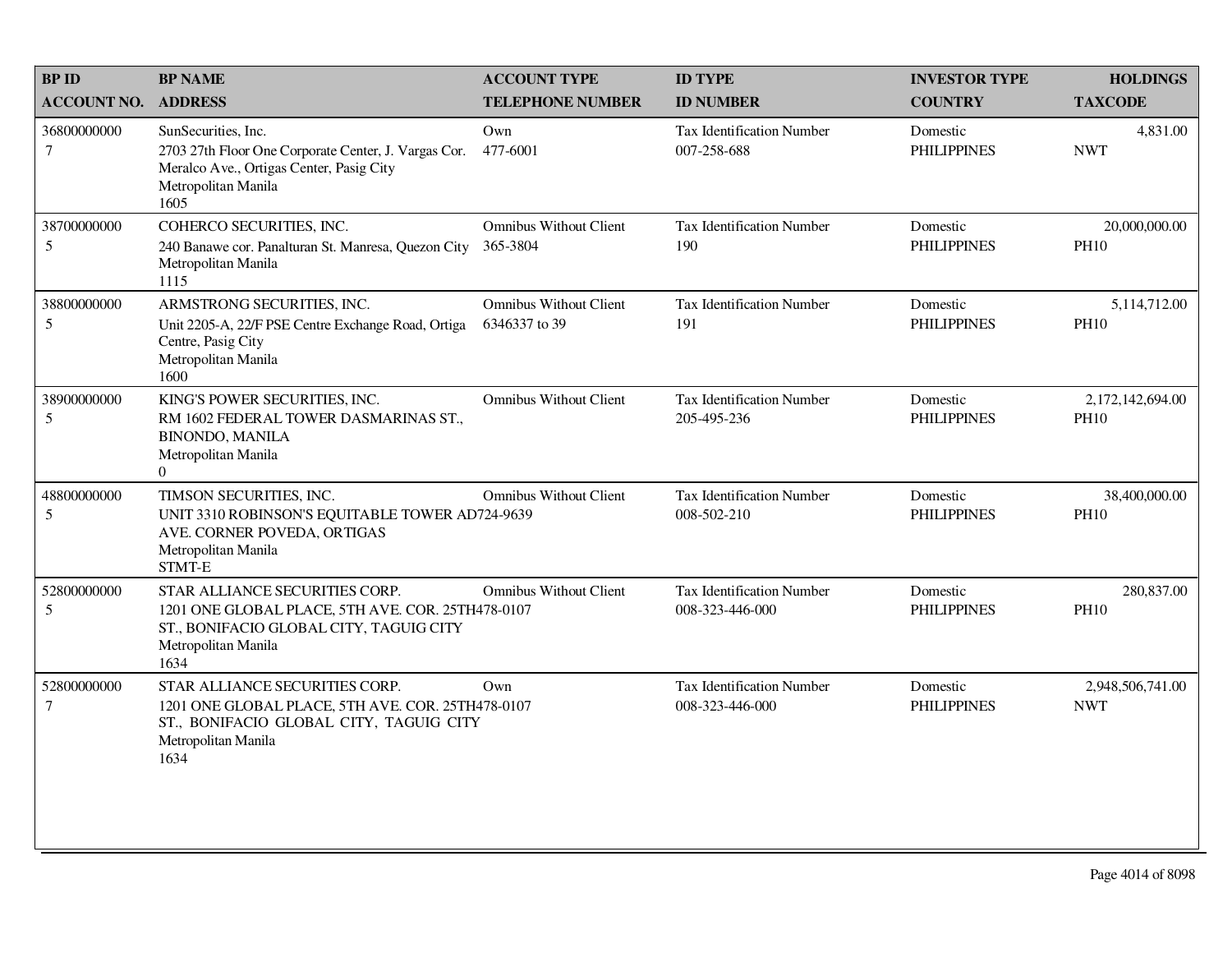| BP ID<br>ACCOUNT NO. | BP NAME<br>ADDRESS | ACCOUNT TYPE<br>TELEPHONE NUMBER | ID TYPE<br>ID NUMBER | INVESTOR TYPE<br>COUNTRY | HOLDINGS<br>TAXCODE |
|---|---|---|---|---|---|
| 36800000000<br>7 | SunSecurities, Inc.<br>2703 27th Floor One Corporate Center, J. Vargas Cor. Meralco Ave., Ortigas Center, Pasig City<br>Metropolitan Manila<br>1605 | Own<br>477-6001 | Tax Identification Number<br>007-258-688 | Domestic<br>PHILIPPINES | 4,831.00<br>NWT |
| 38700000000<br>5 | COHERCO SECURITIES, INC.<br>240 Banawe cor. Panalturan St. Manresa, Quezon City<br>Metropolitan Manila<br>1115 | Omnibus Without Client<br>365-3804 | Tax Identification Number<br>190 | Domestic<br>PHILIPPINES | 20,000,000.00<br>PH10 |
| 38800000000<br>5 | ARMSTRONG SECURITIES, INC.<br>Unit 2205-A, 22/F PSE Centre Exchange Road, Ortiga Centre, Pasig City<br>Metropolitan Manila<br>1600 | Omnibus Without Client<br>6346337 to 39 | Tax Identification Number<br>191 | Domestic<br>PHILIPPINES | 5,114,712.00<br>PH10 |
| 38900000000<br>5 | KING'S POWER SECURITIES, INC.<br>RM 1602 FEDERAL TOWER DASMARINAS ST., BINONDO, MANILA<br>Metropolitan Manila<br>0 | Omnibus Without Client | Tax Identification Number<br>205-495-236 | Domestic<br>PHILIPPINES | 2,172,142,694.00<br>PH10 |
| 48800000000<br>5 | TIMSON SECURITIES, INC.<br>UNIT 3310 ROBINSON'S EQUITABLE TOWER ADB AVE. CORNER POVEDA, ORTIGAS<br>Metropolitan Manila<br>STMT-E | Omnibus Without Client<br>724-9639 | Tax Identification Number<br>008-502-210 | Domestic<br>PHILIPPINES | 38,400,000.00<br>PH10 |
| 52800000000<br>5 | STAR ALLIANCE SECURITIES CORP.<br>1201 ONE GLOBAL PLACE, 5TH AVE. COR. 25TH ST., BONIFACIO GLOBAL CITY, TAGUIG CITY<br>Metropolitan Manila<br>1634 | Omnibus Without Client<br>478-0107 | Tax Identification Number<br>008-323-446-000 | Domestic<br>PHILIPPINES | 280,837.00<br>PH10 |
| 52800000000<br>7 | STAR ALLIANCE SECURITIES CORP.<br>1201 ONE GLOBAL PLACE, 5TH AVE. COR. 25TH ST., BONIFACIO GLOBAL CITY, TAGUIG CITY<br>Metropolitan Manila<br>1634 | Own<br>478-0107 | Tax Identification Number<br>008-323-446-000 | Domestic<br>PHILIPPINES | 2,948,506,741.00<br>NWT |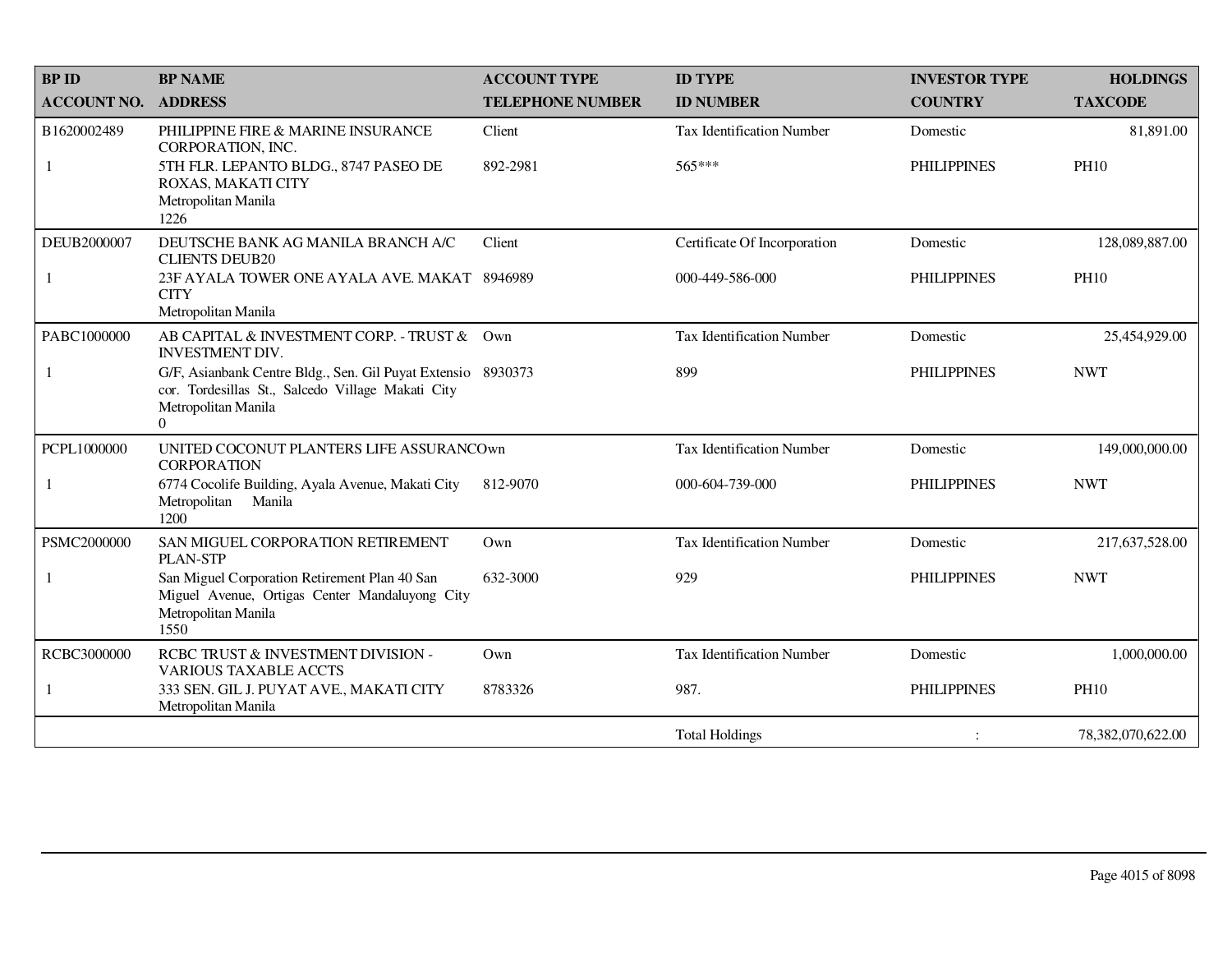| BP ID<br>ACCOUNT NO. | BP NAME<br>ADDRESS | ACCOUNT TYPE<br>TELEPHONE NUMBER | ID TYPE<br>ID NUMBER | INVESTOR TYPE<br>COUNTRY | HOLDINGS<br>TAXCODE |
|---|---|---|---|---|---|
| B1620002489<br>1 | PHILIPPINE FIRE & MARINE INSURANCE CORPORATION, INC.<br>5TH FLR. LEPANTO BLDG., 8747 PASEO DE ROXAS, MAKATI CITY<br>Metropolitan Manila<br>1226 | Client<br>892-2981 | Tax Identification Number<br>565*** | Domestic<br>PHILIPPINES | 81,891.00<br>PH10 |
| DEUB2000007<br>1 | DEUTSCHE BANK AG MANILA BRANCH A/C CLIENTS DEUB20<br>23F AYALA TOWER ONE AYALA AVE. MAKAT CITY<br>Metropolitan Manila | Client<br>8946989 | Certificate Of Incorporation<br>000-449-586-000 | Domestic<br>PHILIPPINES | 128,089,887.00<br>PH10 |
| PABC1000000<br>1 | AB CAPITAL & INVESTMENT CORP. - TRUST & INVESTMENT DIV.<br>G/F, Asianbank Centre Bldg., Sen. Gil Puyat Extensio cor. Tordesillas St., Salcedo Village Makati City<br>Metropolitan Manila<br>0 | Own<br>8930373 | Tax Identification Number<br>899 | Domestic<br>PHILIPPINES | 25,454,929.00<br>NWT |
| PCPL1000000<br>1 | UNITED COCONUT PLANTERS LIFE ASSURANCE CORPORATION<br>6774 Cocolife Building, Ayala Avenue, Makati City<br>Metropolitan Manila<br>1200 | Own<br>812-9070 | Tax Identification Number<br>000-604-739-000 | Domestic<br>PHILIPPINES | 149,000,000.00<br>NWT |
| PSMC2000000<br>1 | SAN MIGUEL CORPORATION RETIREMENT PLAN-STP<br>San Miguel Corporation Retirement Plan 40 San Miguel Avenue, Ortigas Center Mandaluyong City<br>Metropolitan Manila<br>1550 | Own<br>632-3000 | Tax Identification Number<br>929 | Domestic<br>PHILIPPINES | 217,637,528.00<br>NWT |
| RCBC3000000<br>1 | RCBC TRUST & INVESTMENT DIVISION - VARIOUS TAXABLE ACCTS<br>333 SEN. GIL J. PUYAT AVE., MAKATI CITY<br>Metropolitan Manila | Own<br>8783326 | Tax Identification Number<br>987. | Domestic<br>PHILIPPINES | 1,000,000.00<br>PH10 |
| | | | Total Holdings | : | 78,382,070,622.00 |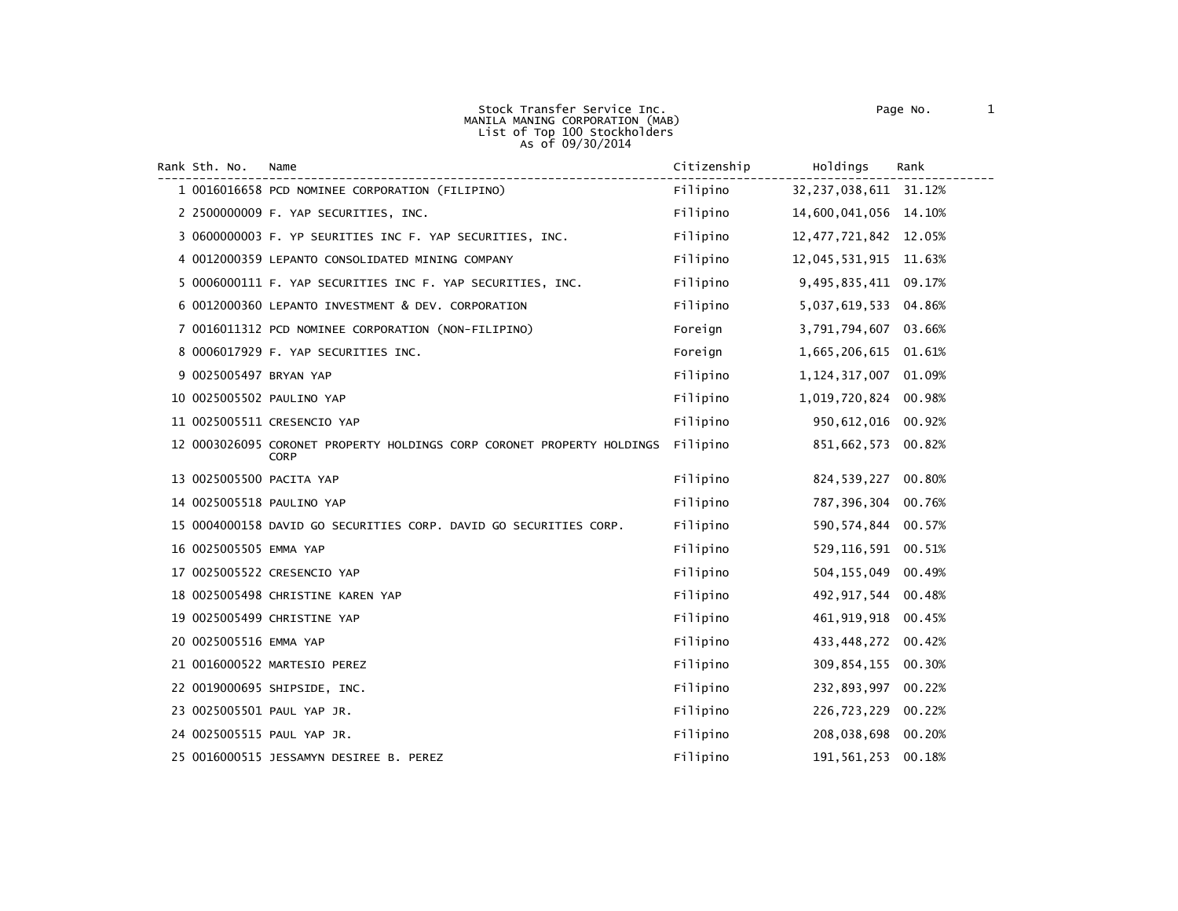Stock Transfer Service Inc.
MANILA MANING CORPORATION (MAB)
List of Top 100 Stockholders
As of 09/30/2014

| Rank | Sth. No. | Name | Citizenship | Holdings | Rank |
|---|---|---|---|---|---|
| 1 | 0016016658 | PCD NOMINEE CORPORATION (FILIPINO) | Filipino | 32,237,038,611 | 31.12% |
| 2 | 2500000009 | F. YAP SECURITIES, INC. | Filipino | 14,600,041,056 | 14.10% |
| 3 | 0600000003 | F. YP SEURITIES INC F. YAP SECURITIES, INC. | Filipino | 12,477,721,842 | 12.05% |
| 4 | 0012000359 | LEPANTO CONSOLIDATED MINING COMPANY | Filipino | 12,045,531,915 | 11.63% |
| 5 | 0006000111 | F. YAP SECURITIES INC F. YAP SECURITIES, INC. | Filipino | 9,495,835,411 | 09.17% |
| 6 | 0012000360 | LEPANTO INVESTMENT & DEV. CORPORATION | Filipino | 5,037,619,533 | 04.86% |
| 7 | 0016011312 | PCD NOMINEE CORPORATION (NON-FILIPINO) | Foreign | 3,791,794,607 | 03.66% |
| 8 | 0006017929 | F. YAP SECURITIES INC. | Foreign | 1,665,206,615 | 01.61% |
| 9 | 0025005497 | BRYAN YAP | Filipino | 1,124,317,007 | 01.09% |
| 10 | 0025005502 | PAULINO YAP | Filipino | 1,019,720,824 | 00.98% |
| 11 | 0025005511 | CRESENCIO YAP | Filipino | 950,612,016 | 00.92% |
| 12 | 0003026095 | CORONET PROPERTY HOLDINGS CORP CORONET PROPERTY HOLDINGS CORP | Filipino | 851,662,573 | 00.82% |
| 13 | 0025005500 | PACITA YAP | Filipino | 824,539,227 | 00.80% |
| 14 | 0025005518 | PAULINO YAP | Filipino | 787,396,304 | 00.76% |
| 15 | 0004000158 | DAVID GO SECURITIES CORP. DAVID GO SECURITIES CORP. | Filipino | 590,574,844 | 00.57% |
| 16 | 0025005505 | EMMA YAP | Filipino | 529,116,591 | 00.51% |
| 17 | 0025005522 | CRESENCIO YAP | Filipino | 504,155,049 | 00.49% |
| 18 | 0025005498 | CHRISTINE KAREN YAP | Filipino | 492,917,544 | 00.48% |
| 19 | 0025005499 | CHRISTINE YAP | Filipino | 461,919,918 | 00.45% |
| 20 | 0025005516 | EMMA YAP | Filipino | 433,448,272 | 00.42% |
| 21 | 0016000522 | MARTESIO PEREZ | Filipino | 309,854,155 | 00.30% |
| 22 | 0019000695 | SHIPSIDE, INC. | Filipino | 232,893,997 | 00.22% |
| 23 | 0025005501 | PAUL YAP JR. | Filipino | 226,723,229 | 00.22% |
| 24 | 0025005515 | PAUL YAP JR. | Filipino | 208,038,698 | 00.20% |
| 25 | 0016000515 | JESSAMYN DESIREE B. PEREZ | Filipino | 191,561,253 | 00.18% |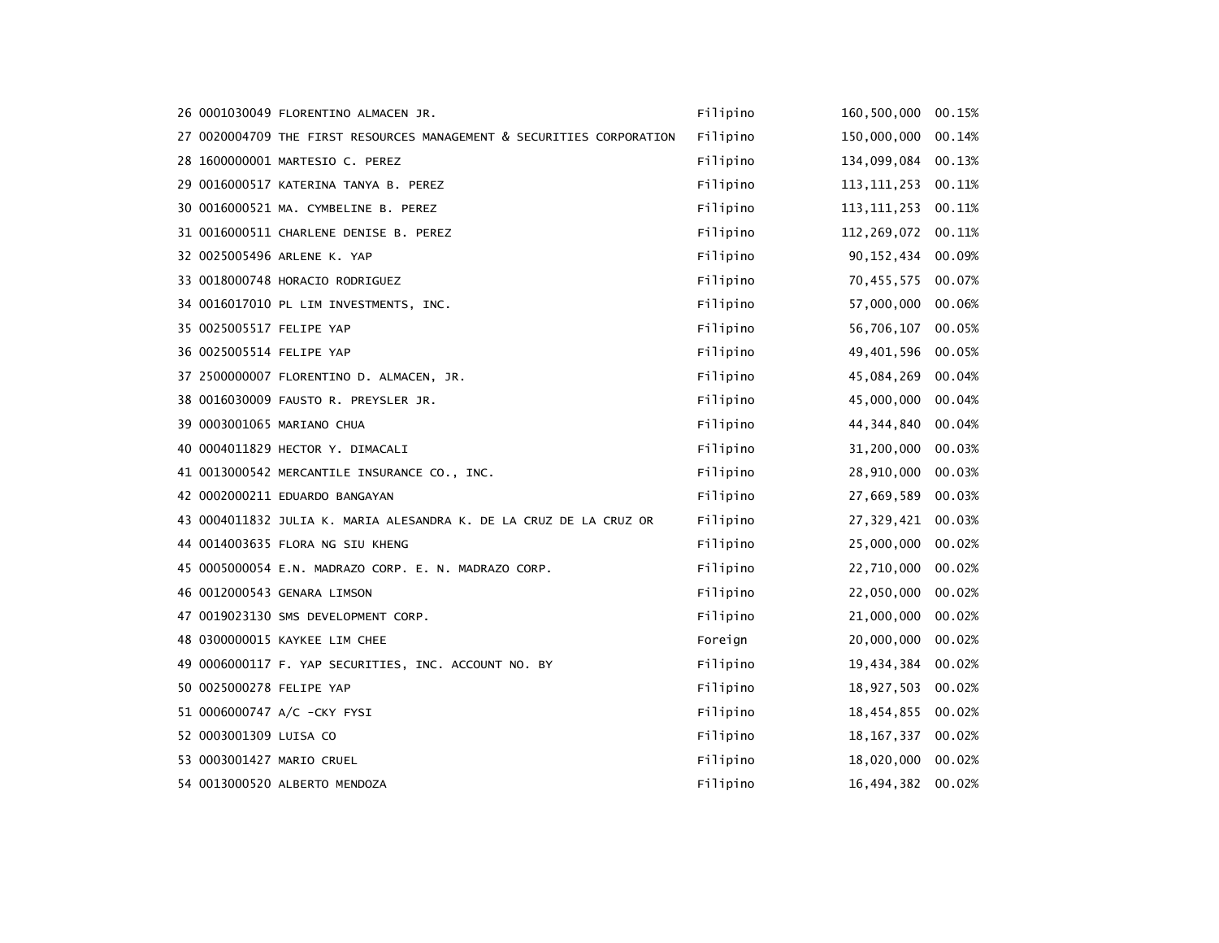| | | | | | |
|---|---|---|---|---|---|
| 26 | 0001030049 | FLORENTINO ALMACEN JR. | Filipino | 160,500,000 | 00.15% |
| 27 | 0020004709 | THE FIRST RESOURCES MANAGEMENT & SECURITIES CORPORATION | Filipino | 150,000,000 | 00.14% |
| 28 | 1600000001 | MARTESIO C. PEREZ | Filipino | 134,099,084 | 00.13% |
| 29 | 0016000517 | KATERINA TANYA B. PEREZ | Filipino | 113,111,253 | 00.11% |
| 30 | 0016000521 | MA. CYMBELINE B. PEREZ | Filipino | 113,111,253 | 00.11% |
| 31 | 0016000511 | CHARLENE DENISE B. PEREZ | Filipino | 112,269,072 | 00.11% |
| 32 | 0025005496 | ARLENE K. YAP | Filipino | 90,152,434 | 00.09% |
| 33 | 0018000748 | HORACIO RODRIGUEZ | Filipino | 70,455,575 | 00.07% |
| 34 | 0016017010 | PL LIM INVESTMENTS, INC. | Filipino | 57,000,000 | 00.06% |
| 35 | 0025005517 | FELIPE YAP | Filipino | 56,706,107 | 00.05% |
| 36 | 0025005514 | FELIPE YAP | Filipino | 49,401,596 | 00.05% |
| 37 | 2500000007 | FLORENTINO D. ALMACEN, JR. | Filipino | 45,084,269 | 00.04% |
| 38 | 0016030009 | FAUSTO R. PREYSLER JR. | Filipino | 45,000,000 | 00.04% |
| 39 | 0003001065 | MARIANO CHUA | Filipino | 44,344,840 | 00.04% |
| 40 | 0004011829 | HECTOR Y. DIMACALI | Filipino | 31,200,000 | 00.03% |
| 41 | 0013000542 | MERCANTILE INSURANCE CO., INC. | Filipino | 28,910,000 | 00.03% |
| 42 | 0002000211 | EDUARDO BANGAYAN | Filipino | 27,669,589 | 00.03% |
| 43 | 0004011832 | JULIA K. MARIA ALESANDRA K. DE LA CRUZ DE LA CRUZ OR | Filipino | 27,329,421 | 00.03% |
| 44 | 0014003635 | FLORA NG SIU KHENG | Filipino | 25,000,000 | 00.02% |
| 45 | 0005000054 | E.N. MADRAZO CORP. E. N. MADRAZO CORP. | Filipino | 22,710,000 | 00.02% |
| 46 | 0012000543 | GENARA LIMSON | Filipino | 22,050,000 | 00.02% |
| 47 | 0019023130 | SMS DEVELOPMENT CORP. | Filipino | 21,000,000 | 00.02% |
| 48 | 0300000015 | KAYKEE LIM CHEE | Foreign | 20,000,000 | 00.02% |
| 49 | 0006000117 | F. YAP SECURITIES, INC. ACCOUNT NO. BY | Filipino | 19,434,384 | 00.02% |
| 50 | 0025000278 | FELIPE YAP | Filipino | 18,927,503 | 00.02% |
| 51 | 0006000747 | A/C -CKY FYSI | Filipino | 18,454,855 | 00.02% |
| 52 | 0003001309 | LUISA CO | Filipino | 18,167,337 | 00.02% |
| 53 | 0003001427 | MARIO CRUEL | Filipino | 18,020,000 | 00.02% |
| 54 | 0013000520 | ALBERTO MENDOZA | Filipino | 16,494,382 | 00.02% |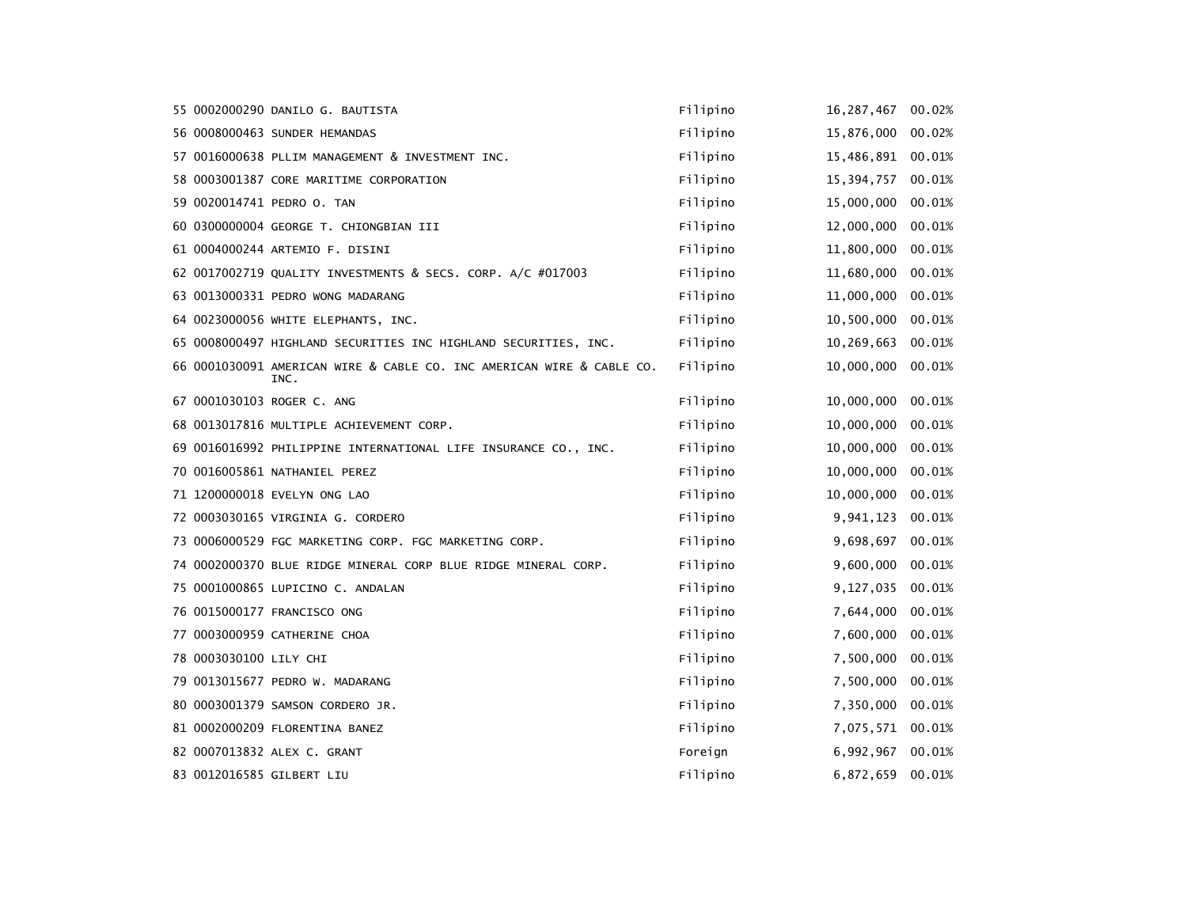| | | | | | |
|---|---|---|---|---|---|
| 55 | 0002000290 | DANILO G. BAUTISTA | Filipino | 16,287,467 | 00.02% |
| 56 | 0008000463 | SUNDER HEMANDAS | Filipino | 15,876,000 | 00.02% |
| 57 | 0016000638 | PLLIM MANAGEMENT & INVESTMENT INC. | Filipino | 15,486,891 | 00.01% |
| 58 | 0003001387 | CORE MARITIME CORPORATION | Filipino | 15,394,757 | 00.01% |
| 59 | 0020014741 | PEDRO O. TAN | Filipino | 15,000,000 | 00.01% |
| 60 | 0300000004 | GEORGE T. CHIONGBIAN III | Filipino | 12,000,000 | 00.01% |
| 61 | 0004000244 | ARTEMIO F. DISINI | Filipino | 11,800,000 | 00.01% |
| 62 | 0017002719 | QUALITY INVESTMENTS & SECS. CORP. A/C #017003 | Filipino | 11,680,000 | 00.01% |
| 63 | 0013000331 | PEDRO WONG MADARANG | Filipino | 11,000,000 | 00.01% |
| 64 | 0023000056 | WHITE ELEPHANTS, INC. | Filipino | 10,500,000 | 00.01% |
| 65 | 0008000497 | HIGHLAND SECURITIES INC HIGHLAND SECURITIES, INC. | Filipino | 10,269,663 | 00.01% |
| 66 | 0001030091 | AMERICAN WIRE & CABLE CO. INC AMERICAN WIRE & CABLE CO. INC. | Filipino | 10,000,000 | 00.01% |
| 67 | 0001030103 | ROGER C. ANG | Filipino | 10,000,000 | 00.01% |
| 68 | 0013017816 | MULTIPLE ACHIEVEMENT CORP. | Filipino | 10,000,000 | 00.01% |
| 69 | 0016016992 | PHILIPPINE INTERNATIONAL LIFE INSURANCE CO., INC. | Filipino | 10,000,000 | 00.01% |
| 70 | 0016005861 | NATHANIEL PEREZ | Filipino | 10,000,000 | 00.01% |
| 71 | 1200000018 | EVELYN ONG LAO | Filipino | 10,000,000 | 00.01% |
| 72 | 0003030165 | VIRGINIA G. CORDERO | Filipino | 9,941,123 | 00.01% |
| 73 | 0006000529 | FGC MARKETING CORP. FGC MARKETING CORP. | Filipino | 9,698,697 | 00.01% |
| 74 | 0002000370 | BLUE RIDGE MINERAL CORP BLUE RIDGE MINERAL CORP. | Filipino | 9,600,000 | 00.01% |
| 75 | 0001000865 | LUPICINO C. ANDALAN | Filipino | 9,127,035 | 00.01% |
| 76 | 0015000177 | FRANCISCO ONG | Filipino | 7,644,000 | 00.01% |
| 77 | 0003000959 | CATHERINE CHOA | Filipino | 7,600,000 | 00.01% |
| 78 | 0003030100 | LILY CHI | Filipino | 7,500,000 | 00.01% |
| 79 | 0013015677 | PEDRO W. MADARANG | Filipino | 7,500,000 | 00.01% |
| 80 | 0003001379 | SAMSON CORDERO JR. | Filipino | 7,350,000 | 00.01% |
| 81 | 0002000209 | FLORENTINA BANEZ | Filipino | 7,075,571 | 00.01% |
| 82 | 0007013832 | ALEX C. GRANT | Foreign | 6,992,967 | 00.01% |
| 83 | 0012016585 | GILBERT LIU | Filipino | 6,872,659 | 00.01% |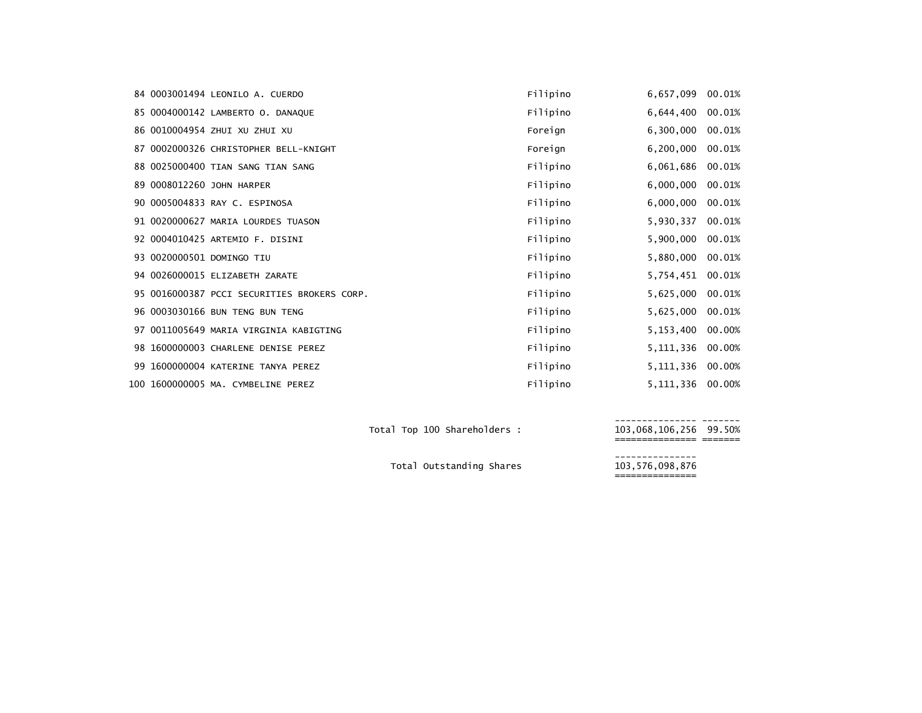| | | | | | |
|---|---|---|---|---|---|
| 84 | 0003001494 | LEONILO A. CUERDO | Filipino | 6,657,099 | 00.01% |
| 85 | 0004000142 | LAMBERTO O. DANAQUE | Filipino | 6,644,400 | 00.01% |
| 86 | 0010004954 | ZHUI XU ZHUI XU | Foreign | 6,300,000 | 00.01% |
| 87 | 0002000326 | CHRISTOPHER BELL-KNIGHT | Foreign | 6,200,000 | 00.01% |
| 88 | 0025000400 | TIAN SANG TIAN SANG | Filipino | 6,061,686 | 00.01% |
| 89 | 0008012260 | JOHN HARPER | Filipino | 6,000,000 | 00.01% |
| 90 | 0005004833 | RAY C. ESPINOSA | Filipino | 6,000,000 | 00.01% |
| 91 | 0020000627 | MARIA LOURDES TUASON | Filipino | 5,930,337 | 00.01% |
| 92 | 0004010425 | ARTEMIO F. DISINI | Filipino | 5,900,000 | 00.01% |
| 93 | 0020000501 | DOMINGO TIU | Filipino | 5,880,000 | 00.01% |
| 94 | 0026000015 | ELIZABETH ZARATE | Filipino | 5,754,451 | 00.01% |
| 95 | 0016000387 | PCCI SECURITIES BROKERS CORP. | Filipino | 5,625,000 | 00.01% |
| 96 | 0003030166 | BUN TENG BUN TENG | Filipino | 5,625,000 | 00.01% |
| 97 | 0011005649 | MARIA VIRGINIA KABIGTING | Filipino | 5,153,400 | 00.00% |
| 98 | 1600000003 | CHARLENE DENISE PEREZ | Filipino | 5,111,336 | 00.00% |
| 99 | 1600000004 | KATERINE TANYA PEREZ | Filipino | 5,111,336 | 00.00% |
| 100 | 1600000005 | MA. CYMBELINE PEREZ | Filipino | 5,111,336 | 00.00% |
| | | | Total Top 100 Shareholders : | 103,068,106,256 | 99.50% |
| | | | Total Outstanding Shares | 103,576,098,876 | |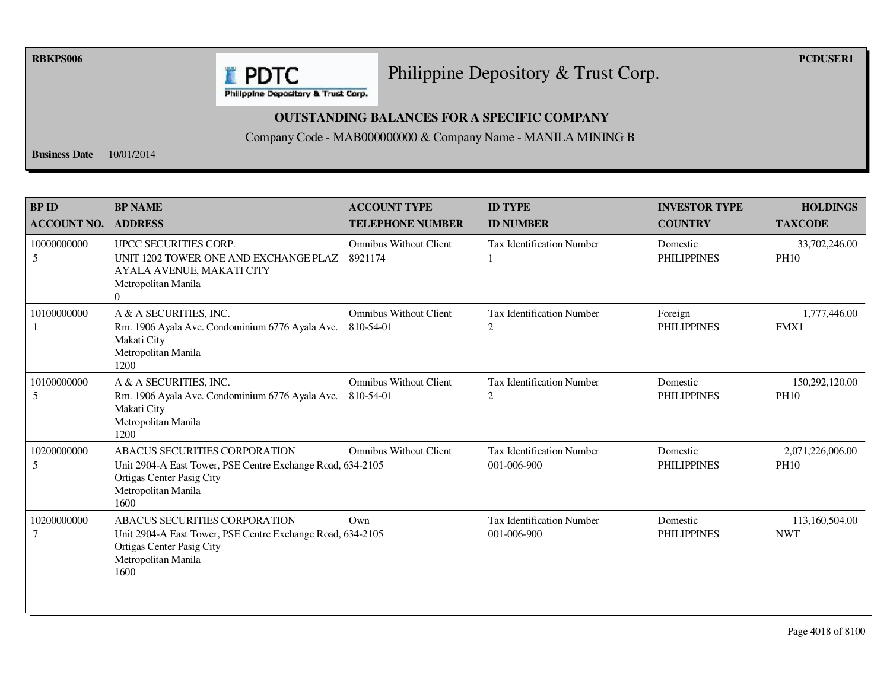RBKPS006 | PCDUSER1

# Philippine Depository & Trust Corp.

## OUTSTANDING BALANCES FOR A SPECIFIC COMPANY

Company Code - MAB000000000 & Company Name - MANILA MINING B

**Business Date** 10/01/2014

| BP ID / ACCOUNT NO. | BP NAME / ADDRESS | ACCOUNT TYPE / TELEPHONE NUMBER | ID TYPE / ID NUMBER | INVESTOR TYPE / COUNTRY | HOLDINGS / TAXCODE |
|---|---|---|---|---|---|
| 10000000000 5 | UPCC SECURITIES CORP. UNIT 1202 TOWER ONE AND EXCHANGE PLAZ AYALA AVENUE, MAKATI CITY Metropolitan Manila 0 | Omnibus Without Client 8921174 | Tax Identification Number 1 | Domestic PHILIPPINES | 33,702,246.00 PH10 |
| 10100000000 1 | A & A SECURITIES, INC. Rm. 1906 Ayala Ave. Condominium 6776 Ayala Ave. Makati City Metropolitan Manila 1200 | Omnibus Without Client 810-54-01 | Tax Identification Number 2 | Foreign PHILIPPINES | 1,777,446.00 FMX1 |
| 10100000000 5 | A & A SECURITIES, INC. Rm. 1906 Ayala Ave. Condominium 6776 Ayala Ave. Makati City Metropolitan Manila 1200 | Omnibus Without Client 810-54-01 | Tax Identification Number 2 | Domestic PHILIPPINES | 150,292,120.00 PH10 |
| 10200000000 5 | ABACUS SECURITIES CORPORATION Unit 2904-A East Tower, PSE Centre Exchange Road, Ortigas Center Pasig City Metropolitan Manila 1600 | Omnibus Without Client 634-2105 | Tax Identification Number 001-006-900 | Domestic PHILIPPINES | 2,071,226,006.00 PH10 |
| 10200000000 7 | ABACUS SECURITIES CORPORATION Unit 2904-A East Tower, PSE Centre Exchange Road, Ortigas Center Pasig City Metropolitan Manila 1600 | Own 634-2105 | Tax Identification Number 001-006-900 | Domestic PHILIPPINES | 113,160,504.00 NWT |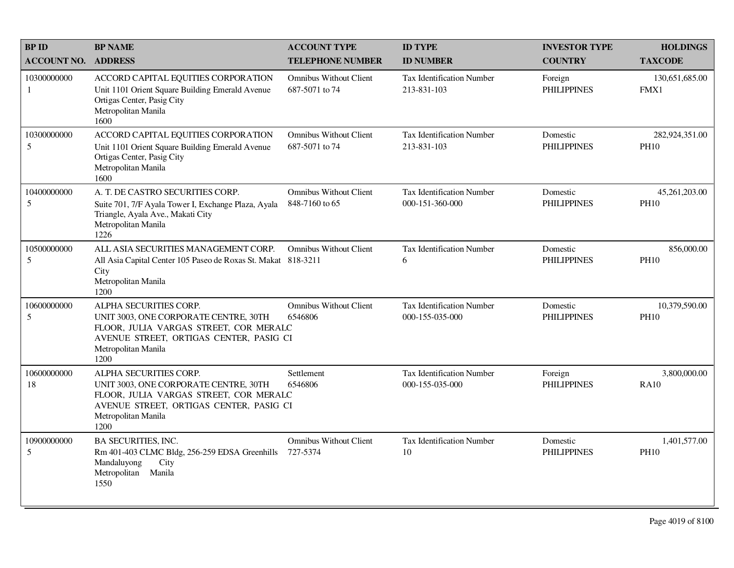| BP ID<br>ACCOUNT NO. | BP NAME<br>ADDRESS | ACCOUNT TYPE<br>TELEPHONE NUMBER | ID TYPE<br>ID NUMBER | INVESTOR TYPE<br>COUNTRY | HOLDINGS<br>TAXCODE |
|---|---|---|---|---|---|
| 10300000000<br>1 | ACCORD CAPITAL EQUITIES CORPORATION<br>Unit 1101 Orient Square Building Emerald Avenue Ortigas Center, Pasig City<br>Metropolitan Manila<br>1600 | Omnibus Without Client<br>687-5071 to 74 | Tax Identification Number<br>213-831-103 | Foreign<br>PHILIPPINES | 130,651,685.00<br>FMX1 |
| 10300000000<br>5 | ACCORD CAPITAL EQUITIES CORPORATION<br>Unit 1101 Orient Square Building Emerald Avenue Ortigas Center, Pasig City<br>Metropolitan Manila<br>1600 | Omnibus Without Client<br>687-5071 to 74 | Tax Identification Number<br>213-831-103 | Domestic<br>PHILIPPINES | 282,924,351.00<br>PH10 |
| 10400000000<br>5 | A. T. DE CASTRO SECURITIES CORP.<br>Suite 701, 7/F Ayala Tower I, Exchange Plaza, Ayala Triangle, Ayala Ave., Makati City<br>Metropolitan Manila<br>1226 | Omnibus Without Client<br>848-7160 to 65 | Tax Identification Number<br>000-151-360-000 | Domestic<br>PHILIPPINES | 45,261,203.00<br>PH10 |
| 10500000000<br>5 | ALL ASIA SECURITIES MANAGEMENT CORP.<br>All Asia Capital Center 105 Paseo de Roxas St. Makat City<br>Metropolitan Manila<br>1200 | Omnibus Without Client<br>818-3211 | Tax Identification Number<br>6 | Domestic<br>PHILIPPINES | 856,000.00<br>PH10 |
| 10600000000<br>5 | ALPHA SECURITIES CORP.<br>UNIT 3003, ONE CORPORATE CENTRE, 30TH FLOOR, JULIA VARGAS STREET, COR MERALC AVENUE STREET, ORTIGAS CENTER, PASIG CI<br>Metropolitan Manila<br>1200 | Omnibus Without Client<br>6546806 | Tax Identification Number<br>000-155-035-000 | Domestic<br>PHILIPPINES | 10,379,590.00<br>PH10 |
| 10600000000<br>18 | ALPHA SECURITIES CORP.<br>UNIT 3003, ONE CORPORATE CENTRE, 30TH FLOOR, JULIA VARGAS STREET, COR MERALC AVENUE STREET, ORTIGAS CENTER, PASIG CI<br>Metropolitan Manila<br>1200 | Settlement<br>6546806 | Tax Identification Number<br>000-155-035-000 | Foreign<br>PHILIPPINES | 3,800,000.00<br>RA10 |
| 10900000000<br>5 | BA SECURITIES, INC.<br>Rm 401-403 CLMC Bldg, 256-259 EDSA Greenhills Mandaluyong City<br>Metropolitan Manila<br>1550 | Omnibus Without Client<br>727-5374 | Tax Identification Number<br>10 | Domestic<br>PHILIPPINES | 1,401,577.00<br>PH10 |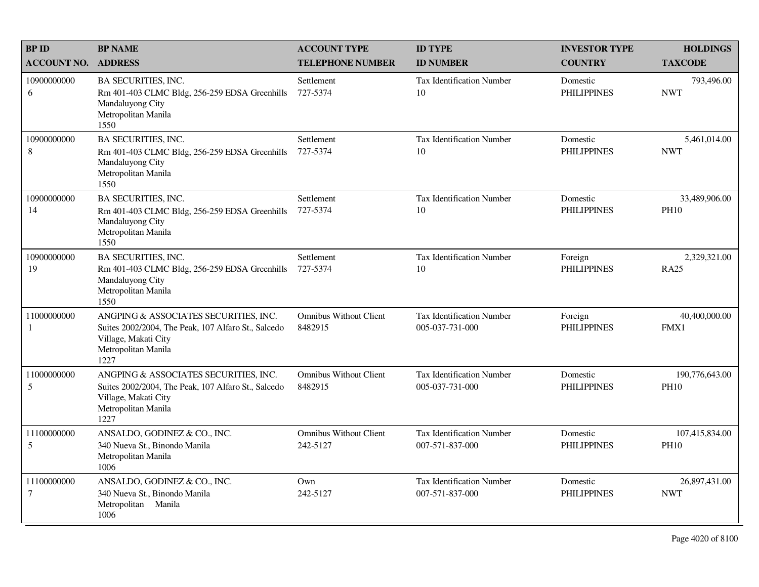| BP ID<br>ACCOUNT NO. | BP NAME<br>ADDRESS | ACCOUNT TYPE<br>TELEPHONE NUMBER | ID TYPE<br>ID NUMBER | INVESTOR TYPE<br>COUNTRY | HOLDINGS<br>TAXCODE |
|---|---|---|---|---|---|
| 10900000000<br>6 | BA SECURITIES, INC.<br>Rm 401-403 CLMC Bldg, 256-259 EDSA Greenhills<br>Mandaluyong City<br>Metropolitan Manila<br>1550 | Settlement<br>727-5374 | Tax Identification Number<br>10 | Domestic<br>PHILIPPINES | 793,496.00<br>NWT |
| 10900000000<br>8 | BA SECURITIES, INC.<br>Rm 401-403 CLMC Bldg, 256-259 EDSA Greenhills<br>Mandaluyong City<br>Metropolitan Manila<br>1550 | Settlement<br>727-5374 | Tax Identification Number<br>10 | Domestic<br>PHILIPPINES | 5,461,014.00<br>NWT |
| 10900000000<br>14 | BA SECURITIES, INC.<br>Rm 401-403 CLMC Bldg, 256-259 EDSA Greenhills<br>Mandaluyong City<br>Metropolitan Manila<br>1550 | Settlement<br>727-5374 | Tax Identification Number<br>10 | Domestic<br>PHILIPPINES | 33,489,906.00<br>PH10 |
| 10900000000<br>19 | BA SECURITIES, INC.<br>Rm 401-403 CLMC Bldg, 256-259 EDSA Greenhills<br>Mandaluyong City<br>Metropolitan Manila<br>1550 | Settlement<br>727-5374 | Tax Identification Number<br>10 | Foreign<br>PHILIPPINES | 2,329,321.00<br>RA25 |
| 11000000000<br>1 | ANGPING & ASSOCIATES SECURITIES, INC.<br>Suites 2002/2004, The Peak, 107 Alfaro St., Salcedo Village, Makati City<br>Metropolitan Manila<br>1227 | Omnibus Without Client<br>8482915 | Tax Identification Number<br>005-037-731-000 | Foreign<br>PHILIPPINES | 40,400,000.00<br>FMX1 |
| 11000000000<br>5 | ANGPING & ASSOCIATES SECURITIES, INC.<br>Suites 2002/2004, The Peak, 107 Alfaro St., Salcedo Village, Makati City<br>Metropolitan Manila<br>1227 | Omnibus Without Client<br>8482915 | Tax Identification Number<br>005-037-731-000 | Domestic<br>PHILIPPINES | 190,776,643.00<br>PH10 |
| 11100000000<br>5 | ANSALDO, GODINEZ & CO., INC.<br>340 Nueva St., Binondo Manila<br>Metropolitan Manila<br>1006 | Omnibus Without Client<br>242-5127 | Tax Identification Number<br>007-571-837-000 | Domestic<br>PHILIPPINES | 107,415,834.00<br>PH10 |
| 11100000000<br>7 | ANSALDO, GODINEZ & CO., INC.<br>340 Nueva St., Binondo Manila<br>Metropolitan Manila<br>1006 | Own<br>242-5127 | Tax Identification Number<br>007-571-837-000 | Domestic<br>PHILIPPINES | 26,897,431.00<br>NWT |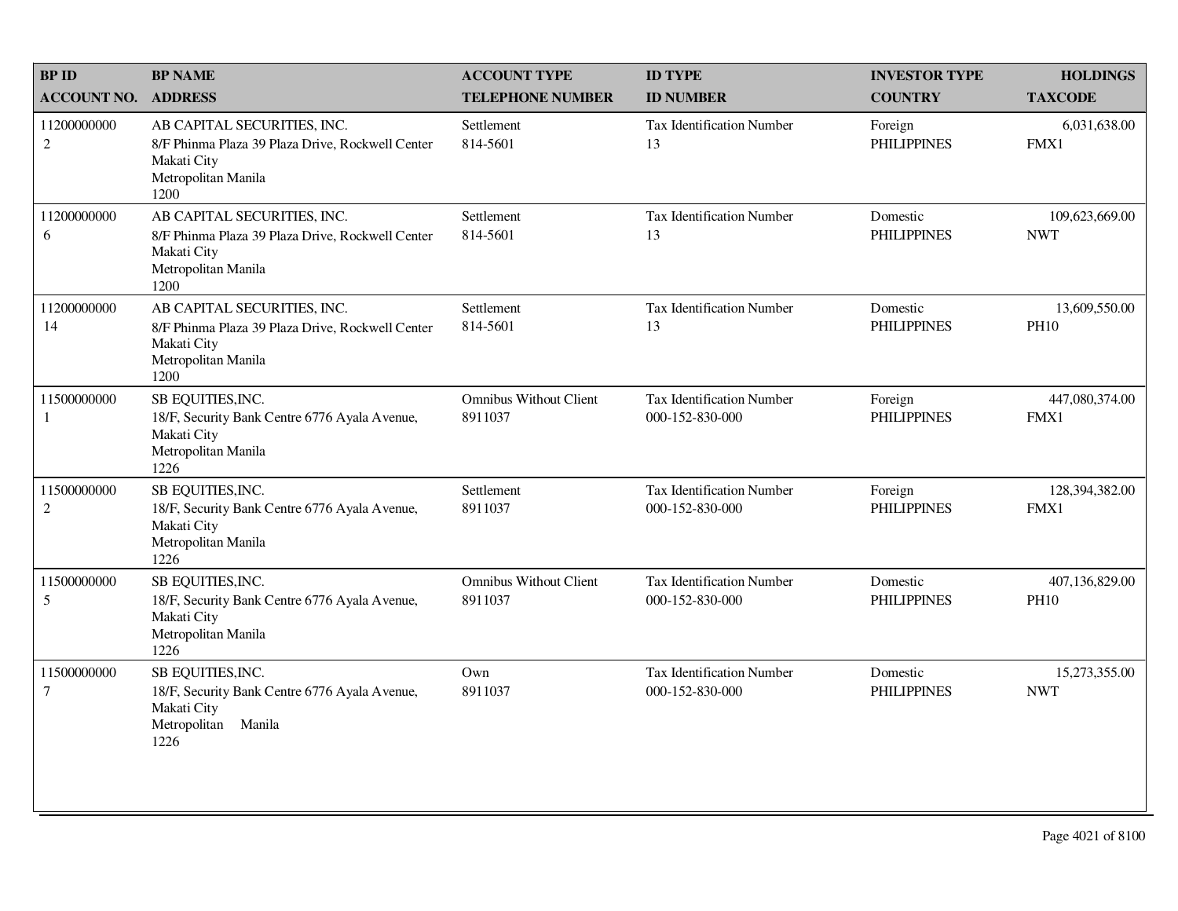| BP ID<br>ACCOUNT NO. | BP NAME<br>ADDRESS | ACCOUNT TYPE<br>TELEPHONE NUMBER | ID TYPE<br>ID NUMBER | INVESTOR TYPE<br>COUNTRY | HOLDINGS<br>TAXCODE |
|---|---|---|---|---|---|
| 11200000000<br>2 | AB CAPITAL SECURITIES, INC.<br>8/F Phinma Plaza 39 Plaza Drive, Rockwell Center<br>Makati City<br>Metropolitan Manila<br>1200 | Settlement<br>814-5601 | Tax Identification Number<br>13 | Foreign<br>PHILIPPINES | 6,031,638.00<br>FMX1 |
| 11200000000<br>6 | AB CAPITAL SECURITIES, INC.<br>8/F Phinma Plaza 39 Plaza Drive, Rockwell Center<br>Makati City<br>Metropolitan Manila<br>1200 | Settlement<br>814-5601 | Tax Identification Number<br>13 | Domestic<br>PHILIPPINES | 109,623,669.00<br>NWT |
| 11200000000<br>14 | AB CAPITAL SECURITIES, INC.<br>8/F Phinma Plaza 39 Plaza Drive, Rockwell Center<br>Makati City<br>Metropolitan Manila<br>1200 | Settlement<br>814-5601 | Tax Identification Number<br>13 | Domestic<br>PHILIPPINES | 13,609,550.00<br>PH10 |
| 11500000000<br>1 | SB EQUITIES,INC.<br>18/F, Security Bank Centre 6776 Ayala Avenue,<br>Makati City<br>Metropolitan Manila<br>1226 | Omnibus Without Client<br>8911037 | Tax Identification Number<br>000-152-830-000 | Foreign<br>PHILIPPINES | 447,080,374.00<br>FMX1 |
| 11500000000<br>2 | SB EQUITIES,INC.<br>18/F, Security Bank Centre 6776 Ayala Avenue,<br>Makati City<br>Metropolitan Manila<br>1226 | Settlement<br>8911037 | Tax Identification Number<br>000-152-830-000 | Foreign<br>PHILIPPINES | 128,394,382.00<br>FMX1 |
| 11500000000<br>5 | SB EQUITIES,INC.<br>18/F, Security Bank Centre 6776 Ayala Avenue,<br>Makati City<br>Metropolitan Manila<br>1226 | Omnibus Without Client<br>8911037 | Tax Identification Number<br>000-152-830-000 | Domestic<br>PHILIPPINES | 407,136,829.00<br>PH10 |
| 11500000000<br>7 | SB EQUITIES,INC.<br>18/F, Security Bank Centre 6776 Ayala Avenue,<br>Makati City<br>Metropolitan Manila<br>1226 | Own<br>8911037 | Tax Identification Number<br>000-152-830-000 | Domestic<br>PHILIPPINES | 15,273,355.00<br>NWT |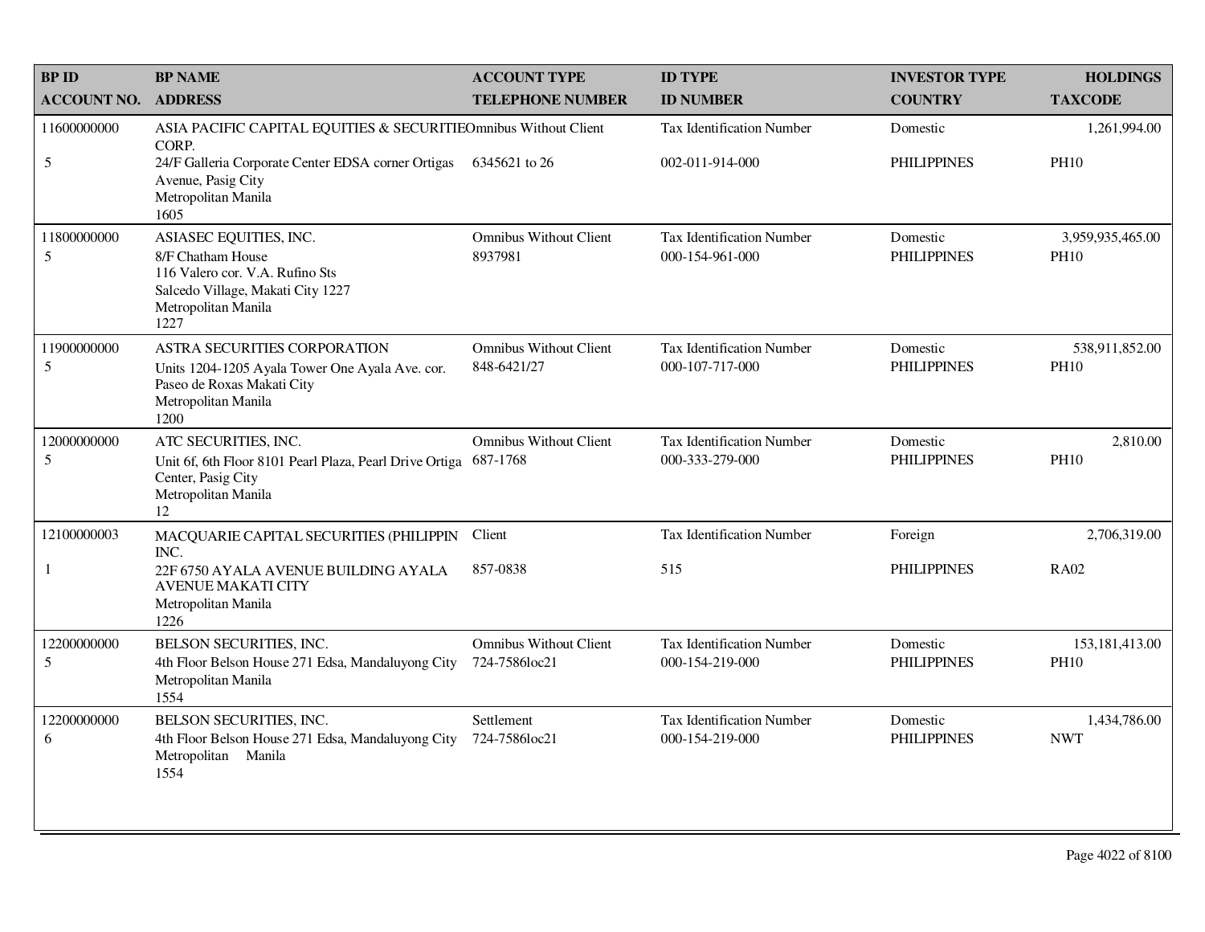| BP ID<br>ACCOUNT NO. | BP NAME<br>ADDRESS | ACCOUNT TYPE<br>TELEPHONE NUMBER | ID TYPE<br>ID NUMBER | INVESTOR TYPE<br>COUNTRY | HOLDINGS<br>TAXCODE |
|---|---|---|---|---|---|
| 11600000000<br>5 | ASIA PACIFIC CAPITAL EQUITIES & SECURITIES CORP.<br>24/F Galleria Corporate Center EDSA corner Ortigas Avenue, Pasig City<br>Metropolitan Manila<br>1605 | Omnibus Without Client<br>6345621 to 26 | Tax Identification Number<br>002-011-914-000 | Domestic<br>PHILIPPINES | 1,261,994.00<br>PH10 |
| 11800000000<br>5 | ASIASEC EQUITIES, INC.<br>8/F Chatham House<br>116 Valero cor. V.A. Rufino Sts<br>Salcedo Village, Makati City 1227<br>Metropolitan Manila<br>1227 | Omnibus Without Client<br>8937981 | Tax Identification Number<br>000-154-961-000 | Domestic<br>PHILIPPINES | 3,959,935,465.00<br>PH10 |
| 11900000000<br>5 | ASTRA SECURITIES CORPORATION<br>Units 1204-1205 Ayala Tower One Ayala Ave. cor. Paseo de Roxas Makati City<br>Metropolitan Manila<br>1200 | Omnibus Without Client<br>848-6421/27 | Tax Identification Number<br>000-107-717-000 | Domestic<br>PHILIPPINES | 538,911,852.00<br>PH10 |
| 12000000000<br>5 | ATC SECURITIES, INC.<br>Unit 6f, 6th Floor 8101 Pearl Plaza, Pearl Drive Ortiga Center, Pasig City<br>Metropolitan Manila<br>12 | Omnibus Without Client<br>687-1768 | Tax Identification Number<br>000-333-279-000 | Domestic<br>PHILIPPINES | 2,810.00<br>PH10 |
| 12100000003<br>1 | MACQUARIE CAPITAL SECURITIES (PHILIPPIN INC.<br>22F 6750 AYALA AVENUE BUILDING AYALA AVENUE MAKATI CITY<br>Metropolitan Manila<br>1226 | Client<br>857-0838 | Tax Identification Number<br>515 | Foreign<br>PHILIPPINES | 2,706,319.00<br>RA02 |
| 12200000000<br>5 | BELSON SECURITIES, INC.<br>4th Floor Belson House 271 Edsa, Mandaluyong City<br>Metropolitan Manila<br>1554 | Omnibus Without Client<br>724-7586loc21 | Tax Identification Number<br>000-154-219-000 | Domestic<br>PHILIPPINES | 153,181,413.00<br>PH10 |
| 12200000000<br>6 | BELSON SECURITIES, INC.<br>4th Floor Belson House 271 Edsa, Mandaluyong City<br>Metropolitan Manila<br>1554 | Settlement<br>724-7586loc21 | Tax Identification Number<br>000-154-219-000 | Domestic<br>PHILIPPINES | 1,434,786.00<br>NWT |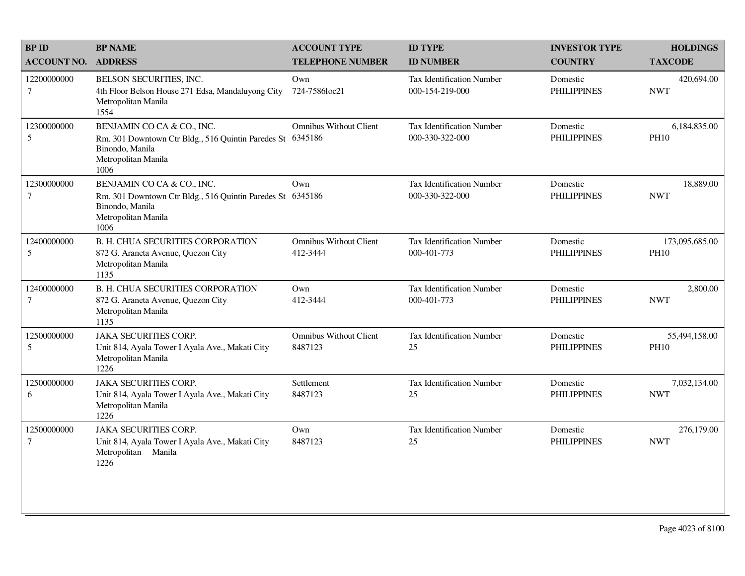| BP ID<br>ACCOUNT NO. | BP NAME<br>ADDRESS | ACCOUNT TYPE<br>TELEPHONE NUMBER | ID TYPE<br>ID NUMBER | INVESTOR TYPE<br>COUNTRY | HOLDINGS<br>TAXCODE |
|---|---|---|---|---|---|
| 12200000000<br>7 | BELSON SECURITIES, INC.<br>4th Floor Belson House 271 Edsa, Mandaluyong City<br>Metropolitan Manila<br>1554 | Own<br>724-7586loc21 | Tax Identification Number<br>000-154-219-000 | Domestic<br>PHILIPPINES | 420,694.00<br>NWT |
| 12300000000<br>5 | BENJAMIN CO CA & CO., INC.<br>Rm. 301 Downtown Ctr Bldg., 516 Quintin Paredes St<br>Binondo, Manila<br>Metropolitan Manila<br>1006 | Omnibus Without Client<br>6345186 | Tax Identification Number<br>000-330-322-000 | Domestic<br>PHILIPPINES | 6,184,835.00<br>PH10 |
| 12300000000<br>7 | BENJAMIN CO CA & CO., INC.<br>Rm. 301 Downtown Ctr Bldg., 516 Quintin Paredes St<br>Binondo, Manila<br>Metropolitan Manila<br>1006 | Own<br>6345186 | Tax Identification Number<br>000-330-322-000 | Domestic<br>PHILIPPINES | 18,889.00<br>NWT |
| 12400000000<br>5 | B. H. CHUA SECURITIES CORPORATION<br>872 G. Araneta Avenue, Quezon City<br>Metropolitan Manila<br>1135 | Omnibus Without Client<br>412-3444 | Tax Identification Number<br>000-401-773 | Domestic<br>PHILIPPINES | 173,095,685.00<br>PH10 |
| 12400000000<br>7 | B. H. CHUA SECURITIES CORPORATION<br>872 G. Araneta Avenue, Quezon City<br>Metropolitan Manila<br>1135 | Own<br>412-3444 | Tax Identification Number<br>000-401-773 | Domestic<br>PHILIPPINES | 2,800.00<br>NWT |
| 12500000000<br>5 | JAKA SECURITIES CORP.<br>Unit 814, Ayala Tower I Ayala Ave., Makati City<br>Metropolitan Manila<br>1226 | Omnibus Without Client<br>8487123 | Tax Identification Number<br>25 | Domestic<br>PHILIPPINES | 55,494,158.00<br>PH10 |
| 12500000000<br>6 | JAKA SECURITIES CORP.<br>Unit 814, Ayala Tower I Ayala Ave., Makati City<br>Metropolitan Manila<br>1226 | Settlement<br>8487123 | Tax Identification Number<br>25 | Domestic<br>PHILIPPINES | 7,032,134.00<br>NWT |
| 12500000000<br>7 | JAKA SECURITIES CORP.<br>Unit 814, Ayala Tower I Ayala Ave., Makati City<br>Metropolitan Manila<br>1226 | Own<br>8487123 | Tax Identification Number<br>25 | Domestic<br>PHILIPPINES | 276,179.00<br>NWT |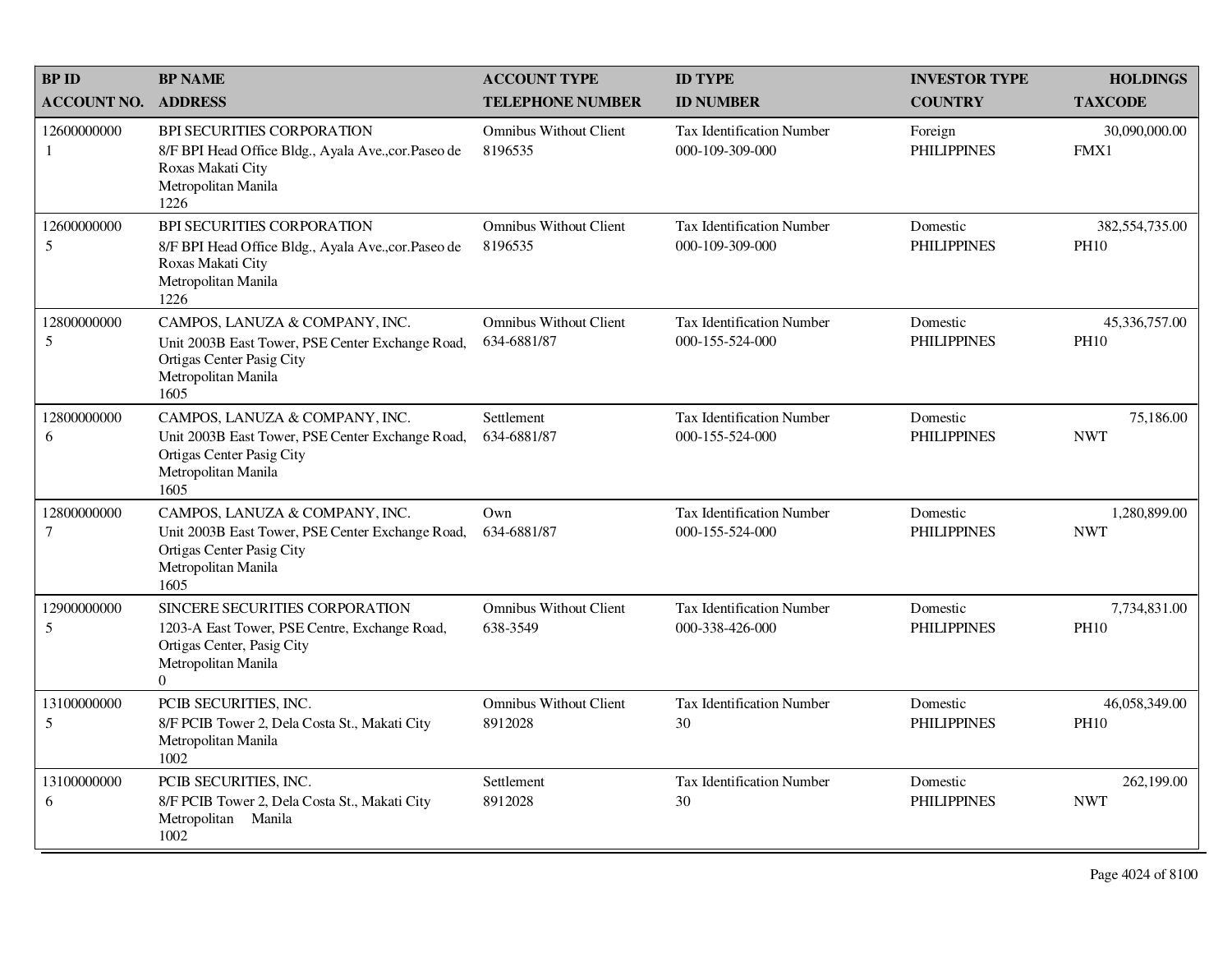| BP ID<br>ACCOUNT NO. | BP NAME<br>ADDRESS | ACCOUNT TYPE<br>TELEPHONE NUMBER | ID TYPE<br>ID NUMBER | INVESTOR TYPE<br>COUNTRY | HOLDINGS<br>TAXCODE |
|---|---|---|---|---|---|
| 12600000000<br>1 | BPI SECURITIES CORPORATION<br>8/F BPI Head Office Bldg., Ayala Ave.,cor.Paseo de Roxas Makati City<br>Metropolitan Manila<br>1226 | Omnibus Without Client<br>8196535 | Tax Identification Number<br>000-109-309-000 | Foreign<br>PHILIPPINES | 30,090,000.00<br>FMX1 |
| 12600000000<br>5 | BPI SECURITIES CORPORATION<br>8/F BPI Head Office Bldg., Ayala Ave.,cor.Paseo de Roxas Makati City<br>Metropolitan Manila<br>1226 | Omnibus Without Client<br>8196535 | Tax Identification Number<br>000-109-309-000 | Domestic<br>PHILIPPINES | 382,554,735.00<br>PH10 |
| 12800000000<br>5 | CAMPOS, LANUZA & COMPANY, INC.<br>Unit 2003B East Tower, PSE Center Exchange Road, Ortigas Center Pasig City<br>Metropolitan Manila<br>1605 | Omnibus Without Client<br>634-6881/87 | Tax Identification Number<br>000-155-524-000 | Domestic<br>PHILIPPINES | 45,336,757.00<br>PH10 |
| 12800000000<br>6 | CAMPOS, LANUZA & COMPANY, INC.<br>Unit 2003B East Tower, PSE Center Exchange Road, Ortigas Center Pasig City<br>Metropolitan Manila<br>1605 | Settlement<br>634-6881/87 | Tax Identification Number<br>000-155-524-000 | Domestic<br>PHILIPPINES | 75,186.00<br>NWT |
| 12800000000<br>7 | CAMPOS, LANUZA & COMPANY, INC.<br>Unit 2003B East Tower, PSE Center Exchange Road, Ortigas Center Pasig City<br>Metropolitan Manila<br>1605 | Own<br>634-6881/87 | Tax Identification Number<br>000-155-524-000 | Domestic<br>PHILIPPINES | 1,280,899.00<br>NWT |
| 12900000000<br>5 | SINCERE SECURITIES CORPORATION<br>1203-A East Tower, PSE Centre, Exchange Road, Ortigas Center, Pasig City<br>Metropolitan Manila<br>0 | Omnibus Without Client<br>638-3549 | Tax Identification Number<br>000-338-426-000 | Domestic<br>PHILIPPINES | 7,734,831.00<br>PH10 |
| 13100000000<br>5 | PCIB SECURITIES, INC.<br>8/F PCIB Tower 2, Dela Costa St., Makati City<br>Metropolitan Manila<br>1002 | Omnibus Without Client<br>8912028 | Tax Identification Number<br>30 | Domestic<br>PHILIPPINES | 46,058,349.00<br>PH10 |
| 13100000000<br>6 | PCIB SECURITIES, INC.<br>8/F PCIB Tower 2, Dela Costa St., Makati City<br>Metropolitan Manila<br>1002 | Settlement<br>8912028 | Tax Identification Number<br>30 | Domestic<br>PHILIPPINES | 262,199.00<br>NWT |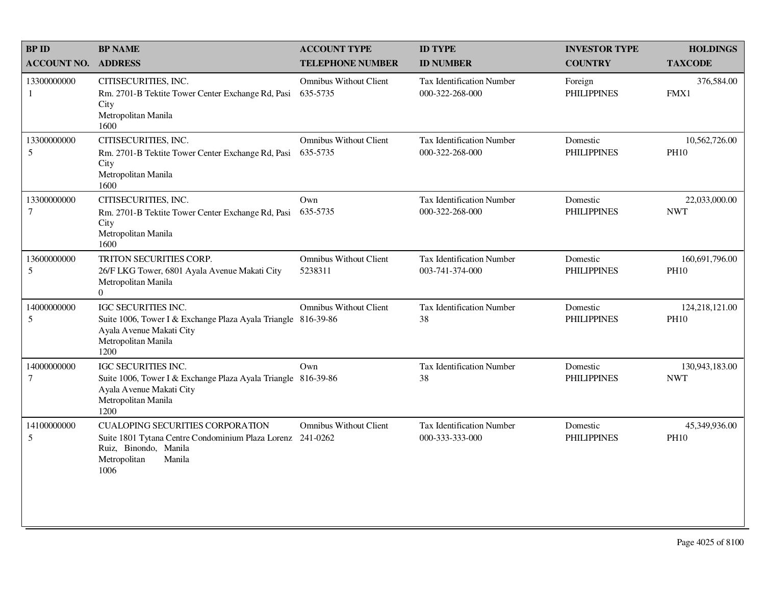| BP ID<br>ACCOUNT NO. | BP NAME<br>ADDRESS | ACCOUNT TYPE<br>TELEPHONE NUMBER | ID TYPE<br>ID NUMBER | INVESTOR TYPE<br>COUNTRY | HOLDINGS<br>TAXCODE |
|---|---|---|---|---|---|
| 13300000000<br>1 | CITISECURITIES, INC.<br>Rm. 2701-B Tektite Tower Center Exchange Rd, Pasi City<br>Metropolitan Manila<br>1600 | Omnibus Without Client<br>635-5735 | Tax Identification Number<br>000-322-268-000 | Foreign<br>PHILIPPINES | 376,584.00<br>FMX1 |
| 13300000000<br>5 | CITISECURITIES, INC.<br>Rm. 2701-B Tektite Tower Center Exchange Rd, Pasi City<br>Metropolitan Manila<br>1600 | Omnibus Without Client<br>635-5735 | Tax Identification Number<br>000-322-268-000 | Domestic<br>PHILIPPINES | 10,562,726.00<br>PH10 |
| 13300000000<br>7 | CITISECURITIES, INC.<br>Rm. 2701-B Tektite Tower Center Exchange Rd, Pasi City<br>Metropolitan Manila<br>1600 | Own<br>635-5735 | Tax Identification Number<br>000-322-268-000 | Domestic<br>PHILIPPINES | 22,033,000.00<br>NWT |
| 13600000000<br>5 | TRITON SECURITIES CORP.<br>26/F LKG Tower, 6801 Ayala Avenue Makati City<br>Metropolitan Manila<br>0 | Omnibus Without Client<br>5238311 | Tax Identification Number<br>003-741-374-000 | Domestic<br>PHILIPPINES | 160,691,796.00<br>PH10 |
| 14000000000<br>5 | IGC SECURITIES INC.<br>Suite 1006, Tower I & Exchange Plaza Ayala Triangle Ayala Avenue Makati City<br>Metropolitan Manila<br>1200 | Omnibus Without Client<br>816-39-86 | Tax Identification Number<br>38 | Domestic<br>PHILIPPINES | 124,218,121.00<br>PH10 |
| 14000000000<br>7 | IGC SECURITIES INC.<br>Suite 1006, Tower I & Exchange Plaza Ayala Triangle Ayala Avenue Makati City<br>Metropolitan Manila<br>1200 | Own<br>816-39-86 | Tax Identification Number<br>38 | Domestic<br>PHILIPPINES | 130,943,183.00<br>NWT |
| 14100000000<br>5 | CUALOPING SECURITIES CORPORATION<br>Suite 1801 Tytana Centre Condominium Plaza Lorenz Ruiz, Binondo, Manila<br>Metropolitan Manila<br>1006 | Omnibus Without Client<br>241-0262 | Tax Identification Number<br>000-333-333-000 | Domestic<br>PHILIPPINES | 45,349,936.00<br>PH10 |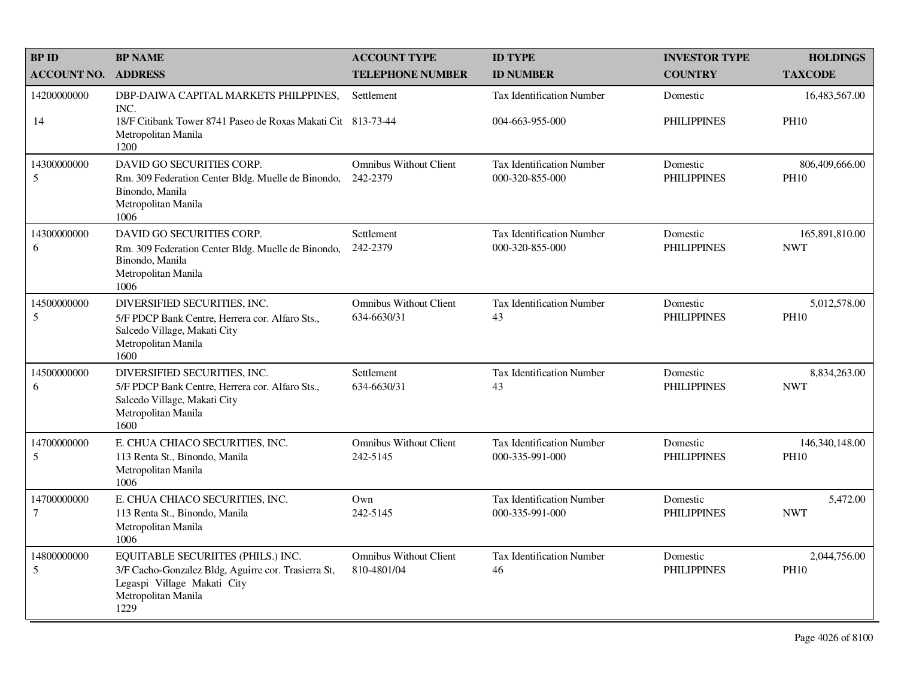| BP ID<br>ACCOUNT NO. | BP NAME<br>ADDRESS | ACCOUNT TYPE<br>TELEPHONE NUMBER | ID TYPE<br>ID NUMBER | INVESTOR TYPE<br>COUNTRY | HOLDINGS<br>TAXCODE |
|---|---|---|---|---|---|
| 14200000000<br>14 | DBP-DAIWA CAPITAL MARKETS PHILPPINES, INC.<br>18/F Citibank Tower 8741 Paseo de Roxas Makati Cit<br>Metropolitan Manila<br>1200 | Settlement<br>813-73-44 | Tax Identification Number<br>004-663-955-000 | Domestic<br>PHILIPPINES | 16,483,567.00<br>PH10 |
| 14300000000<br>5 | DAVID GO SECURITIES CORP.<br>Rm. 309 Federation Center Bldg. Muelle de Binondo, Binondo, Manila<br>Metropolitan Manila<br>1006 | Omnibus Without Client<br>242-2379 | Tax Identification Number<br>000-320-855-000 | Domestic<br>PHILIPPINES | 806,409,666.00<br>PH10 |
| 14300000000<br>6 | DAVID GO SECURITIES CORP.<br>Rm. 309 Federation Center Bldg. Muelle de Binondo, Binondo, Manila<br>Metropolitan Manila<br>1006 | Settlement<br>242-2379 | Tax Identification Number<br>000-320-855-000 | Domestic<br>PHILIPPINES | 165,891,810.00<br>NWT |
| 14500000000<br>5 | DIVERSIFIED SECURITIES, INC.<br>5/F PDCP Bank Centre, Herrera cor. Alfaro Sts., Salcedo Village, Makati City<br>Metropolitan Manila<br>1600 | Omnibus Without Client<br>634-6630/31 | Tax Identification Number<br>43 | Domestic<br>PHILIPPINES | 5,012,578.00<br>PH10 |
| 14500000000<br>6 | DIVERSIFIED SECURITIES, INC.<br>5/F PDCP Bank Centre, Herrera cor. Alfaro Sts., Salcedo Village, Makati City<br>Metropolitan Manila<br>1600 | Settlement<br>634-6630/31 | Tax Identification Number<br>43 | Domestic<br>PHILIPPINES | 8,834,263.00<br>NWT |
| 14700000000<br>5 | E. CHUA CHIACO SECURITIES, INC.<br>113 Renta St., Binondo, Manila<br>Metropolitan Manila<br>1006 | Omnibus Without Client<br>242-5145 | Tax Identification Number<br>000-335-991-000 | Domestic<br>PHILIPPINES | 146,340,148.00<br>PH10 |
| 14700000000<br>7 | E. CHUA CHIACO SECURITIES, INC.<br>113 Renta St., Binondo, Manila<br>Metropolitan Manila<br>1006 | Own<br>242-5145 | Tax Identification Number<br>000-335-991-000 | Domestic<br>PHILIPPINES | 5,472.00<br>NWT |
| 14800000000<br>5 | EQUITABLE SECURIITES (PHILS.) INC.<br>3/F Cacho-Gonzalez Bldg, Aguirre cor. Trasierra St, Legaspi Village Makati City<br>Metropolitan Manila<br>1229 | Omnibus Without Client<br>810-4801/04 | Tax Identification Number<br>46 | Domestic<br>PHILIPPINES | 2,044,756.00<br>PH10 |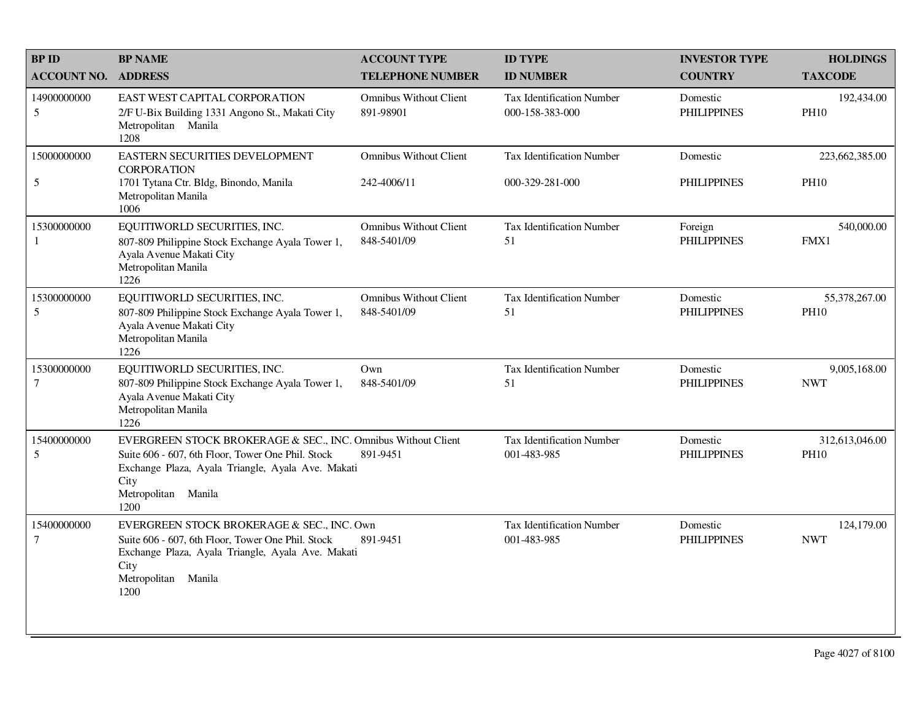| BP ID<br>ACCOUNT NO. | BP NAME<br>ADDRESS | ACCOUNT TYPE<br>TELEPHONE NUMBER | ID TYPE<br>ID NUMBER | INVESTOR TYPE<br>COUNTRY | HOLDINGS<br>TAXCODE |
|---|---|---|---|---|---|
| 14900000000<br>5 | EAST WEST CAPITAL CORPORATION<br>2/F U-Bix Building 1331 Angono St., Makati City<br>Metropolitan Manila<br>1208 | Omnibus Without Client<br>891-98901 | Tax Identification Number<br>000-158-383-000 | Domestic<br>PHILIPPINES | 192,434.00<br>PH10 |
| 15000000000<br>5 | EASTERN SECURITIES DEVELOPMENT CORPORATION<br>1701 Tytana Ctr. Bldg, Binondo, Manila<br>Metropolitan Manila<br>1006 | Omnibus Without Client<br>242-4006/11 | Tax Identification Number<br>000-329-281-000 | Domestic<br>PHILIPPINES | 223,662,385.00<br>PH10 |
| 15300000000<br>1 | EQUITIWORLD SECURITIES, INC.<br>807-809 Philippine Stock Exchange Ayala Tower 1, Ayala Avenue Makati City<br>Metropolitan Manila<br>1226 | Omnibus Without Client<br>848-5401/09 | Tax Identification Number<br>51 | Foreign<br>PHILIPPINES | 540,000.00<br>FMX1 |
| 15300000000<br>5 | EQUITIWORLD SECURITIES, INC.<br>807-809 Philippine Stock Exchange Ayala Tower 1, Ayala Avenue Makati City<br>Metropolitan Manila<br>1226 | Omnibus Without Client<br>848-5401/09 | Tax Identification Number<br>51 | Domestic<br>PHILIPPINES | 55,378,267.00<br>PH10 |
| 15300000000<br>7 | EQUITIWORLD SECURITIES, INC.<br>807-809 Philippine Stock Exchange Ayala Tower 1, Ayala Avenue Makati City<br>Metropolitan Manila<br>1226 | Own<br>848-5401/09 | Tax Identification Number<br>51 | Domestic<br>PHILIPPINES | 9,005,168.00<br>NWT |
| 15400000000<br>5 | EVERGREEN STOCK BROKERAGE & SEC., INC.<br>Suite 606 - 607, 6th Floor, Tower One Phil. Stock Exchange Plaza, Ayala Triangle, Ayala Ave. Makati City<br>Metropolitan Manila<br>1200 | Omnibus Without Client<br>891-9451 | Tax Identification Number<br>001-483-985 | Domestic<br>PHILIPPINES | 312,613,046.00<br>PH10 |
| 15400000000<br>7 | EVERGREEN STOCK BROKERAGE & SEC., INC.<br>Suite 606 - 607, 6th Floor, Tower One Phil. Stock Exchange Plaza, Ayala Triangle, Ayala Ave. Makati City<br>Metropolitan Manila<br>1200 | Own<br>891-9451 | Tax Identification Number<br>001-483-985 | Domestic<br>PHILIPPINES | 124,179.00<br>NWT |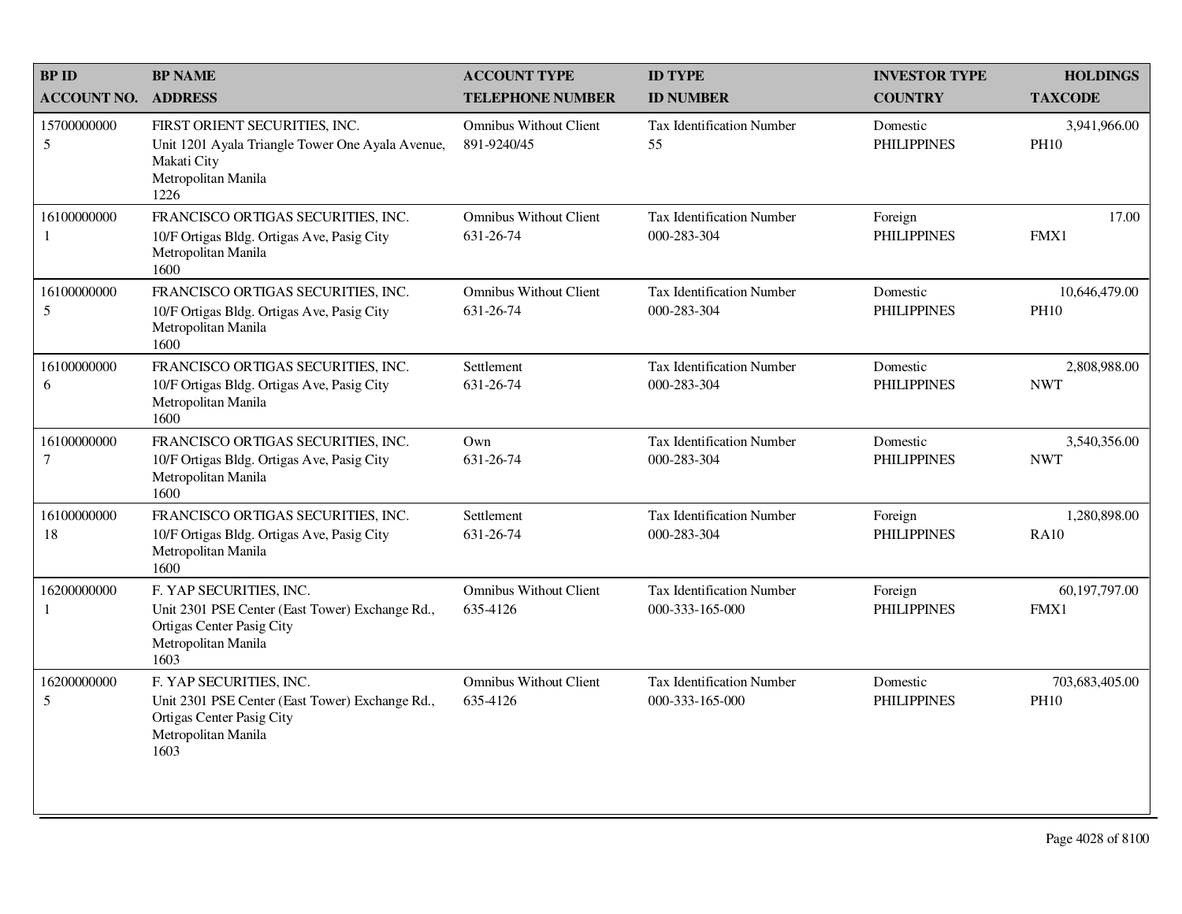| BP ID<br>ACCOUNT NO. | BP NAME<br>ADDRESS | ACCOUNT TYPE<br>TELEPHONE NUMBER | ID TYPE<br>ID NUMBER | INVESTOR TYPE<br>COUNTRY | HOLDINGS<br>TAXCODE |
|---|---|---|---|---|---|
| 15700000000<br>5 | FIRST ORIENT SECURITIES, INC.<br>Unit 1201 Ayala Triangle Tower One Ayala Avenue, Makati City<br>Metropolitan Manila<br>1226 | Omnibus Without Client<br>891-9240/45 | Tax Identification Number<br>55 | Domestic<br>PHILIPPINES | 3,941,966.00<br>PH10 |
| 16100000000<br>1 | FRANCISCO ORTIGAS SECURITIES, INC.<br>10/F Ortigas Bldg. Ortigas Ave, Pasig City<br>Metropolitan Manila<br>1600 | Omnibus Without Client<br>631-26-74 | Tax Identification Number<br>000-283-304 | Foreign<br>PHILIPPINES | 17.00<br>FMX1 |
| 16100000000<br>5 | FRANCISCO ORTIGAS SECURITIES, INC.<br>10/F Ortigas Bldg. Ortigas Ave, Pasig City<br>Metropolitan Manila<br>1600 | Omnibus Without Client<br>631-26-74 | Tax Identification Number<br>000-283-304 | Domestic<br>PHILIPPINES | 10,646,479.00<br>PH10 |
| 16100000000<br>6 | FRANCISCO ORTIGAS SECURITIES, INC.<br>10/F Ortigas Bldg. Ortigas Ave, Pasig City<br>Metropolitan Manila<br>1600 | Settlement<br>631-26-74 | Tax Identification Number<br>000-283-304 | Domestic<br>PHILIPPINES | 2,808,988.00<br>NWT |
| 16100000000<br>7 | FRANCISCO ORTIGAS SECURITIES, INC.<br>10/F Ortigas Bldg. Ortigas Ave, Pasig City<br>Metropolitan Manila<br>1600 | Own<br>631-26-74 | Tax Identification Number<br>000-283-304 | Domestic<br>PHILIPPINES | 3,540,356.00<br>NWT |
| 16100000000<br>18 | FRANCISCO ORTIGAS SECURITIES, INC.<br>10/F Ortigas Bldg. Ortigas Ave, Pasig City<br>Metropolitan Manila<br>1600 | Settlement<br>631-26-74 | Tax Identification Number<br>000-283-304 | Foreign<br>PHILIPPINES | 1,280,898.00<br>RA10 |
| 16200000000<br>1 | F. YAP SECURITIES, INC.<br>Unit 2301 PSE Center (East Tower) Exchange Rd., Ortigas Center Pasig City<br>Metropolitan Manila<br>1603 | Omnibus Without Client<br>635-4126 | Tax Identification Number<br>000-333-165-000 | Foreign<br>PHILIPPINES | 60,197,797.00<br>FMX1 |
| 16200000000<br>5 | F. YAP SECURITIES, INC.<br>Unit 2301 PSE Center (East Tower) Exchange Rd., Ortigas Center Pasig City<br>Metropolitan Manila<br>1603 | Omnibus Without Client<br>635-4126 | Tax Identification Number<br>000-333-165-000 | Domestic<br>PHILIPPINES | 703,683,405.00<br>PH10 |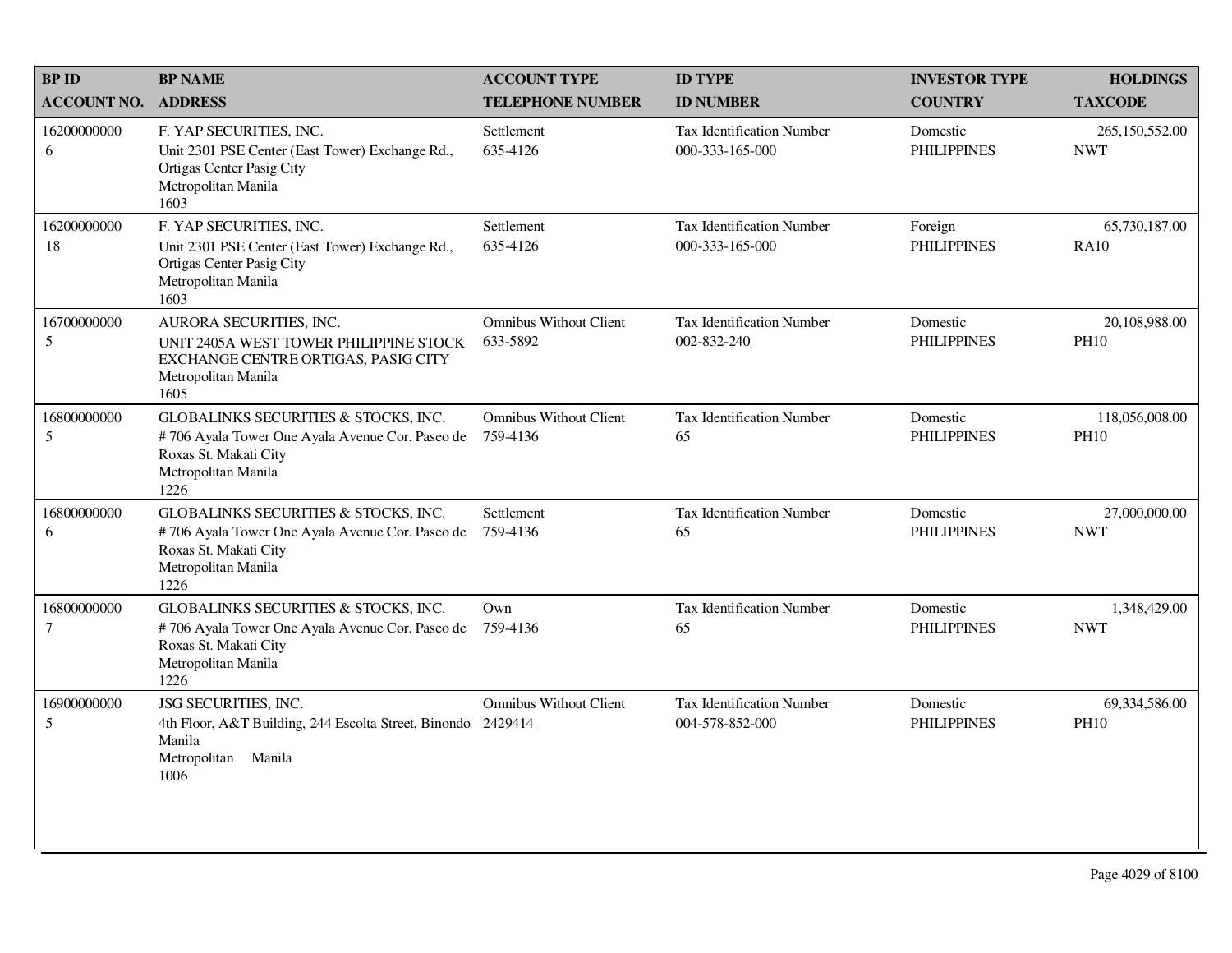| BP ID<br>ACCOUNT NO. | BP NAME<br>ADDRESS | ACCOUNT TYPE<br>TELEPHONE NUMBER | ID TYPE<br>ID NUMBER | INVESTOR TYPE<br>COUNTRY | HOLDINGS<br>TAXCODE |
|---|---|---|---|---|---|
| 16200000000<br>6 | F. YAP SECURITIES, INC.<br>Unit 2301 PSE Center (East Tower) Exchange Rd., Ortigas Center Pasig City<br>Metropolitan Manila<br>1603 | Settlement<br>635-4126 | Tax Identification Number<br>000-333-165-000 | Domestic<br>PHILIPPINES | 265,150,552.00<br>NWT |
| 16200000000<br>18 | F. YAP SECURITIES, INC.<br>Unit 2301 PSE Center (East Tower) Exchange Rd., Ortigas Center Pasig City<br>Metropolitan Manila<br>1603 | Settlement<br>635-4126 | Tax Identification Number<br>000-333-165-000 | Foreign<br>PHILIPPINES | 65,730,187.00<br>RA10 |
| 16700000000<br>5 | AURORA SECURITIES, INC.<br>UNIT 2405A WEST TOWER PHILIPPINE STOCK EXCHANGE CENTRE ORTIGAS, PASIG CITY<br>Metropolitan Manila<br>1605 | Omnibus Without Client<br>633-5892 | Tax Identification Number<br>002-832-240 | Domestic<br>PHILIPPINES | 20,108,988.00<br>PH10 |
| 16800000000<br>5 | GLOBALINKS SECURITIES & STOCKS, INC.<br># 706 Ayala Tower One Ayala Avenue Cor. Paseo de Roxas St. Makati City<br>Metropolitan Manila<br>1226 | Omnibus Without Client<br>759-4136 | Tax Identification Number<br>65 | Domestic<br>PHILIPPINES | 118,056,008.00<br>PH10 |
| 16800000000<br>6 | GLOBALINKS SECURITIES & STOCKS, INC.<br># 706 Ayala Tower One Ayala Avenue Cor. Paseo de Roxas St. Makati City<br>Metropolitan Manila<br>1226 | Settlement<br>759-4136 | Tax Identification Number<br>65 | Domestic<br>PHILIPPINES | 27,000,000.00<br>NWT |
| 16800000000<br>7 | GLOBALINKS SECURITIES & STOCKS, INC.<br># 706 Ayala Tower One Ayala Avenue Cor. Paseo de Roxas St. Makati City<br>Metropolitan Manila<br>1226 | Own<br>759-4136 | Tax Identification Number<br>65 | Domestic<br>PHILIPPINES | 1,348,429.00<br>NWT |
| 16900000000<br>5 | JSG SECURITIES, INC.<br>4th Floor, A&T Building, 244 Escolta Street, Binondo Manila<br>Metropolitan Manila<br>1006 | Omnibus Without Client<br>2429414 | Tax Identification Number<br>004-578-852-000 | Domestic<br>PHILIPPINES | 69,334,586.00<br>PH10 |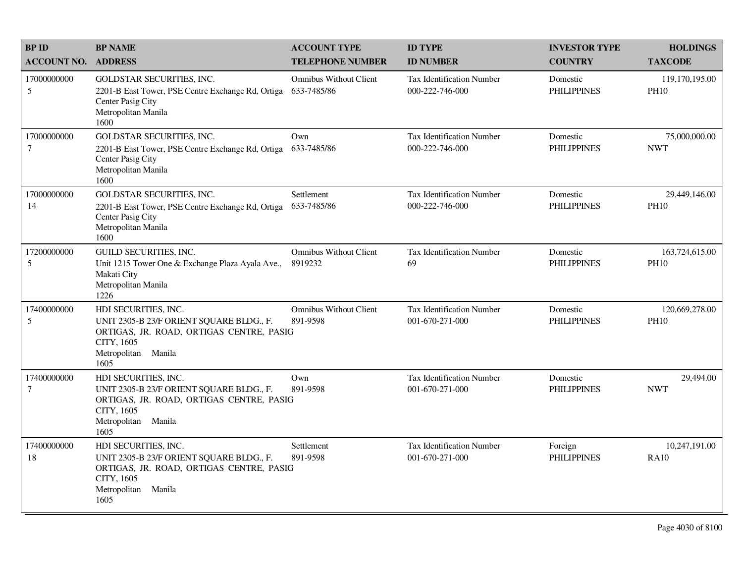| BP ID ACCOUNT NO. | BP NAME ADDRESS | ACCOUNT TYPE TELEPHONE NUMBER | ID TYPE ID NUMBER | INVESTOR TYPE COUNTRY | HOLDINGS TAXCODE |
|---|---|---|---|---|---|
| 17000000000 5 | GOLDSTAR SECURITIES, INC. 2201-B East Tower, PSE Centre Exchange Rd, Ortiga Center Pasig City Metropolitan Manila 1600 | Omnibus Without Client 633-7485/86 | Tax Identification Number 000-222-746-000 | Domestic PHILIPPINES | 119,170,195.00 PH10 |
| 17000000000 7 | GOLDSTAR SECURITIES, INC. 2201-B East Tower, PSE Centre Exchange Rd, Ortiga Center Pasig City Metropolitan Manila 1600 | Own 633-7485/86 | Tax Identification Number 000-222-746-000 | Domestic PHILIPPINES | 75,000,000.00 NWT |
| 17000000000 14 | GOLDSTAR SECURITIES, INC. 2201-B East Tower, PSE Centre Exchange Rd, Ortiga Center Pasig City Metropolitan Manila 1600 | Settlement 633-7485/86 | Tax Identification Number 000-222-746-000 | Domestic PHILIPPINES | 29,449,146.00 PH10 |
| 17200000000 5 | GUILD SECURITIES, INC. Unit 1215 Tower One & Exchange Plaza Ayala Ave., Makati City Metropolitan Manila 1226 | Omnibus Without Client 8919232 | Tax Identification Number 69 | Domestic PHILIPPINES | 163,724,615.00 PH10 |
| 17400000000 5 | HDI SECURITIES, INC. UNIT 2305-B 23/F ORIENT SQUARE BLDG., F. ORTIGAS, JR. ROAD, ORTIGAS CENTRE, PASIG CITY, 1605 Metropolitan Manila 1605 | Omnibus Without Client 891-9598 | Tax Identification Number 001-670-271-000 | Domestic PHILIPPINES | 120,669,278.00 PH10 |
| 17400000000 7 | HDI SECURITIES, INC. UNIT 2305-B 23/F ORIENT SQUARE BLDG., F. ORTIGAS, JR. ROAD, ORTIGAS CENTRE, PASIG CITY, 1605 Metropolitan Manila 1605 | Own 891-9598 | Tax Identification Number 001-670-271-000 | Domestic PHILIPPINES | 29,494.00 NWT |
| 17400000000 18 | HDI SECURITIES, INC. UNIT 2305-B 23/F ORIENT SQUARE BLDG., F. ORTIGAS, JR. ROAD, ORTIGAS CENTRE, PASIG CITY, 1605 Metropolitan Manila 1605 | Settlement 891-9598 | Tax Identification Number 001-670-271-000 | Foreign PHILIPPINES | 10,247,191.00 RA10 |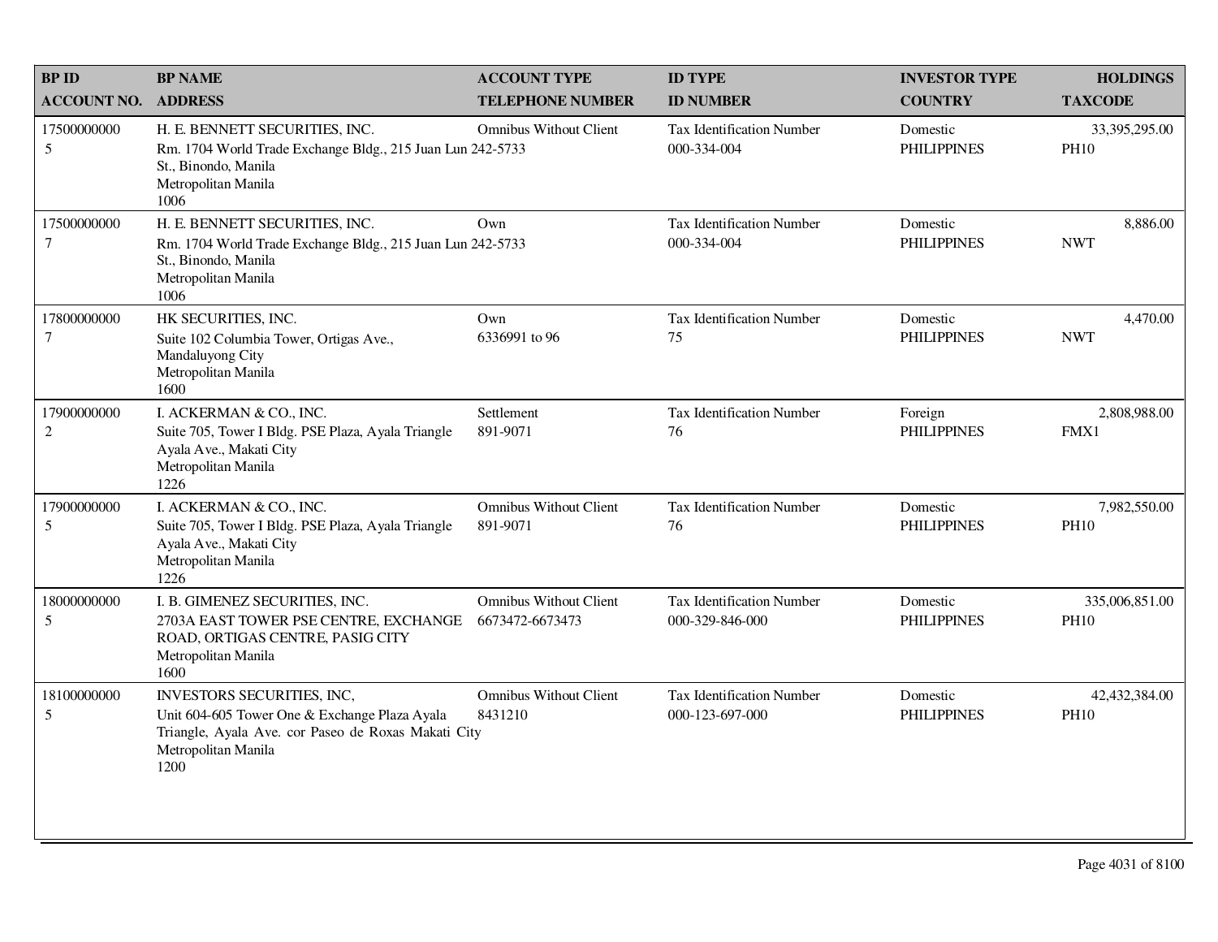| BP ID<br>ACCOUNT NO. | BP NAME<br>ADDRESS | ACCOUNT TYPE<br>TELEPHONE NUMBER | ID TYPE<br>ID NUMBER | INVESTOR TYPE<br>COUNTRY | HOLDINGS<br>TAXCODE |
|---|---|---|---|---|---|
| 17500000000<br>5 | H. E. BENNETT SECURITIES, INC.<br>Rm. 1704 World Trade Exchange Bldg., 215 Juan Lun St., Binondo, Manila<br>Metropolitan Manila<br>1006 | Omnibus Without Client<br>242-5733 | Tax Identification Number<br>000-334-004 | Domestic<br>PHILIPPINES | 33,395,295.00<br>PH10 |
| 17500000000<br>7 | H. E. BENNETT SECURITIES, INC.<br>Rm. 1704 World Trade Exchange Bldg., 215 Juan Lun St., Binondo, Manila<br>Metropolitan Manila<br>1006 | Own<br>242-5733 | Tax Identification Number<br>000-334-004 | Domestic<br>PHILIPPINES | 8,886.00<br>NWT |
| 17800000000<br>7 | HK SECURITIES, INC.<br>Suite 102 Columbia Tower, Ortigas Ave., Mandaluyong City<br>Metropolitan Manila<br>1600 | Own<br>6336991 to 96 | Tax Identification Number<br>75 | Domestic<br>PHILIPPINES | 4,470.00<br>NWT |
| 17900000000<br>2 | I. ACKERMAN & CO., INC.<br>Suite 705, Tower I Bldg. PSE Plaza, Ayala Triangle Ayala Ave., Makati City<br>Metropolitan Manila<br>1226 | Settlement<br>891-9071 | Tax Identification Number<br>76 | Foreign<br>PHILIPPINES | 2,808,988.00<br>FMX1 |
| 17900000000<br>5 | I. ACKERMAN & CO., INC.<br>Suite 705, Tower I Bldg. PSE Plaza, Ayala Triangle Ayala Ave., Makati City<br>Metropolitan Manila<br>1226 | Omnibus Without Client<br>891-9071 | Tax Identification Number<br>76 | Domestic<br>PHILIPPINES | 7,982,550.00<br>PH10 |
| 18000000000<br>5 | I. B. GIMENEZ SECURITIES, INC.<br>2703A EAST TOWER PSE CENTRE, EXCHANGE ROAD, ORTIGAS CENTRE, PASIG CITY<br>Metropolitan Manila<br>1600 | Omnibus Without Client<br>6673472-6673473 | Tax Identification Number<br>000-329-846-000 | Domestic<br>PHILIPPINES | 335,006,851.00<br>PH10 |
| 18100000000<br>5 | INVESTORS SECURITIES, INC,<br>Unit 604-605 Tower One & Exchange Plaza Ayala Triangle, Ayala Ave. cor Paseo de Roxas Makati City<br>Metropolitan Manila<br>1200 | Omnibus Without Client<br>8431210 | Tax Identification Number<br>000-123-697-000 | Domestic<br>PHILIPPINES | 42,432,384.00<br>PH10 |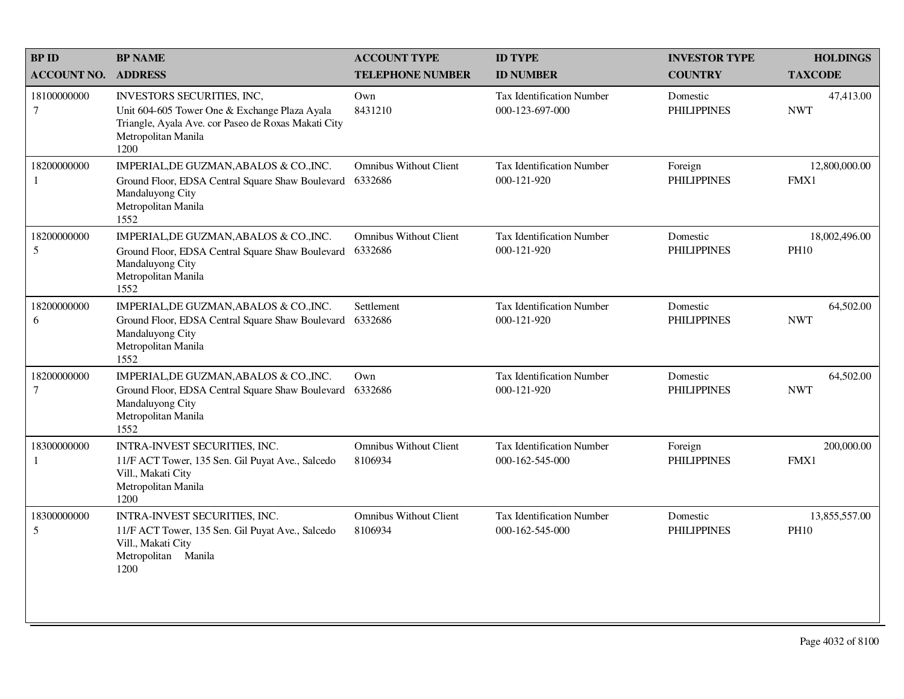| BP ID<br>ACCOUNT NO. | BP NAME<br>ADDRESS | ACCOUNT TYPE<br>TELEPHONE NUMBER | ID TYPE<br>ID NUMBER | INVESTOR TYPE<br>COUNTRY | HOLDINGS<br>TAXCODE |
|---|---|---|---|---|---|
| 18100000000<br>7 | INVESTORS SECURITIES, INC,<br>Unit 604-605 Tower One & Exchange Plaza Ayala Triangle, Ayala Ave. cor Paseo de Roxas Makati City<br>Metropolitan Manila<br>1200 | Own<br>8431210 | Tax Identification Number<br>000-123-697-000 | Domestic<br>PHILIPPINES | 47,413.00<br>NWT |
| 18200000000<br>1 | IMPERIAL,DE GUZMAN,ABALOS & CO.,INC.<br>Ground Floor, EDSA Central Square Shaw Boulevard Mandaluyong City<br>Metropolitan Manila<br>1552 | Omnibus Without Client<br>6332686 | Tax Identification Number<br>000-121-920 | Foreign<br>PHILIPPINES | 12,800,000.00<br>FMX1 |
| 18200000000<br>5 | IMPERIAL,DE GUZMAN,ABALOS & CO.,INC.<br>Ground Floor, EDSA Central Square Shaw Boulevard Mandaluyong City<br>Metropolitan Manila<br>1552 | Omnibus Without Client<br>6332686 | Tax Identification Number<br>000-121-920 | Domestic<br>PHILIPPINES | 18,002,496.00<br>PH10 |
| 18200000000<br>6 | IMPERIAL,DE GUZMAN,ABALOS & CO.,INC.<br>Ground Floor, EDSA Central Square Shaw Boulevard Mandaluyong City<br>Metropolitan Manila<br>1552 | Settlement<br>6332686 | Tax Identification Number<br>000-121-920 | Domestic<br>PHILIPPINES | 64,502.00<br>NWT |
| 18200000000<br>7 | IMPERIAL,DE GUZMAN,ABALOS & CO.,INC.<br>Ground Floor, EDSA Central Square Shaw Boulevard Mandaluyong City<br>Metropolitan Manila<br>1552 | Own<br>6332686 | Tax Identification Number<br>000-121-920 | Domestic<br>PHILIPPINES | 64,502.00<br>NWT |
| 18300000000<br>1 | INTRA-INVEST SECURITIES, INC.<br>11/F ACT Tower, 135 Sen. Gil Puyat Ave., Salcedo Vill., Makati City<br>Metropolitan Manila<br>1200 | Omnibus Without Client<br>8106934 | Tax Identification Number<br>000-162-545-000 | Foreign<br>PHILIPPINES | 200,000.00<br>FMX1 |
| 18300000000<br>5 | INTRA-INVEST SECURITIES, INC.<br>11/F ACT Tower, 135 Sen. Gil Puyat Ave., Salcedo Vill., Makati City<br>Metropolitan Manila<br>1200 | Omnibus Without Client<br>8106934 | Tax Identification Number<br>000-162-545-000 | Domestic<br>PHILIPPINES | 13,855,557.00<br>PH10 |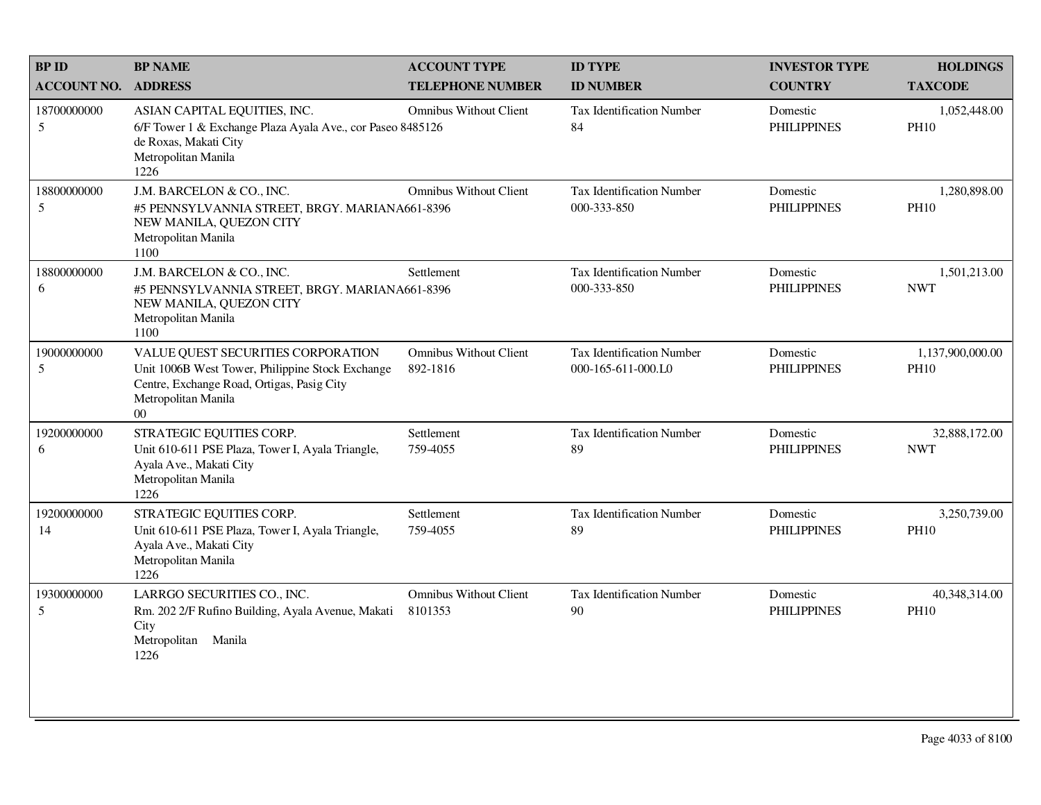| BP ID<br>ACCOUNT NO. | BP NAME<br>ADDRESS | ACCOUNT TYPE<br>TELEPHONE NUMBER | ID TYPE<br>ID NUMBER | INVESTOR TYPE<br>COUNTRY | HOLDINGS<br>TAXCODE |
|---|---|---|---|---|---|
| 18700000000<br>5 | ASIAN CAPITAL EQUITIES, INC.<br>6/F Tower 1 & Exchange Plaza Ayala Ave., cor Paseo de Roxas, Makati City<br>Metropolitan Manila<br>1226 | Omnibus Without Client<br>8485126 | Tax Identification Number<br>84 | Domestic<br>PHILIPPINES | 1,052,448.00<br>PH10 |
| 18800000000<br>5 | J.M. BARCELON & CO., INC.<br>#5 PENNSYLVANNIA STREET, BRGY. MARIANA NEW MANILA, QUEZON CITY<br>Metropolitan Manila<br>1100 | Omnibus Without Client<br>661-8396 | Tax Identification Number<br>000-333-850 | Domestic<br>PHILIPPINES | 1,280,898.00<br>PH10 |
| 18800000000<br>6 | J.M. BARCELON & CO., INC.<br>#5 PENNSYLVANNIA STREET, BRGY. MARIANA NEW MANILA, QUEZON CITY<br>Metropolitan Manila<br>1100 | Settlement<br>661-8396 | Tax Identification Number<br>000-333-850 | Domestic<br>PHILIPPINES | 1,501,213.00<br>NWT |
| 19000000000<br>5 | VALUE QUEST SECURITIES CORPORATION<br>Unit 1006B West Tower, Philippine Stock Exchange Centre, Exchange Road, Ortigas, Pasig City<br>Metropolitan Manila<br>00 | Omnibus Without Client<br>892-1816 | Tax Identification Number<br>000-165-611-000.L0 | Domestic<br>PHILIPPINES | 1,137,900,000.00<br>PH10 |
| 19200000000<br>6 | STRATEGIC EQUITIES CORP.<br>Unit 610-611 PSE Plaza, Tower I, Ayala Triangle, Ayala Ave., Makati City<br>Metropolitan Manila<br>1226 | Settlement<br>759-4055 | Tax Identification Number<br>89 | Domestic<br>PHILIPPINES | 32,888,172.00<br>NWT |
| 19200000000<br>14 | STRATEGIC EQUITIES CORP.<br>Unit 610-611 PSE Plaza, Tower I, Ayala Triangle, Ayala Ave., Makati City<br>Metropolitan Manila<br>1226 | Settlement<br>759-4055 | Tax Identification Number<br>89 | Domestic<br>PHILIPPINES | 3,250,739.00<br>PH10 |
| 19300000000<br>5 | LARRGO SECURITIES CO., INC.<br>Rm. 202 2/F Rufino Building, Ayala Avenue, Makati City<br>Metropolitan Manila<br>1226 | Omnibus Without Client<br>8101353 | Tax Identification Number<br>90 | Domestic<br>PHILIPPINES | 40,348,314.00<br>PH10 |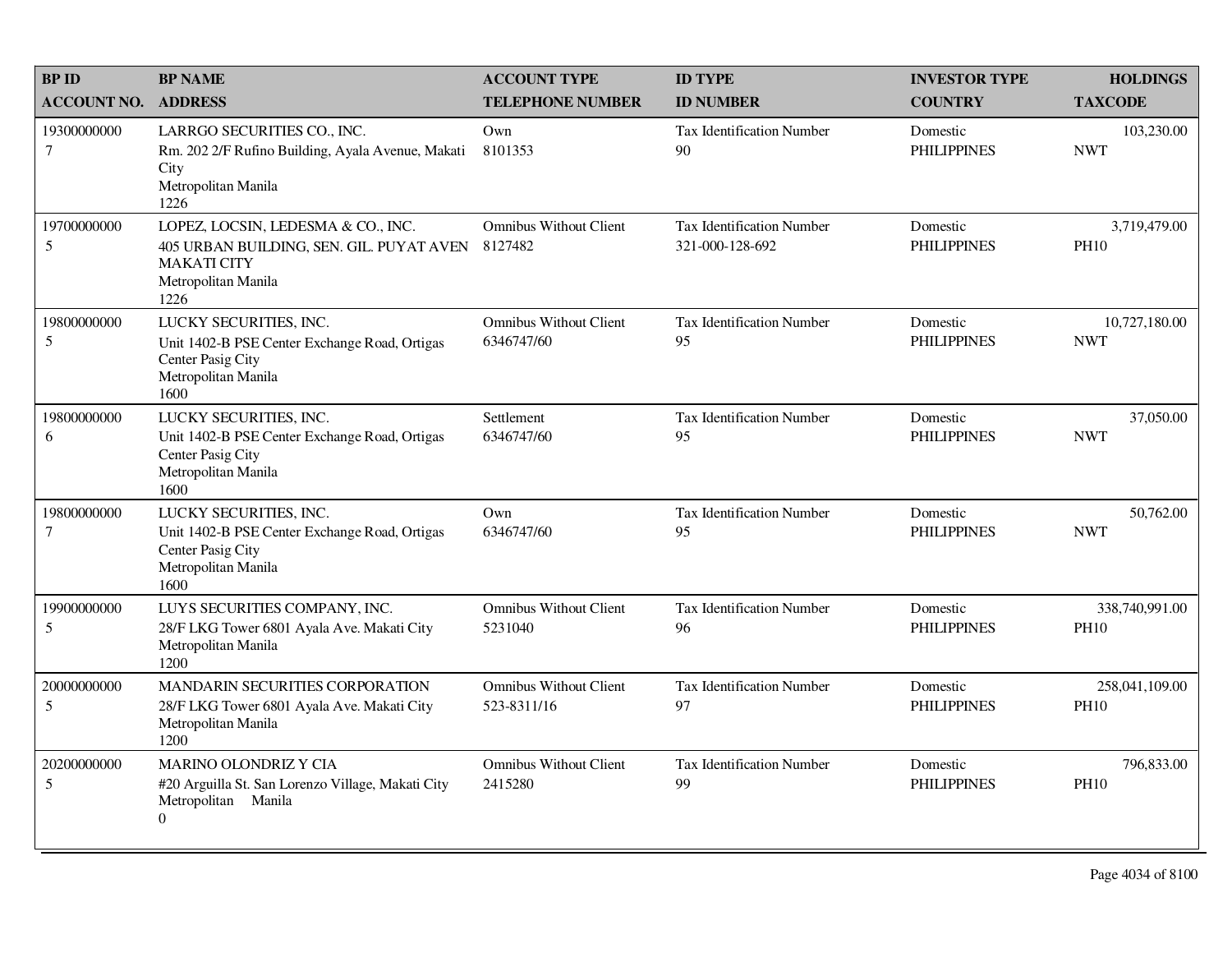| BP ID<br>ACCOUNT NO. | BP NAME<br>ADDRESS | ACCOUNT TYPE<br>TELEPHONE NUMBER | ID TYPE<br>ID NUMBER | INVESTOR TYPE<br>COUNTRY | HOLDINGS<br>TAXCODE |
|---|---|---|---|---|---|
| 19300000000<br>7 | LARRGO SECURITIES CO., INC.<br>Rm. 202 2/F Rufino Building, Ayala Avenue, Makati City<br>Metropolitan Manila<br>1226 | Own<br>8101353 | Tax Identification Number<br>90 | Domestic<br>PHILIPPINES | 103,230.00<br>NWT |
| 19700000000<br>5 | LOPEZ, LOCSIN, LEDESMA & CO., INC.<br>405 URBAN BUILDING, SEN. GIL. PUYAT AVEN MAKATI CITY<br>Metropolitan Manila<br>1226 | Omnibus Without Client<br>8127482 | Tax Identification Number<br>321-000-128-692 | Domestic<br>PHILIPPINES | 3,719,479.00<br>PH10 |
| 19800000000<br>5 | LUCKY SECURITIES, INC.<br>Unit 1402-B PSE Center Exchange Road, Ortigas Center Pasig City<br>Metropolitan Manila<br>1600 | Omnibus Without Client<br>6346747/60 | Tax Identification Number<br>95 | Domestic<br>PHILIPPINES | 10,727,180.00<br>NWT |
| 19800000000<br>6 | LUCKY SECURITIES, INC.<br>Unit 1402-B PSE Center Exchange Road, Ortigas Center Pasig City<br>Metropolitan Manila<br>1600 | Settlement<br>6346747/60 | Tax Identification Number<br>95 | Domestic<br>PHILIPPINES | 37,050.00<br>NWT |
| 19800000000<br>7 | LUCKY SECURITIES, INC.<br>Unit 1402-B PSE Center Exchange Road, Ortigas Center Pasig City<br>Metropolitan Manila<br>1600 | Own<br>6346747/60 | Tax Identification Number<br>95 | Domestic<br>PHILIPPINES | 50,762.00<br>NWT |
| 19900000000<br>5 | LUYS SECURITIES COMPANY, INC.<br>28/F LKG Tower 6801 Ayala Ave. Makati City<br>Metropolitan Manila<br>1200 | Omnibus Without Client<br>5231040 | Tax Identification Number<br>96 | Domestic<br>PHILIPPINES | 338,740,991.00<br>PH10 |
| 20000000000<br>5 | MANDARIN SECURITIES CORPORATION<br>28/F LKG Tower 6801 Ayala Ave. Makati City<br>Metropolitan Manila<br>1200 | Omnibus Without Client<br>523-8311/16 | Tax Identification Number<br>97 | Domestic<br>PHILIPPINES | 258,041,109.00<br>PH10 |
| 20200000000<br>5 | MARINO OLONDRIZ Y CIA<br>#20 Arguilla St. San Lorenzo Village, Makati City<br>Metropolitan Manila<br>0 | Omnibus Without Client<br>2415280 | Tax Identification Number<br>99 | Domestic<br>PHILIPPINES | 796,833.00<br>PH10 |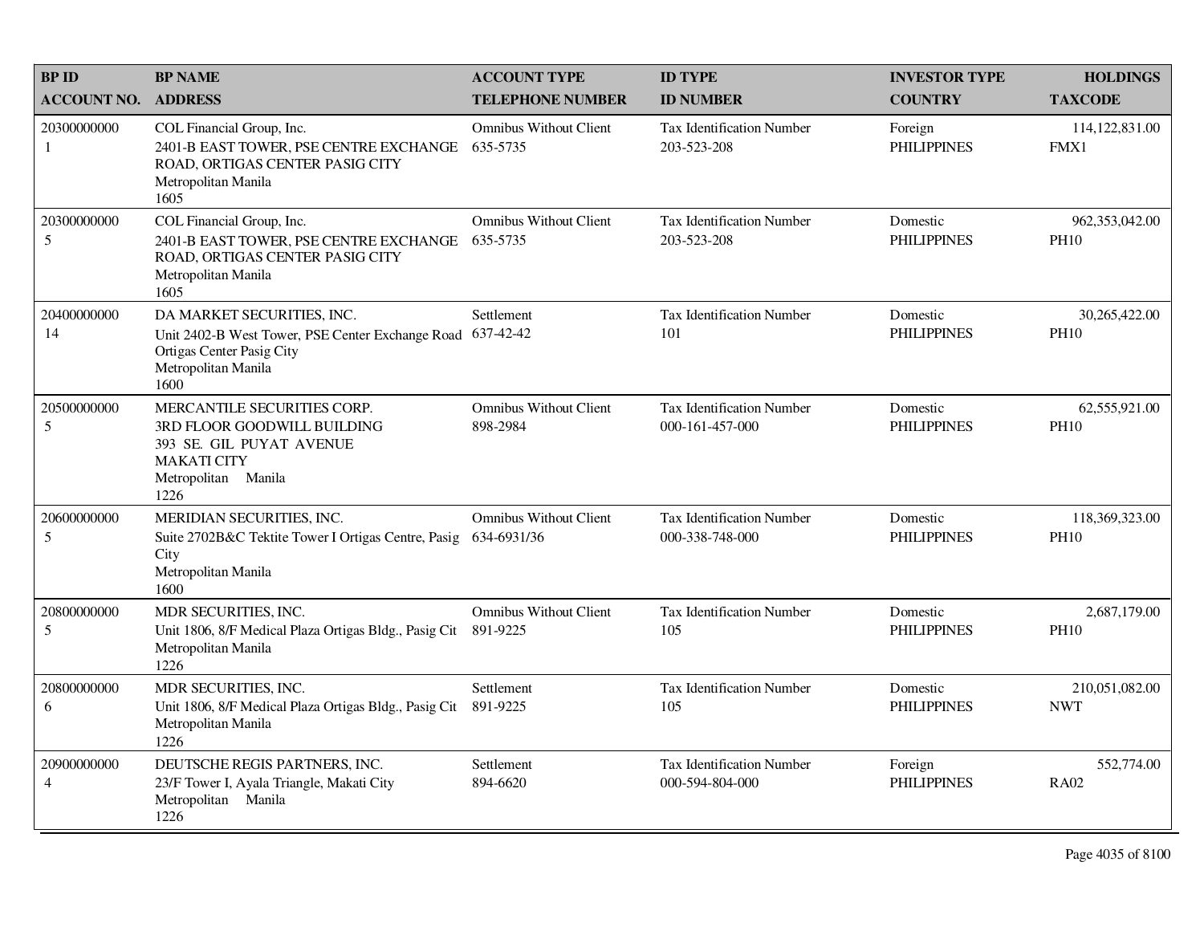| BP ID<br>ACCOUNT NO. | BP NAME<br>ADDRESS | ACCOUNT TYPE<br>TELEPHONE NUMBER | ID TYPE<br>ID NUMBER | INVESTOR TYPE<br>COUNTRY | HOLDINGS<br>TAXCODE |
|---|---|---|---|---|---|
| 20300000000<br>1 | COL Financial Group, Inc.<br>2401-B EAST TOWER, PSE CENTRE EXCHANGE ROAD, ORTIGAS CENTER PASIG CITY<br>Metropolitan Manila<br>1605 | Omnibus Without Client<br>635-5735 | Tax Identification Number<br>203-523-208 | Foreign<br>PHILIPPINES | 114,122,831.00<br>FMX1 |
| 20300000000<br>5 | COL Financial Group, Inc.<br>2401-B EAST TOWER, PSE CENTRE EXCHANGE ROAD, ORTIGAS CENTER PASIG CITY<br>Metropolitan Manila<br>1605 | Omnibus Without Client<br>635-5735 | Tax Identification Number<br>203-523-208 | Domestic<br>PHILIPPINES | 962,353,042.00<br>PH10 |
| 20400000000<br>14 | DA MARKET SECURITIES, INC.<br>Unit 2402-B West Tower, PSE Center Exchange Road Ortigas Center Pasig City<br>Metropolitan Manila<br>1600 | Settlement<br>637-42-42 | Tax Identification Number<br>101 | Domestic<br>PHILIPPINES | 30,265,422.00<br>PH10 |
| 20500000000<br>5 | MERCANTILE SECURITIES CORP.<br>3RD FLOOR GOODWILL BUILDING<br>393 SE. GIL PUYAT AVENUE<br>MAKATI CITY<br>Metropolitan Manila<br>1226 | Omnibus Without Client<br>898-2984 | Tax Identification Number<br>000-161-457-000 | Domestic<br>PHILIPPINES | 62,555,921.00<br>PH10 |
| 20600000000<br>5 | MERIDIAN SECURITIES, INC.<br>Suite 2702B&C Tektite Tower I Ortigas Centre, Pasig City<br>Metropolitan Manila<br>1600 | Omnibus Without Client<br>634-6931/36 | Tax Identification Number<br>000-338-748-000 | Domestic<br>PHILIPPINES | 118,369,323.00<br>PH10 |
| 20800000000<br>5 | MDR SECURITIES, INC.<br>Unit 1806, 8/F Medical Plaza Ortigas Bldg., Pasig Cit<br>Metropolitan Manila<br>1226 | Omnibus Without Client<br>891-9225 | Tax Identification Number<br>105 | Domestic<br>PHILIPPINES | 2,687,179.00<br>PH10 |
| 20800000000<br>6 | MDR SECURITIES, INC.<br>Unit 1806, 8/F Medical Plaza Ortigas Bldg., Pasig Cit<br>Metropolitan Manila<br>1226 | Settlement<br>891-9225 | Tax Identification Number<br>105 | Domestic<br>PHILIPPINES | 210,051,082.00<br>NWT |
| 20900000000<br>4 | DEUTSCHE REGIS PARTNERS, INC.<br>23/F Tower I, Ayala Triangle, Makati City<br>Metropolitan Manila<br>1226 | Settlement<br>894-6620 | Tax Identification Number<br>000-594-804-000 | Foreign<br>PHILIPPINES | 552,774.00<br>RA02 |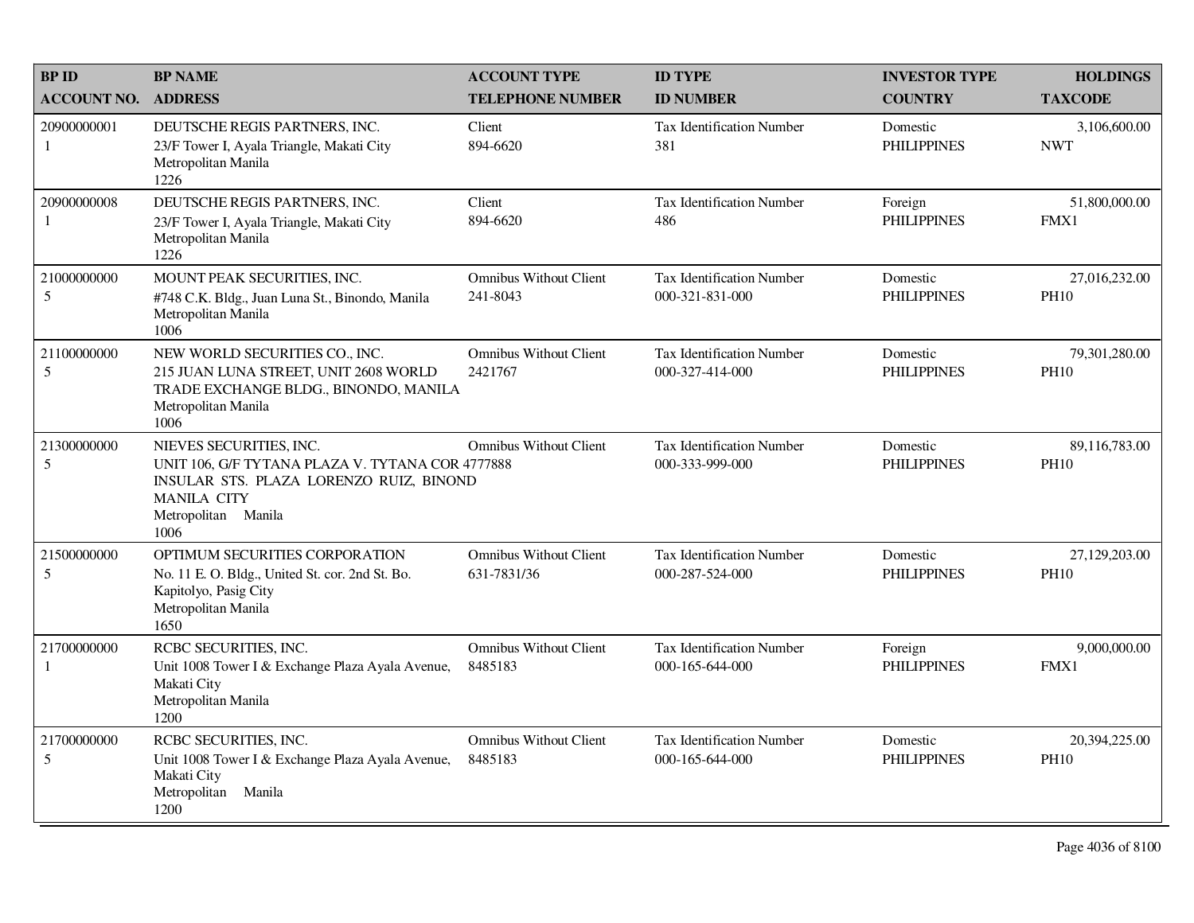| BP ID<br>ACCOUNT NO. | BP NAME<br>ADDRESS | ACCOUNT TYPE<br>TELEPHONE NUMBER | ID TYPE<br>ID NUMBER | INVESTOR TYPE<br>COUNTRY | HOLDINGS<br>TAXCODE |
|---|---|---|---|---|---|
| 20900000001<br>1 | DEUTSCHE REGIS PARTNERS, INC.<br>23/F Tower I, Ayala Triangle, Makati City<br>Metropolitan Manila<br>1226 | Client<br>894-6620 | Tax Identification Number<br>381 | Domestic<br>PHILIPPINES | 3,106,600.00<br>NWT |
| 20900000008<br>1 | DEUTSCHE REGIS PARTNERS, INC.<br>23/F Tower I, Ayala Triangle, Makati City<br>Metropolitan Manila<br>1226 | Client<br>894-6620 | Tax Identification Number<br>486 | Foreign<br>PHILIPPINES | 51,800,000.00<br>FMX1 |
| 21000000000<br>5 | MOUNT PEAK SECURITIES, INC.<br>#748 C.K. Bldg., Juan Luna St., Binondo, Manila<br>Metropolitan Manila<br>1006 | Omnibus Without Client<br>241-8043 | Tax Identification Number<br>000-321-831-000 | Domestic<br>PHILIPPINES | 27,016,232.00<br>PH10 |
| 21100000000<br>5 | NEW WORLD SECURITIES CO., INC.<br>215 JUAN LUNA STREET, UNIT 2608 WORLD TRADE EXCHANGE BLDG., BINONDO, MANILA<br>Metropolitan Manila<br>1006 | Omnibus Without Client<br>2421767 | Tax Identification Number<br>000-327-414-000 | Domestic<br>PHILIPPINES | 79,301,280.00<br>PH10 |
| 21300000000<br>5 | NIEVES SECURITIES, INC.<br>UNIT 106, G/F TYTANA PLAZA V. TYTANA COR INSULAR STS. PLAZA LORENZO RUIZ, BINOND MANILA CITY<br>Metropolitan Manila<br>1006 | Omnibus Without Client<br>4777888 | Tax Identification Number<br>000-333-999-000 | Domestic<br>PHILIPPINES | 89,116,783.00<br>PH10 |
| 21500000000<br>5 | OPTIMUM SECURITIES CORPORATION<br>No. 11 E. O. Bldg., United St. cor. 2nd St. Bo. Kapitolyo, Pasig City<br>Metropolitan Manila<br>1650 | Omnibus Without Client<br>631-7831/36 | Tax Identification Number<br>000-287-524-000 | Domestic<br>PHILIPPINES | 27,129,203.00<br>PH10 |
| 21700000000<br>1 | RCBC SECURITIES, INC.<br>Unit 1008 Tower I & Exchange Plaza Ayala Avenue, Makati City<br>Metropolitan Manila<br>1200 | Omnibus Without Client<br>8485183 | Tax Identification Number<br>000-165-644-000 | Foreign<br>PHILIPPINES | 9,000,000.00<br>FMX1 |
| 21700000000<br>5 | RCBC SECURITIES, INC.<br>Unit 1008 Tower I & Exchange Plaza Ayala Avenue, Makati City<br>Metropolitan Manila<br>1200 | Omnibus Without Client<br>8485183 | Tax Identification Number<br>000-165-644-000 | Domestic<br>PHILIPPINES | 20,394,225.00<br>PH10 |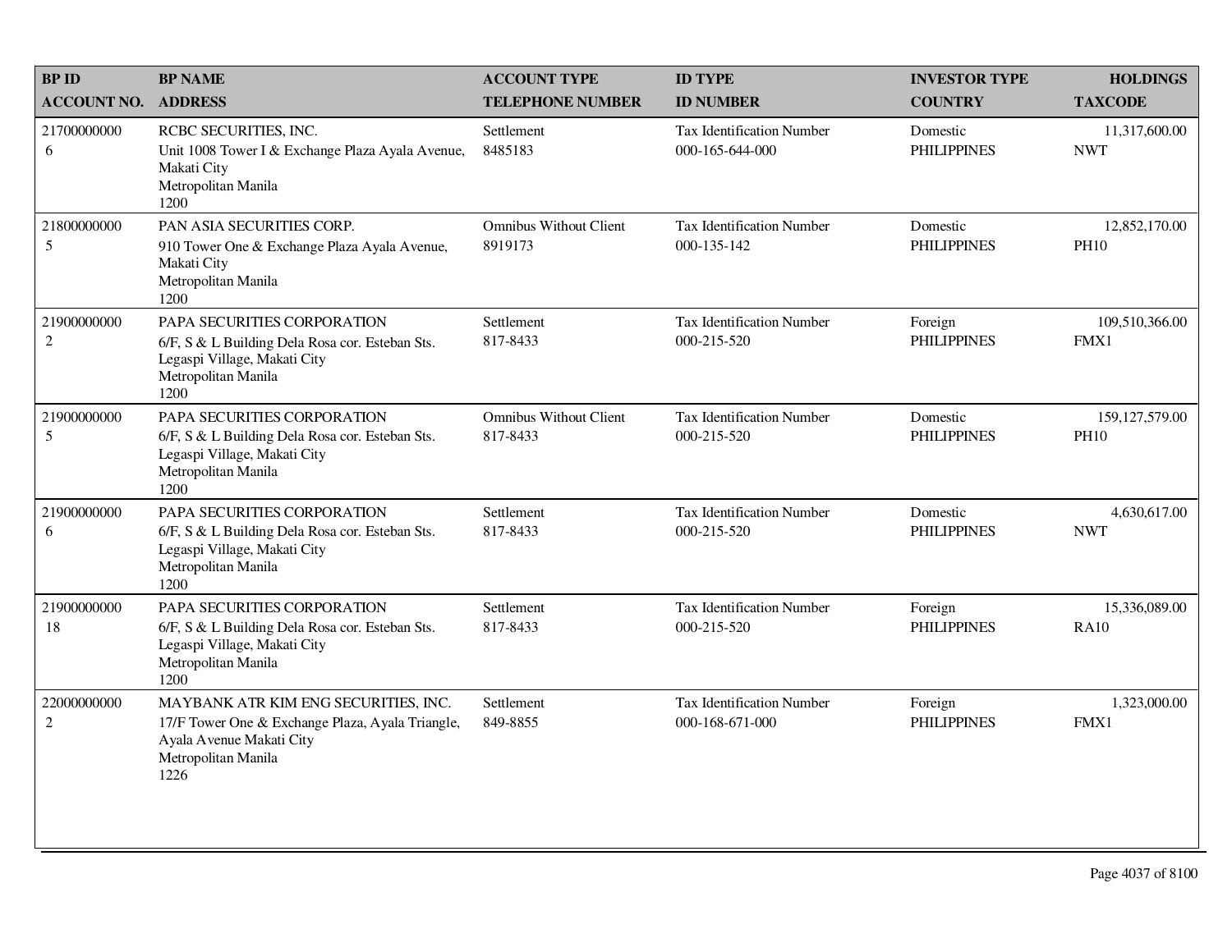| BP ID<br>ACCOUNT NO. | BP NAME<br>ADDRESS | ACCOUNT TYPE<br>TELEPHONE NUMBER | ID TYPE<br>ID NUMBER | INVESTOR TYPE<br>COUNTRY | HOLDINGS<br>TAXCODE |
|---|---|---|---|---|---|
| 21700000000<br>6 | RCBC SECURITIES, INC.<br>Unit 1008 Tower I & Exchange Plaza Ayala Avenue, Makati City<br>Metropolitan Manila<br>1200 | Settlement<br>8485183 | Tax Identification Number<br>000-165-644-000 | Domestic<br>PHILIPPINES | 11,317,600.00<br>NWT |
| 21800000000<br>5 | PAN ASIA SECURITIES CORP.<br>910 Tower One & Exchange Plaza Ayala Avenue, Makati City<br>Metropolitan Manila<br>1200 | Omnibus Without Client<br>8919173 | Tax Identification Number<br>000-135-142 | Domestic<br>PHILIPPINES | 12,852,170.00<br>PH10 |
| 21900000000<br>2 | PAPA SECURITIES CORPORATION<br>6/F, S & L Building Dela Rosa cor. Esteban Sts. Legaspi Village, Makati City<br>Metropolitan Manila<br>1200 | Settlement<br>817-8433 | Tax Identification Number<br>000-215-520 | Foreign<br>PHILIPPINES | 109,510,366.00<br>FMX1 |
| 21900000000<br>5 | PAPA SECURITIES CORPORATION<br>6/F, S & L Building Dela Rosa cor. Esteban Sts. Legaspi Village, Makati City<br>Metropolitan Manila<br>1200 | Omnibus Without Client<br>817-8433 | Tax Identification Number<br>000-215-520 | Domestic<br>PHILIPPINES | 159,127,579.00<br>PH10 |
| 21900000000<br>6 | PAPA SECURITIES CORPORATION<br>6/F, S & L Building Dela Rosa cor. Esteban Sts. Legaspi Village, Makati City<br>Metropolitan Manila<br>1200 | Settlement<br>817-8433 | Tax Identification Number<br>000-215-520 | Domestic<br>PHILIPPINES | 4,630,617.00<br>NWT |
| 21900000000<br>18 | PAPA SECURITIES CORPORATION<br>6/F, S & L Building Dela Rosa cor. Esteban Sts. Legaspi Village, Makati City<br>Metropolitan Manila<br>1200 | Settlement<br>817-8433 | Tax Identification Number<br>000-215-520 | Foreign<br>PHILIPPINES | 15,336,089.00<br>RA10 |
| 22000000000<br>2 | MAYBANK ATR KIM ENG SECURITIES, INC.<br>17/F Tower One & Exchange Plaza, Ayala Triangle, Ayala Avenue Makati City<br>Metropolitan Manila<br>1226 | Settlement<br>849-8855 | Tax Identification Number<br>000-168-671-000 | Foreign<br>PHILIPPINES | 1,323,000.00<br>FMX1 |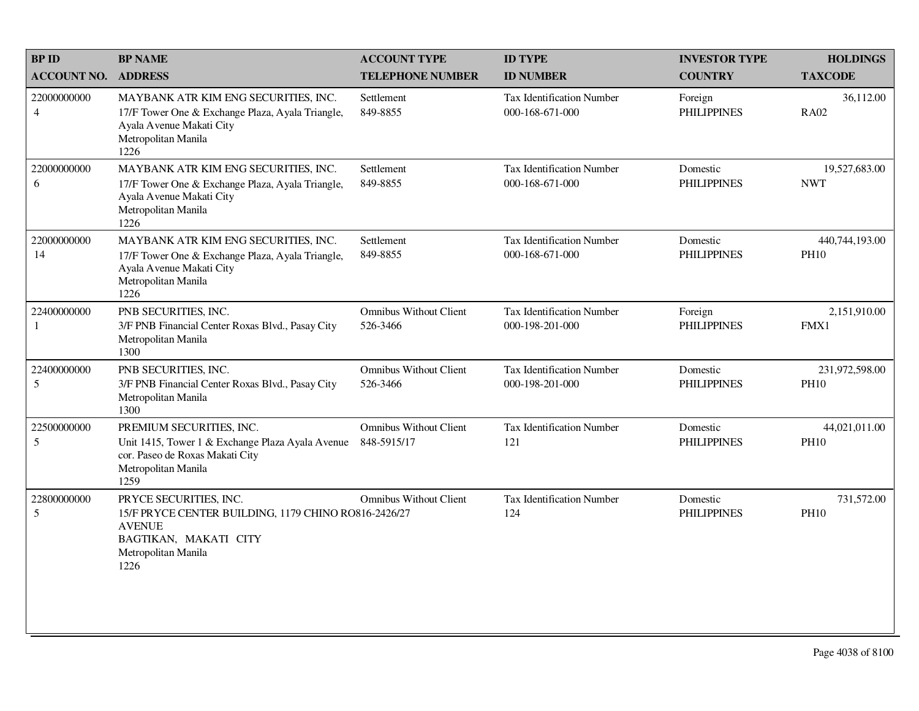| BP ID<br>ACCOUNT NO. | BP NAME<br>ADDRESS | ACCOUNT TYPE<br>TELEPHONE NUMBER | ID TYPE<br>ID NUMBER | INVESTOR TYPE<br>COUNTRY | HOLDINGS<br>TAXCODE |
|---|---|---|---|---|---|
| 22000000000<br>4 | MAYBANK ATR KIM ENG SECURITIES, INC.<br>17/F Tower One & Exchange Plaza, Ayala Triangle, Ayala Avenue Makati City<br>Metropolitan Manila<br>1226 | Settlement<br>849-8855 | Tax Identification Number<br>000-168-671-000 | Foreign<br>PHILIPPINES | 36,112.00<br>RA02 |
| 22000000000<br>6 | MAYBANK ATR KIM ENG SECURITIES, INC.<br>17/F Tower One & Exchange Plaza, Ayala Triangle, Ayala Avenue Makati City<br>Metropolitan Manila<br>1226 | Settlement<br>849-8855 | Tax Identification Number<br>000-168-671-000 | Domestic<br>PHILIPPINES | 19,527,683.00<br>NWT |
| 22000000000<br>14 | MAYBANK ATR KIM ENG SECURITIES, INC.<br>17/F Tower One & Exchange Plaza, Ayala Triangle, Ayala Avenue Makati City<br>Metropolitan Manila<br>1226 | Settlement<br>849-8855 | Tax Identification Number<br>000-168-671-000 | Domestic<br>PHILIPPINES | 440,744,193.00<br>PH10 |
| 22400000000<br>1 | PNB SECURITIES, INC.<br>3/F PNB Financial Center Roxas Blvd., Pasay City<br>Metropolitan Manila<br>1300 | Omnibus Without Client<br>526-3466 | Tax Identification Number<br>000-198-201-000 | Foreign<br>PHILIPPINES | 2,151,910.00<br>FMX1 |
| 22400000000<br>5 | PNB SECURITIES, INC.<br>3/F PNB Financial Center Roxas Blvd., Pasay City<br>Metropolitan Manila<br>1300 | Omnibus Without Client<br>526-3466 | Tax Identification Number<br>000-198-201-000 | Domestic<br>PHILIPPINES | 231,972,598.00<br>PH10 |
| 22500000000<br>5 | PREMIUM SECURITIES, INC.<br>Unit 1415, Tower 1 & Exchange Plaza Ayala Avenue cor. Paseo de Roxas Makati City<br>Metropolitan Manila<br>1259 | Omnibus Without Client<br>848-5915/17 | Tax Identification Number<br>121 | Domestic<br>PHILIPPINES | 44,021,011.00<br>PH10 |
| 22800000000<br>5 | PRYCE SECURITIES, INC.<br>15/F PRYCE CENTER BUILDING, 1179 CHINO RO AVENUE<br>BAGTIKAN, MAKATI CITY<br>Metropolitan Manila<br>1226 | Omnibus Without Client<br>816-2426/27 | Tax Identification Number<br>124 | Domestic<br>PHILIPPINES | 731,572.00<br>PH10 |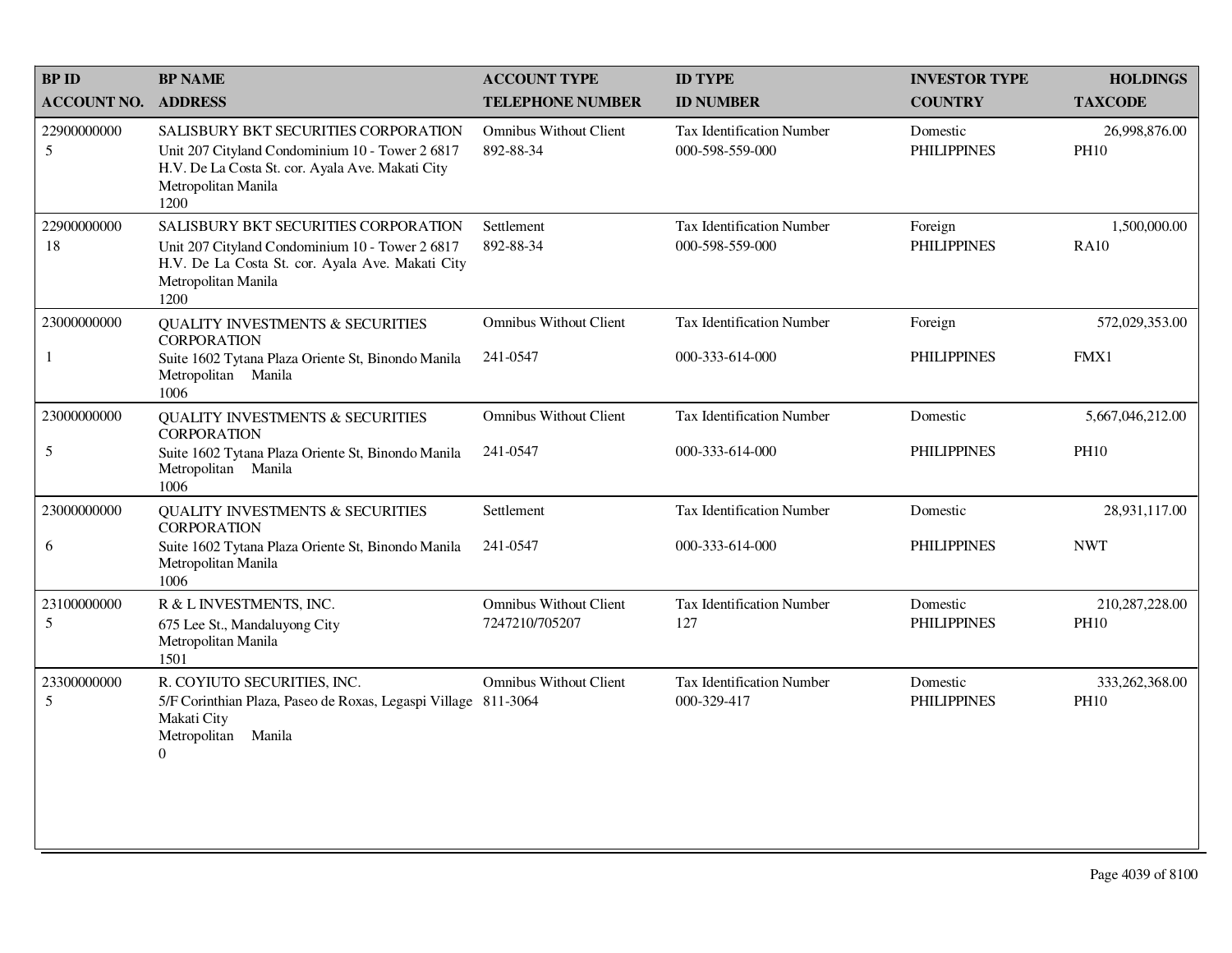| BP ID<br>ACCOUNT NO. | BP NAME<br>ADDRESS | ACCOUNT TYPE<br>TELEPHONE NUMBER | ID TYPE<br>ID NUMBER | INVESTOR TYPE<br>COUNTRY | HOLDINGS<br>TAXCODE |
|---|---|---|---|---|---|
| 22900000000<br>5 | SALISBURY BKT SECURITIES CORPORATION<br>Unit 207 Cityland Condominium 10 - Tower 2 6817 H.V. De La Costa St. cor. Ayala Ave. Makati City<br>Metropolitan Manila<br>1200 | Omnibus Without Client<br>892-88-34 | Tax Identification Number<br>000-598-559-000 | Domestic<br>PHILIPPINES | 26,998,876.00<br>PH10 |
| 22900000000<br>18 | SALISBURY BKT SECURITIES CORPORATION<br>Unit 207 Cityland Condominium 10 - Tower 2 6817 H.V. De La Costa St. cor. Ayala Ave. Makati City<br>Metropolitan Manila<br>1200 | Settlement<br>892-88-34 | Tax Identification Number<br>000-598-559-000 | Foreign<br>PHILIPPINES | 1,500,000.00<br>RA10 |
| 23000000000<br>1 | QUALITY INVESTMENTS & SECURITIES CORPORATION<br>Suite 1602 Tytana Plaza Oriente St, Binondo Manila<br>Metropolitan Manila<br>1006 | Omnibus Without Client<br>241-0547 | Tax Identification Number<br>000-333-614-000 | Foreign<br>PHILIPPINES | 572,029,353.00<br>FMX1 |
| 23000000000<br>5 | QUALITY INVESTMENTS & SECURITIES CORPORATION<br>Suite 1602 Tytana Plaza Oriente St, Binondo Manila<br>Metropolitan Manila<br>1006 | Omnibus Without Client<br>241-0547 | Tax Identification Number<br>000-333-614-000 | Domestic<br>PHILIPPINES | 5,667,046,212.00<br>PH10 |
| 23000000000<br>6 | QUALITY INVESTMENTS & SECURITIES CORPORATION<br>Suite 1602 Tytana Plaza Oriente St, Binondo Manila<br>Metropolitan Manila<br>1006 | Settlement<br>241-0547 | Tax Identification Number<br>000-333-614-000 | Domestic<br>PHILIPPINES | 28,931,117.00<br>NWT |
| 23100000000<br>5 | R & L INVESTMENTS, INC.<br>675 Lee St., Mandaluyong City<br>Metropolitan Manila<br>1501 | Omnibus Without Client<br>7247210/705207 | Tax Identification Number<br>127 | Domestic<br>PHILIPPINES | 210,287,228.00<br>PH10 |
| 23300000000<br>5 | R. COYIUTO SECURITIES, INC.<br>5/F Corinthian Plaza, Paseo de Roxas, Legaspi Village Makati City<br>Metropolitan Manila<br>0 | Omnibus Without Client<br>811-3064 | Tax Identification Number<br>000-329-417 | Domestic<br>PHILIPPINES | 333,262,368.00<br>PH10 |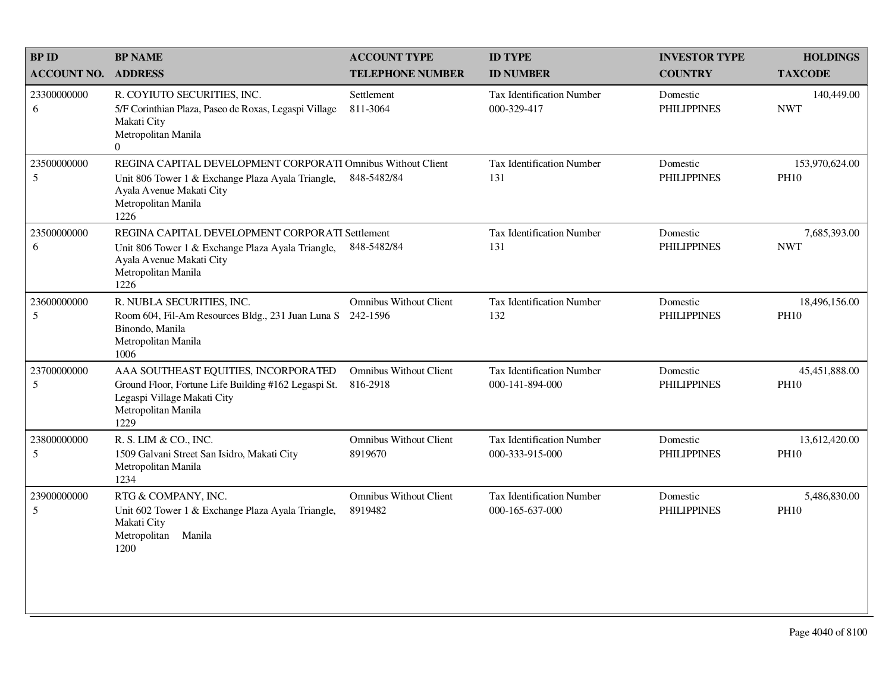| BP ID<br>ACCOUNT NO. | BP NAME<br>ADDRESS | ACCOUNT TYPE<br>TELEPHONE NUMBER | ID TYPE<br>ID NUMBER | INVESTOR TYPE<br>COUNTRY | HOLDINGS<br>TAXCODE |
|---|---|---|---|---|---|
| 23300000000<br>6 | R. COYIUTO SECURITIES, INC.<br>5/F Corinthian Plaza, Paseo de Roxas, Legaspi Village Makati City<br>Metropolitan Manila<br>0 | Settlement<br>811-3064 | Tax Identification Number<br>000-329-417 | Domestic<br>PHILIPPINES | 140,449.00<br>NWT |
| 23500000000<br>5 | REGINA CAPITAL DEVELOPMENT CORPORATI<br>Unit 806 Tower 1 & Exchange Plaza Ayala Triangle, Ayala Avenue Makati City<br>Metropolitan Manila<br>1226 | Omnibus Without Client<br>848-5482/84 | Tax Identification Number<br>131 | Domestic<br>PHILIPPINES | 153,970,624.00<br>PH10 |
| 23500000000<br>6 | REGINA CAPITAL DEVELOPMENT CORPORATI<br>Unit 806 Tower 1 & Exchange Plaza Ayala Triangle, Ayala Avenue Makati City<br>Metropolitan Manila<br>1226 | Settlement<br>848-5482/84 | Tax Identification Number<br>131 | Domestic<br>PHILIPPINES | 7,685,393.00<br>NWT |
| 23600000000<br>5 | R. NUBLA SECURITIES, INC.<br>Room 604, Fil-Am Resources Bldg., 231 Juan Luna S Binondo, Manila<br>Metropolitan Manila<br>1006 | Omnibus Without Client<br>242-1596 | Tax Identification Number<br>132 | Domestic<br>PHILIPPINES | 18,496,156.00<br>PH10 |
| 23700000000<br>5 | AAA SOUTHEAST EQUITIES, INCORPORATED<br>Ground Floor, Fortune Life Building #162 Legaspi St. Legaspi Village Makati City<br>Metropolitan Manila<br>1229 | Omnibus Without Client<br>816-2918 | Tax Identification Number<br>000-141-894-000 | Domestic<br>PHILIPPINES | 45,451,888.00<br>PH10 |
| 23800000000<br>5 | R. S. LIM & CO., INC.<br>1509 Galvani Street San Isidro, Makati City<br>Metropolitan Manila<br>1234 | Omnibus Without Client<br>8919670 | Tax Identification Number<br>000-333-915-000 | Domestic<br>PHILIPPINES | 13,612,420.00<br>PH10 |
| 23900000000<br>5 | RTG & COMPANY, INC.<br>Unit 602 Tower 1 & Exchange Plaza Ayala Triangle, Makati City<br>Metropolitan Manila<br>1200 | Omnibus Without Client<br>8919482 | Tax Identification Number<br>000-165-637-000 | Domestic<br>PHILIPPINES | 5,486,830.00<br>PH10 |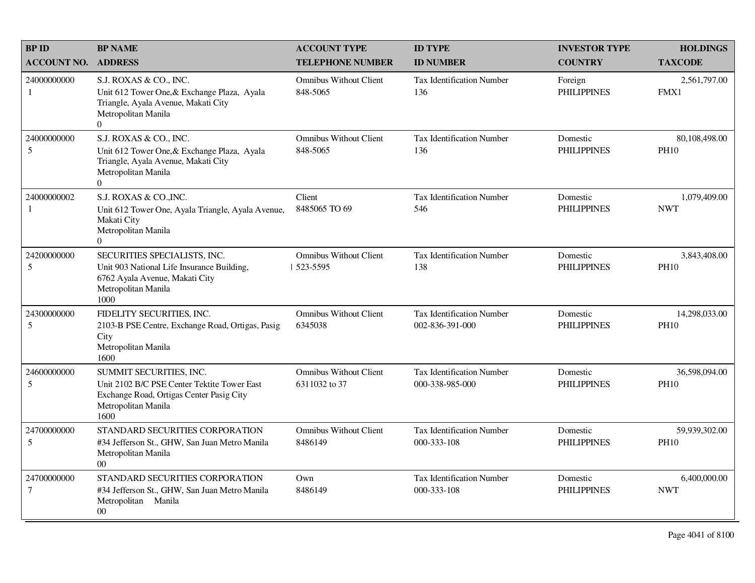| BP ID<br>ACCOUNT NO. | BP NAME<br>ADDRESS | ACCOUNT TYPE<br>TELEPHONE NUMBER | ID TYPE<br>ID NUMBER | INVESTOR TYPE<br>COUNTRY | HOLDINGS<br>TAXCODE |
|---|---|---|---|---|---|
| 24000000000<br>1 | S.J. ROXAS & CO., INC.<br>Unit 612 Tower One,& Exchange Plaza, Ayala Triangle, Ayala Avenue, Makati City<br>Metropolitan Manila<br>0 | Omnibus Without Client<br>848-5065 | Tax Identification Number<br>136 | Foreign<br>PHILIPPINES | 2,561,797.00<br>FMX1 |
| 24000000000<br>5 | S.J. ROXAS & CO., INC.<br>Unit 612 Tower One,& Exchange Plaza, Ayala Triangle, Ayala Avenue, Makati City<br>Metropolitan Manila<br>0 | Omnibus Without Client<br>848-5065 | Tax Identification Number<br>136 | Domestic<br>PHILIPPINES | 80,108,498.00<br>PH10 |
| 24000000002<br>1 | S.J. ROXAS & CO.,INC.<br>Unit 612 Tower One, Ayala Triangle, Ayala Avenue, Makati City<br>Metropolitan Manila<br>0 | Client<br>8485065 TO 69 | Tax Identification Number<br>546 | Domestic<br>PHILIPPINES | 1,079,409.00<br>NWT |
| 24200000000<br>5 | SECURITIES SPECIALISTS, INC.<br>Unit 903 National Life Insurance Building, 6762 Ayala Avenue, Makati City<br>Metropolitan Manila<br>1000 | Omnibus Without Client<br>523-5595 | Tax Identification Number<br>138 | Domestic<br>PHILIPPINES | 3,843,408.00<br>PH10 |
| 24300000000<br>5 | FIDELITY SECURITIES, INC.<br>2103-B PSE Centre, Exchange Road, Ortigas, Pasig City<br>Metropolitan Manila<br>1600 | Omnibus Without Client<br>6345038 | Tax Identification Number<br>002-836-391-000 | Domestic<br>PHILIPPINES | 14,298,033.00<br>PH10 |
| 24600000000<br>5 | SUMMIT SECURITIES, INC.<br>Unit 2102 B/C PSE Center Tektite Tower East Exchange Road, Ortigas Center Pasig City<br>Metropolitan Manila<br>1600 | Omnibus Without Client<br>6311032 to 37 | Tax Identification Number<br>000-338-985-000 | Domestic<br>PHILIPPINES | 36,598,094.00<br>PH10 |
| 24700000000<br>5 | STANDARD SECURITIES CORPORATION<br>#34 Jefferson St., GHW, San Juan Metro Manila<br>Metropolitan Manila<br>00 | Omnibus Without Client<br>8486149 | Tax Identification Number<br>000-333-108 | Domestic<br>PHILIPPINES | 59,939,302.00<br>PH10 |
| 24700000000<br>7 | STANDARD SECURITIES CORPORATION<br>#34 Jefferson St., GHW, San Juan Metro Manila<br>Metropolitan Manila<br>00 | Own<br>8486149 | Tax Identification Number<br>000-333-108 | Domestic<br>PHILIPPINES | 6,400,000.00<br>NWT |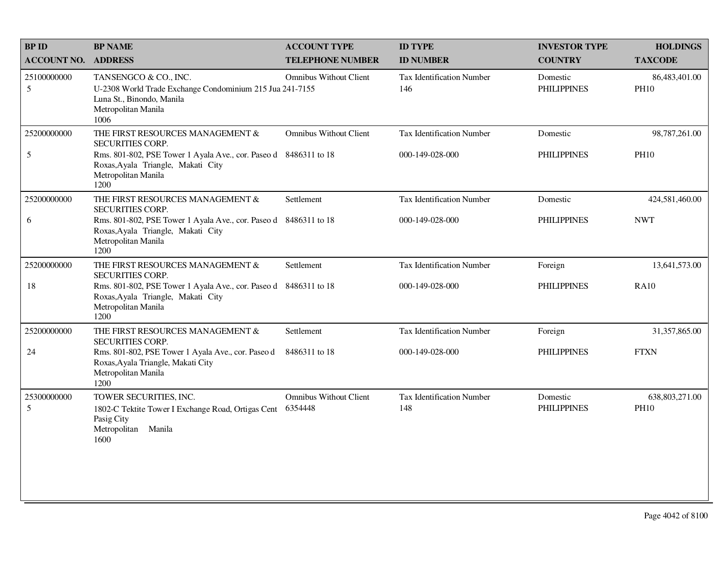| BP ID<br>ACCOUNT NO. | BP NAME<br>ADDRESS | ACCOUNT TYPE<br>TELEPHONE NUMBER | ID TYPE<br>ID NUMBER | INVESTOR TYPE<br>COUNTRY | HOLDINGS<br>TAXCODE |
|---|---|---|---|---|---|
| 25100000000<br>5 | TANSENGCO & CO., INC.<br>U-2308 World Trade Exchange Condominium 215 Jua<br>Luna St., Binondo, Manila<br>Metropolitan Manila<br>1006 | Omnibus Without Client<br>241-7155 | Tax Identification Number<br>146 | Domestic<br>PHILIPPINES | 86,483,401.00<br>PH10 |
| 25200000000<br>5 | THE FIRST RESOURCES MANAGEMENT & SECURITIES CORP.<br>Rms. 801-802, PSE Tower 1 Ayala Ave., cor. Paseo d<br>Roxas,Ayala Triangle, Makati City<br>Metropolitan Manila<br>1200 | Omnibus Without Client<br>8486311 to 18 | Tax Identification Number<br>000-149-028-000 | Domestic<br>PHILIPPINES | 98,787,261.00<br>PH10 |
| 25200000000<br>6 | THE FIRST RESOURCES MANAGEMENT & SECURITIES CORP.<br>Rms. 801-802, PSE Tower 1 Ayala Ave., cor. Paseo d<br>Roxas,Ayala Triangle, Makati City<br>Metropolitan Manila<br>1200 | Settlement<br>8486311 to 18 | Tax Identification Number<br>000-149-028-000 | Domestic<br>PHILIPPINES | 424,581,460.00<br>NWT |
| 25200000000<br>18 | THE FIRST RESOURCES MANAGEMENT & SECURITIES CORP.<br>Rms. 801-802, PSE Tower 1 Ayala Ave., cor. Paseo d<br>Roxas,Ayala Triangle, Makati City<br>Metropolitan Manila<br>1200 | Settlement<br>8486311 to 18 | Tax Identification Number<br>000-149-028-000 | Foreign<br>PHILIPPINES | 13,641,573.00<br>RA10 |
| 25200000000<br>24 | THE FIRST RESOURCES MANAGEMENT & SECURITIES CORP.<br>Rms. 801-802, PSE Tower 1 Ayala Ave., cor. Paseo d<br>Roxas,Ayala Triangle, Makati City<br>Metropolitan Manila<br>1200 | Settlement<br>8486311 to 18 | Tax Identification Number<br>000-149-028-000 | Foreign<br>PHILIPPINES | 31,357,865.00<br>FTXN |
| 25300000000<br>5 | TOWER SECURITIES, INC.<br>1802-C Tektite Tower I Exchange Road, Ortigas Cent<br>Pasig City<br>Metropolitan Manila<br>1600 | Omnibus Without Client<br>6354448 | Tax Identification Number<br>148 | Domestic<br>PHILIPPINES | 638,803,271.00<br>PH10 |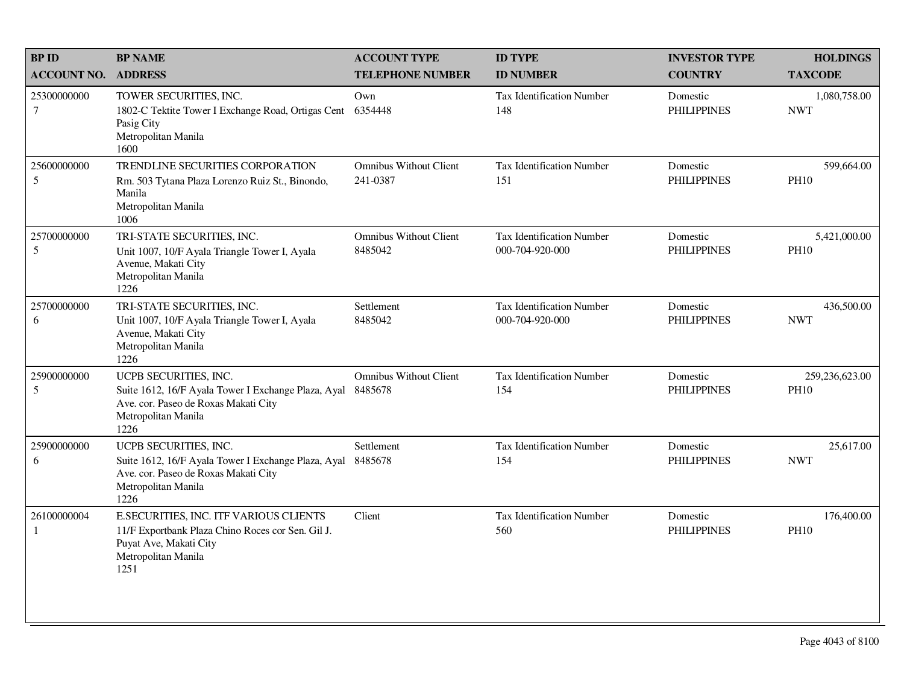| BP ID<br>ACCOUNT NO. | BP NAME<br>ADDRESS | ACCOUNT TYPE<br>TELEPHONE NUMBER | ID TYPE<br>ID NUMBER | INVESTOR TYPE<br>COUNTRY | HOLDINGS<br>TAXCODE |
|---|---|---|---|---|---|
| 25300000000<br>7 | TOWER SECURITIES, INC.<br>1802-C Tektite Tower I Exchange Road, Ortigas Cent Pasig City<br>Metropolitan Manila<br>1600 | Own<br>6354448 | Tax Identification Number<br>148 | Domestic<br>PHILIPPINES | 1,080,758.00<br>NWT |
| 25600000000<br>5 | TRENDLINE SECURITIES CORPORATION<br>Rm. 503 Tytana Plaza Lorenzo Ruiz St., Binondo, Manila<br>Metropolitan Manila<br>1006 | Omnibus Without Client<br>241-0387 | Tax Identification Number<br>151 | Domestic<br>PHILIPPINES | 599,664.00<br>PH10 |
| 25700000000<br>5 | TRI-STATE SECURITIES, INC.<br>Unit 1007, 10/F Ayala Triangle Tower I, Ayala Avenue, Makati City<br>Metropolitan Manila<br>1226 | Omnibus Without Client<br>8485042 | Tax Identification Number<br>000-704-920-000 | Domestic<br>PHILIPPINES | 5,421,000.00<br>PH10 |
| 25700000000<br>6 | TRI-STATE SECURITIES, INC.<br>Unit 1007, 10/F Ayala Triangle Tower I, Ayala Avenue, Makati City<br>Metropolitan Manila<br>1226 | Settlement<br>8485042 | Tax Identification Number<br>000-704-920-000 | Domestic<br>PHILIPPINES | 436,500.00<br>NWT |
| 25900000000<br>5 | UCPB SECURITIES, INC.<br>Suite 1612, 16/F Ayala Tower I Exchange Plaza, Ayal Ave. cor. Paseo de Roxas Makati City<br>Metropolitan Manila<br>1226 | Omnibus Without Client<br>8485678 | Tax Identification Number<br>154 | Domestic<br>PHILIPPINES | 259,236,623.00<br>PH10 |
| 25900000000<br>6 | UCPB SECURITIES, INC.<br>Suite 1612, 16/F Ayala Tower I Exchange Plaza, Ayal Ave. cor. Paseo de Roxas Makati City<br>Metropolitan Manila<br>1226 | Settlement<br>8485678 | Tax Identification Number<br>154 | Domestic<br>PHILIPPINES | 25,617.00<br>NWT |
| 26100000004<br>1 | E.SECURITIES, INC. ITF VARIOUS CLIENTS<br>11/F Exportbank Plaza Chino Roces cor Sen. Gil J. Puyat Ave, Makati City<br>Metropolitan Manila<br>1251 | Client | Tax Identification Number<br>560 | Domestic<br>PHILIPPINES | 176,400.00<br>PH10 |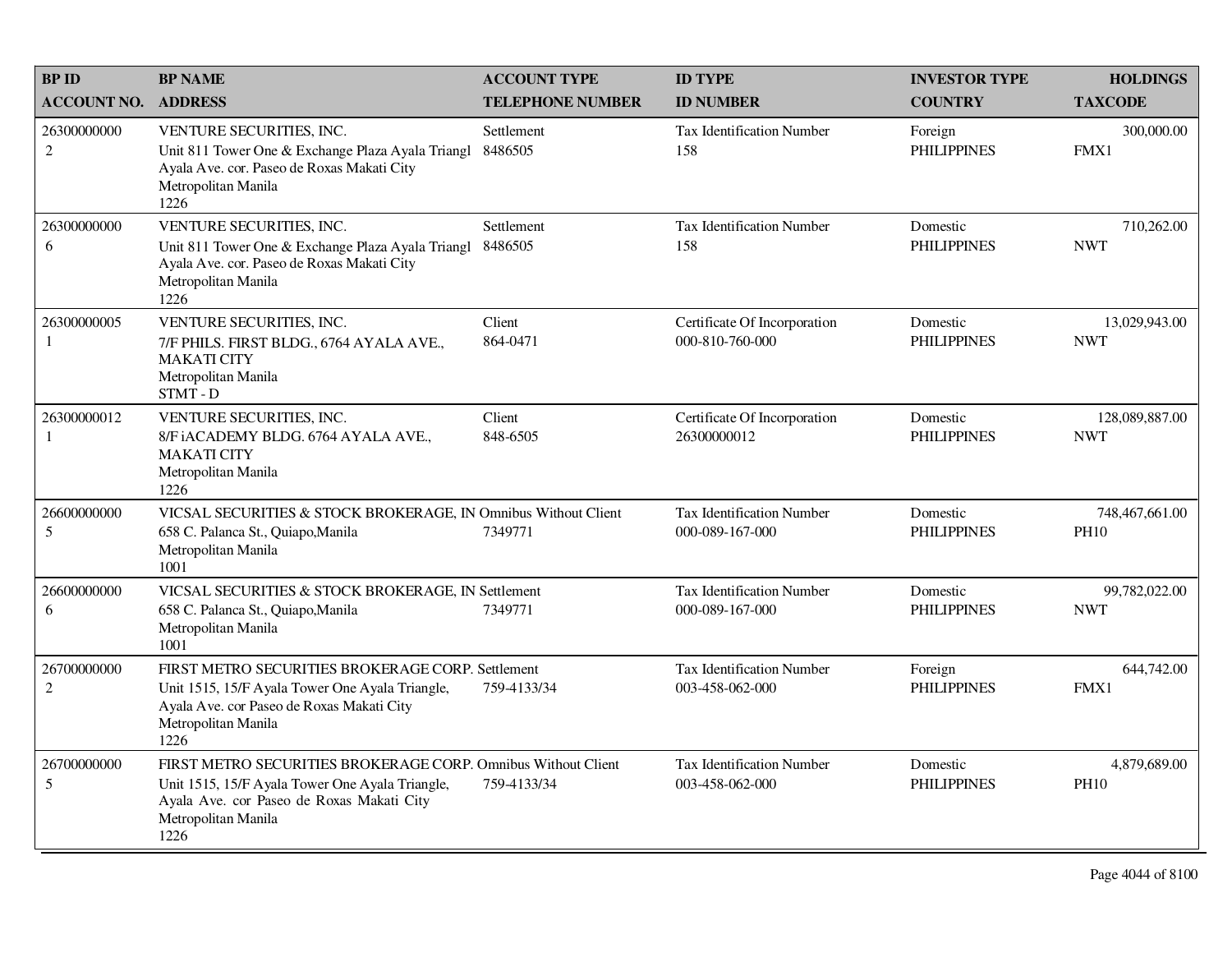| BP ID<br>ACCOUNT NO. | BP NAME<br>ADDRESS | ACCOUNT TYPE<br>TELEPHONE NUMBER | ID TYPE<br>ID NUMBER | INVESTOR TYPE<br>COUNTRY | HOLDINGS<br>TAXCODE |
|---|---|---|---|---|---|
| 26300000000<br>2 | VENTURE SECURITIES, INC.<br>Unit 811 Tower One & Exchange Plaza Ayala Triangl Ayala Ave. cor. Paseo de Roxas Makati City<br>Metropolitan Manila<br>1226 | Settlement<br>8486505 | Tax Identification Number<br>158 | Foreign<br>PHILIPPINES | 300,000.00<br>FMX1 |
| 26300000000<br>6 | VENTURE SECURITIES, INC.<br>Unit 811 Tower One & Exchange Plaza Ayala Triangl Ayala Ave. cor. Paseo de Roxas Makati City<br>Metropolitan Manila<br>1226 | Settlement<br>8486505 | Tax Identification Number<br>158 | Domestic<br>PHILIPPINES | 710,262.00<br>NWT |
| 26300000005<br>1 | VENTURE SECURITIES, INC.<br>7/F PHILS. FIRST BLDG., 6764 AYALA AVE., MAKATI CITY<br>Metropolitan Manila<br>STMT - D | Client<br>864-0471 | Certificate Of Incorporation<br>000-810-760-000 | Domestic<br>PHILIPPINES | 13,029,943.00<br>NWT |
| 26300000012<br>1 | VENTURE SECURITIES, INC.<br>8/F iACADEMY BLDG. 6764 AYALA AVE., MAKATI CITY<br>Metropolitan Manila<br>1226 | Client<br>848-6505 | Certificate Of Incorporation<br>26300000012 | Domestic<br>PHILIPPINES | 128,089,887.00<br>NWT |
| 26600000000<br>5 | VICSAL SECURITIES & STOCK BROKERAGE, IN<br>658 C. Palanca St., Quiapo,Manila<br>Metropolitan Manila<br>1001 | Omnibus Without Client<br>7349771 | Tax Identification Number<br>000-089-167-000 | Domestic<br>PHILIPPINES | 748,467,661.00<br>PH10 |
| 26600000000<br>6 | VICSAL SECURITIES & STOCK BROKERAGE, IN<br>658 C. Palanca St., Quiapo,Manila<br>Metropolitan Manila<br>1001 | Settlement<br>7349771 | Tax Identification Number<br>000-089-167-000 | Domestic<br>PHILIPPINES | 99,782,022.00<br>NWT |
| 26700000000<br>2 | FIRST METRO SECURITIES BROKERAGE CORP.<br>Unit 1515, 15/F Ayala Tower One Ayala Triangle, Ayala Ave. cor Paseo de Roxas Makati City<br>Metropolitan Manila<br>1226 | Settlement<br>759-4133/34 | Tax Identification Number<br>003-458-062-000 | Foreign<br>PHILIPPINES | 644,742.00<br>FMX1 |
| 26700000000<br>5 | FIRST METRO SECURITIES BROKERAGE CORP.<br>Unit 1515, 15/F Ayala Tower One Ayala Triangle, Ayala Ave. cor Paseo de Roxas Makati City<br>Metropolitan Manila<br>1226 | Omnibus Without Client<br>759-4133/34 | Tax Identification Number<br>003-458-062-000 | Domestic<br>PHILIPPINES | 4,879,689.00<br>PH10 |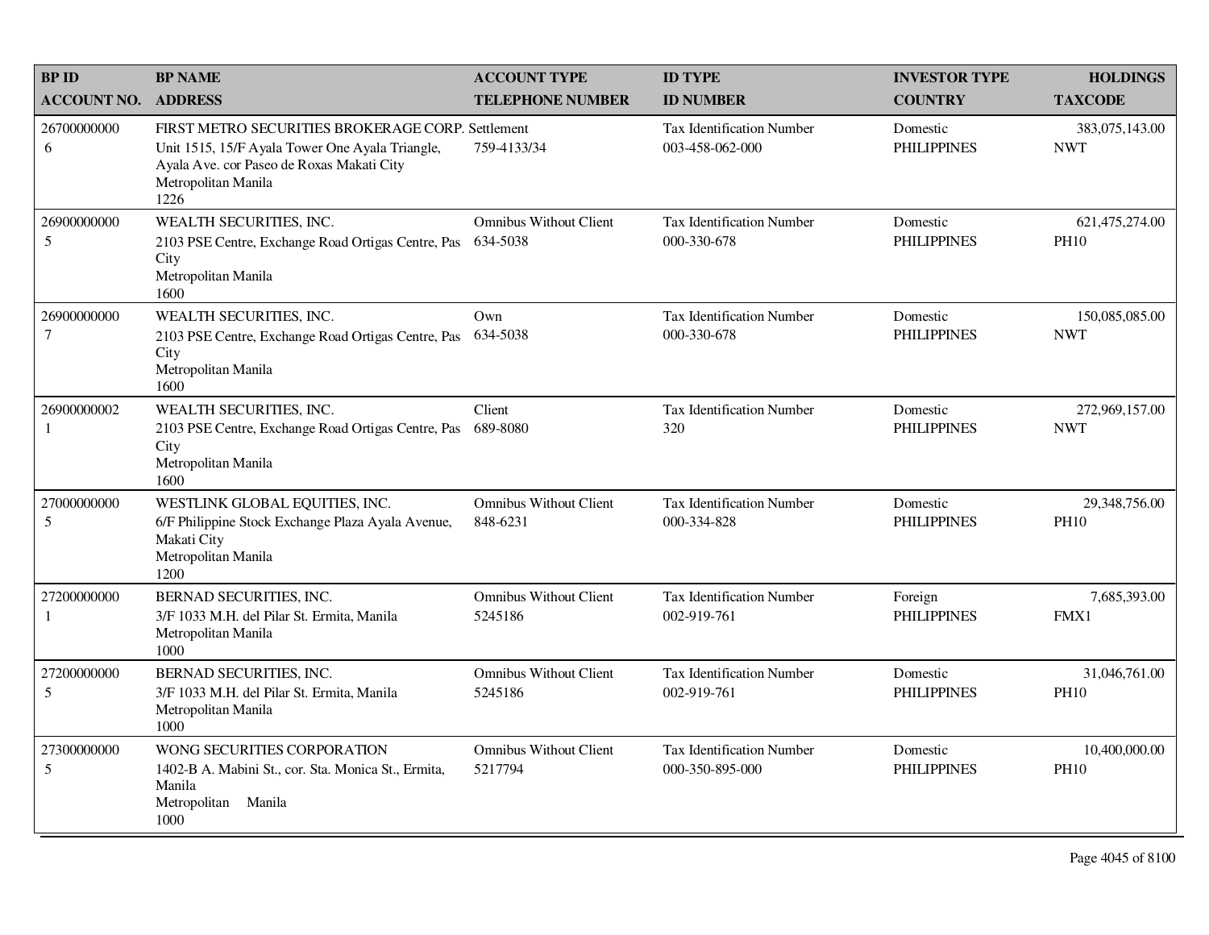| BP ID<br>ACCOUNT NO. | BP NAME<br>ADDRESS | ACCOUNT TYPE<br>TELEPHONE NUMBER | ID TYPE<br>ID NUMBER | INVESTOR TYPE<br>COUNTRY | HOLDINGS<br>TAXCODE |
|---|---|---|---|---|---|
| 26700000000<br>6 | FIRST METRO SECURITIES BROKERAGE CORP.<br>Unit 1515, 15/F Ayala Tower One Ayala Triangle, Ayala Ave. cor Paseo de Roxas Makati City<br>Metropolitan Manila<br>1226 | Settlement<br>759-4133/34 | Tax Identification Number<br>003-458-062-000 | Domestic<br>PHILIPPINES | 383,075,143.00<br>NWT |
| 26900000000<br>5 | WEALTH SECURITIES, INC.<br>2103 PSE Centre, Exchange Road Ortigas Centre, Pas City<br>Metropolitan Manila<br>1600 | Omnibus Without Client<br>634-5038 | Tax Identification Number<br>000-330-678 | Domestic<br>PHILIPPINES | 621,475,274.00<br>PH10 |
| 26900000000<br>7 | WEALTH SECURITIES, INC.<br>2103 PSE Centre, Exchange Road Ortigas Centre, Pas City<br>Metropolitan Manila<br>1600 | Own<br>634-5038 | Tax Identification Number<br>000-330-678 | Domestic<br>PHILIPPINES | 150,085,085.00<br>NWT |
| 26900000002<br>1 | WEALTH SECURITIES, INC.<br>2103 PSE Centre, Exchange Road Ortigas Centre, Pas City<br>Metropolitan Manila<br>1600 | Client<br>689-8080 | Tax Identification Number<br>320 | Domestic<br>PHILIPPINES | 272,969,157.00<br>NWT |
| 27000000000<br>5 | WESTLINK GLOBAL EQUITIES, INC.<br>6/F Philippine Stock Exchange Plaza Ayala Avenue, Makati City<br>Metropolitan Manila<br>1200 | Omnibus Without Client<br>848-6231 | Tax Identification Number<br>000-334-828 | Domestic<br>PHILIPPINES | 29,348,756.00<br>PH10 |
| 27200000000<br>1 | BERNAD SECURITIES, INC.<br>3/F 1033 M.H. del Pilar St. Ermita, Manila<br>Metropolitan Manila<br>1000 | Omnibus Without Client<br>5245186 | Tax Identification Number<br>002-919-761 | Foreign<br>PHILIPPINES | 7,685,393.00<br>FMX1 |
| 27200000000<br>5 | BERNAD SECURITIES, INC.<br>3/F 1033 M.H. del Pilar St. Ermita, Manila<br>Metropolitan Manila<br>1000 | Omnibus Without Client<br>5245186 | Tax Identification Number<br>002-919-761 | Domestic<br>PHILIPPINES | 31,046,761.00<br>PH10 |
| 27300000000<br>5 | WONG SECURITIES CORPORATION<br>1402-B A. Mabini St., cor. Sta. Monica St., Ermita, Manila<br>Metropolitan Manila<br>1000 | Omnibus Without Client<br>5217794 | Tax Identification Number<br>000-350-895-000 | Domestic<br>PHILIPPINES | 10,400,000.00<br>PH10 |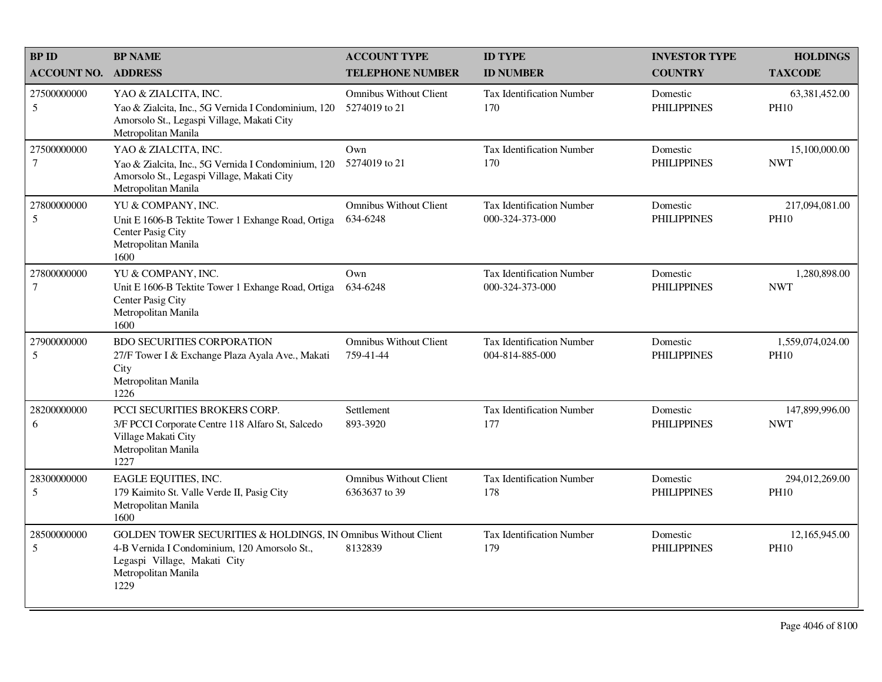| BP ID<br>ACCOUNT NO. | BP NAME<br>ADDRESS | ACCOUNT TYPE<br>TELEPHONE NUMBER | ID TYPE<br>ID NUMBER | INVESTOR TYPE<br>COUNTRY | HOLDINGS<br>TAXCODE |
|---|---|---|---|---|---|
| 27500000000<br>5 | YAO & ZIALCITA, INC.<br>Yao & Zialcita, Inc., 5G Vernida I Condominium, 120 Amorsolo St., Legaspi Village, Makati City<br>Metropolitan Manila | Omnibus Without Client<br>5274019 to 21 | Tax Identification Number<br>170 | Domestic<br>PHILIPPINES | 63,381,452.00<br>PH10 |
| 27500000000<br>7 | YAO & ZIALCITA, INC.<br>Yao & Zialcita, Inc., 5G Vernida I Condominium, 120 Amorsolo St., Legaspi Village, Makati City<br>Metropolitan Manila | Own<br>5274019 to 21 | Tax Identification Number<br>170 | Domestic<br>PHILIPPINES | 15,100,000.00<br>NWT |
| 27800000000<br>5 | YU & COMPANY, INC.<br>Unit E 1606-B Tektite Tower 1 Exhange Road, Ortiga Center Pasig City<br>Metropolitan Manila<br>1600 | Omnibus Without Client<br>634-6248 | Tax Identification Number<br>000-324-373-000 | Domestic<br>PHILIPPINES | 217,094,081.00<br>PH10 |
| 27800000000<br>7 | YU & COMPANY, INC.<br>Unit E 1606-B Tektite Tower 1 Exhange Road, Ortiga Center Pasig City<br>Metropolitan Manila<br>1600 | Own<br>634-6248 | Tax Identification Number<br>000-324-373-000 | Domestic<br>PHILIPPINES | 1,280,898.00<br>NWT |
| 27900000000<br>5 | BDO SECURITIES CORPORATION<br>27/F Tower I & Exchange Plaza Ayala Ave., Makati City<br>Metropolitan Manila<br>1226 | Omnibus Without Client<br>759-41-44 | Tax Identification Number<br>004-814-885-000 | Domestic<br>PHILIPPINES | 1,559,074,024.00<br>PH10 |
| 28200000000<br>6 | PCCI SECURITIES BROKERS CORP.<br>3/F PCCI Corporate Centre 118 Alfaro St, Salcedo Village Makati City<br>Metropolitan Manila<br>1227 | Settlement<br>893-3920 | Tax Identification Number<br>177 | Domestic<br>PHILIPPINES | 147,899,996.00<br>NWT |
| 28300000000<br>5 | EAGLE EQUITIES, INC.<br>179 Kaimito St. Valle Verde II, Pasig City<br>Metropolitan Manila<br>1600 | Omnibus Without Client<br>6363637 to 39 | Tax Identification Number<br>178 | Domestic<br>PHILIPPINES | 294,012,269.00<br>PH10 |
| 28500000000<br>5 | GOLDEN TOWER SECURITIES & HOLDINGS, IN<br>4-B Vernida I Condominium, 120 Amorsolo St., Legaspi Village, Makati City<br>Metropolitan Manila<br>1229 | Omnibus Without Client<br>8132839 | Tax Identification Number<br>179 | Domestic<br>PHILIPPINES | 12,165,945.00<br>PH10 |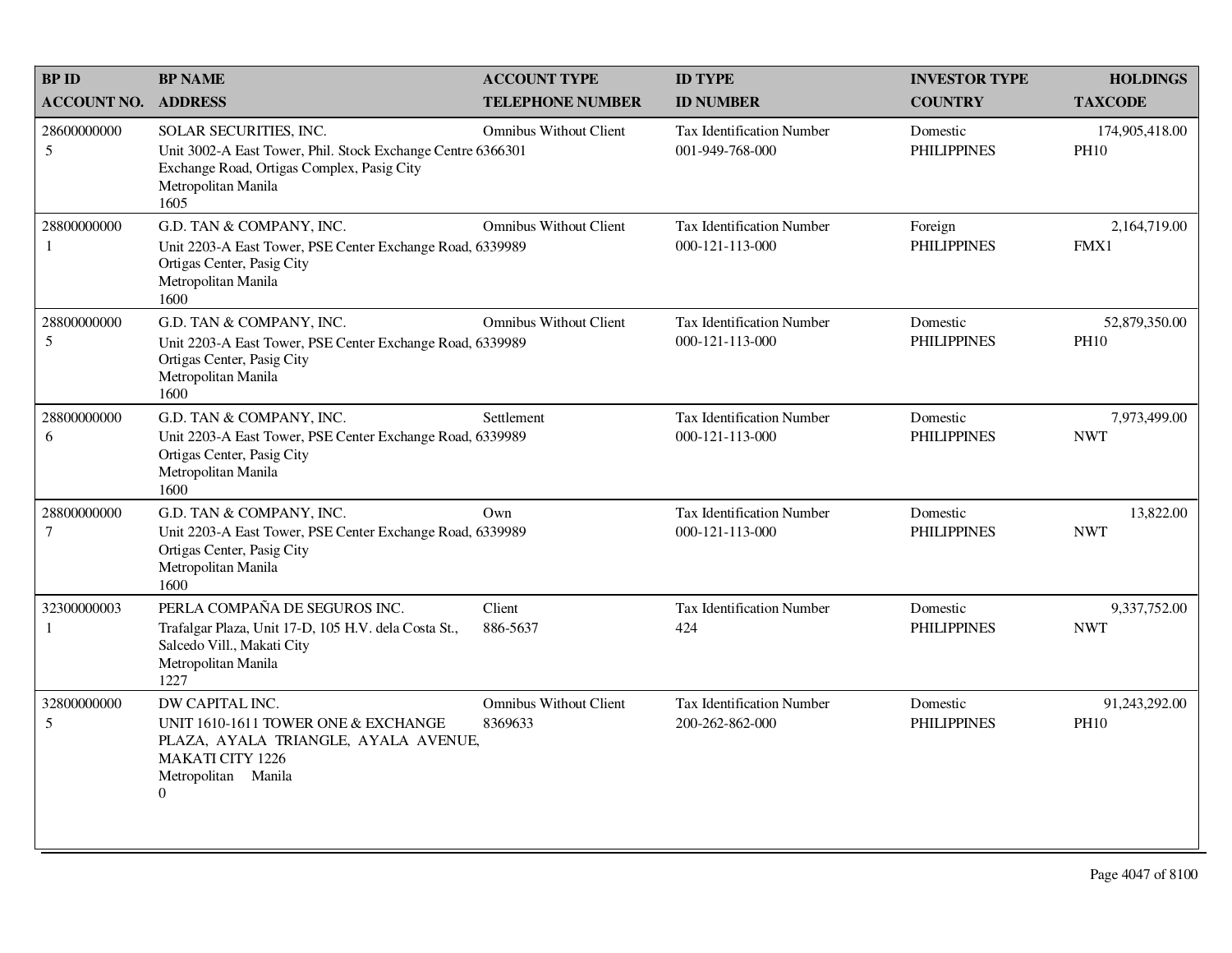| BP ID<br>ACCOUNT NO. | BP NAME<br>ADDRESS | ACCOUNT TYPE<br>TELEPHONE NUMBER | ID TYPE<br>ID NUMBER | INVESTOR TYPE<br>COUNTRY | HOLDINGS<br>TAXCODE |
|---|---|---|---|---|---|
| 28600000000<br>5 | SOLAR SECURITIES, INC.<br>Unit 3002-A East Tower, Phil. Stock Exchange Centre<br>Exchange Road, Ortigas Complex, Pasig City<br>Metropolitan Manila<br>1605 | Omnibus Without Client<br>6366301 | Tax Identification Number<br>001-949-768-000 | Domestic<br>PHILIPPINES | 174,905,418.00<br>PH10 |
| 28800000000<br>1 | G.D. TAN & COMPANY, INC.<br>Unit 2203-A East Tower, PSE Center Exchange Road,<br>Ortigas Center, Pasig City<br>Metropolitan Manila<br>1600 | Omnibus Without Client<br>6339989 | Tax Identification Number<br>000-121-113-000 | Foreign<br>PHILIPPINES | 2,164,719.00<br>FMX1 |
| 28800000000<br>5 | G.D. TAN & COMPANY, INC.<br>Unit 2203-A East Tower, PSE Center Exchange Road,<br>Ortigas Center, Pasig City<br>Metropolitan Manila<br>1600 | Omnibus Without Client<br>6339989 | Tax Identification Number<br>000-121-113-000 | Domestic<br>PHILIPPINES | 52,879,350.00<br>PH10 |
| 28800000000<br>6 | G.D. TAN & COMPANY, INC.<br>Unit 2203-A East Tower, PSE Center Exchange Road,<br>Ortigas Center, Pasig City<br>Metropolitan Manila<br>1600 | Settlement<br>6339989 | Tax Identification Number<br>000-121-113-000 | Domestic<br>PHILIPPINES | 7,973,499.00<br>NWT |
| 28800000000<br>7 | G.D. TAN & COMPANY, INC.<br>Unit 2203-A East Tower, PSE Center Exchange Road,<br>Ortigas Center, Pasig City<br>Metropolitan Manila<br>1600 | Own<br>6339989 | Tax Identification Number<br>000-121-113-000 | Domestic<br>PHILIPPINES | 13,822.00<br>NWT |
| 32300000003<br>1 | PERLA COMPAÑA DE SEGUROS INC.<br>Trafalgar Plaza, Unit 17-D, 105 H.V. dela Costa St.,<br>Salcedo Vill., Makati City<br>Metropolitan Manila<br>1227 | Client<br>886-5637 | Tax Identification Number<br>424 | Domestic<br>PHILIPPINES | 9,337,752.00<br>NWT |
| 32800000000<br>5 | DW CAPITAL INC.<br>UNIT 1610-1611 TOWER ONE & EXCHANGE PLAZA, AYALA TRIANGLE, AYALA AVENUE, MAKATI CITY 1226<br>Metropolitan Manila<br>0 | Omnibus Without Client<br>8369633 | Tax Identification Number<br>200-262-862-000 | Domestic<br>PHILIPPINES | 91,243,292.00<br>PH10 |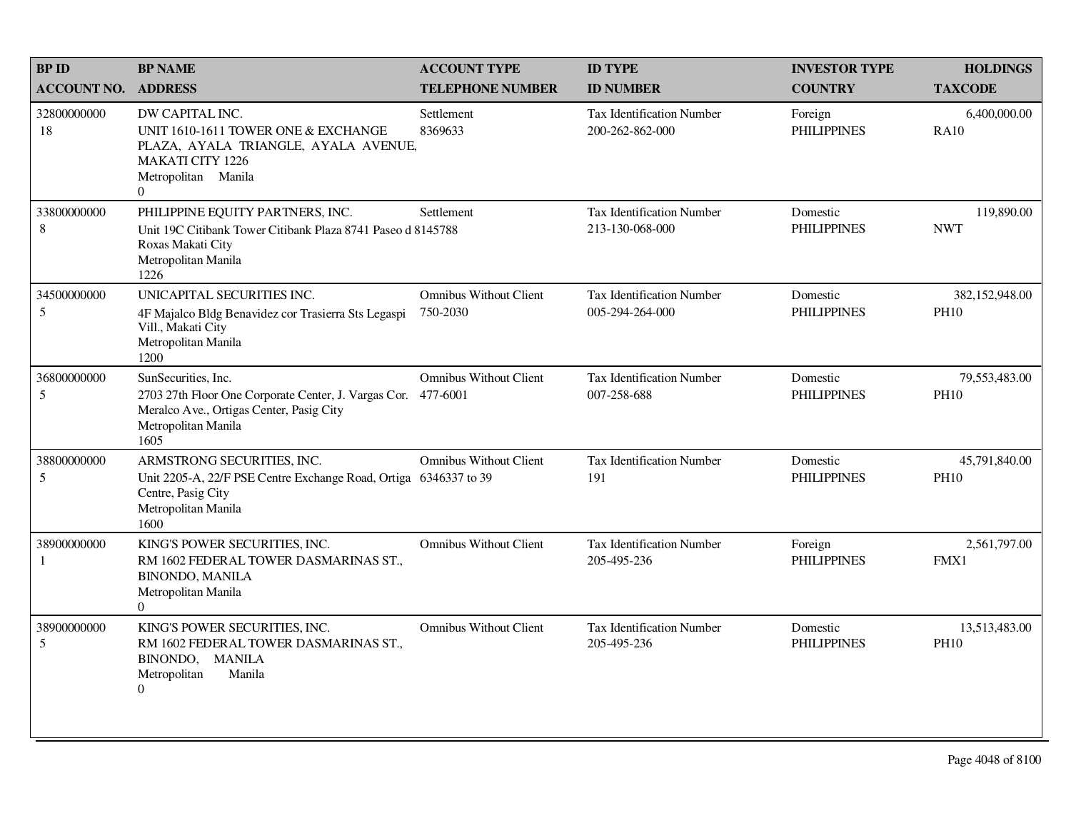| BP ID<br>ACCOUNT NO. | BP NAME<br>ADDRESS | ACCOUNT TYPE<br>TELEPHONE NUMBER | ID TYPE<br>ID NUMBER | INVESTOR TYPE<br>COUNTRY | HOLDINGS<br>TAXCODE |
|---|---|---|---|---|---|
| 32800000000<br>18 | DW CAPITAL INC.<br>UNIT 1610-1611 TOWER ONE & EXCHANGE PLAZA, AYALA TRIANGLE, AYALA AVENUE, MAKATI CITY 1226<br>Metropolitan Manila<br>0 | Settlement<br>8369633 | Tax Identification Number<br>200-262-862-000 | Foreign<br>PHILIPPINES | 6,400,000.00<br>RA10 |
| 33800000000<br>8 | PHILIPPINE EQUITY PARTNERS, INC.<br>Unit 19C Citibank Tower Citibank Plaza 8741 Paseo d Roxas Makati City<br>Metropolitan Manila<br>1226 | Settlement<br>8145788 | Tax Identification Number<br>213-130-068-000 | Domestic<br>PHILIPPINES | 119,890.00<br>NWT |
| 34500000000<br>5 | UNICAPITAL SECURITIES INC.<br>4F Majalco Bldg Benavidez cor Trasierra Sts Legaspi Vill., Makati City<br>Metropolitan Manila<br>1200 | Omnibus Without Client<br>750-2030 | Tax Identification Number<br>005-294-264-000 | Domestic<br>PHILIPPINES | 382,152,948.00<br>PH10 |
| 36800000000<br>5 | SunSecurities, Inc.<br>2703 27th Floor One Corporate Center, J. Vargas Cor. Meralco Ave., Ortigas Center, Pasig City<br>Metropolitan Manila<br>1605 | Omnibus Without Client<br>477-6001 | Tax Identification Number<br>007-258-688 | Domestic<br>PHILIPPINES | 79,553,483.00<br>PH10 |
| 38800000000<br>5 | ARMSTRONG SECURITIES, INC.<br>Unit 2205-A, 22/F PSE Centre Exchange Road, Ortiga Centre, Pasig City<br>Metropolitan Manila<br>1600 | Omnibus Without Client<br>6346337 to 39 | Tax Identification Number<br>191 | Domestic<br>PHILIPPINES | 45,791,840.00<br>PH10 |
| 38900000000<br>1 | KING'S POWER SECURITIES, INC.<br>RM 1602 FEDERAL TOWER DASMARINAS ST., BINONDO, MANILA<br>Metropolitan Manila<br>0 | Omnibus Without Client | Tax Identification Number<br>205-495-236 | Foreign<br>PHILIPPINES | 2,561,797.00<br>FMX1 |
| 38900000000<br>5 | KING'S POWER SECURITIES, INC.<br>RM 1602 FEDERAL TOWER DASMARINAS ST., BINONDO, MANILA<br>Metropolitan Manila<br>0 | Omnibus Without Client | Tax Identification Number<br>205-495-236 | Domestic<br>PHILIPPINES | 13,513,483.00<br>PH10 |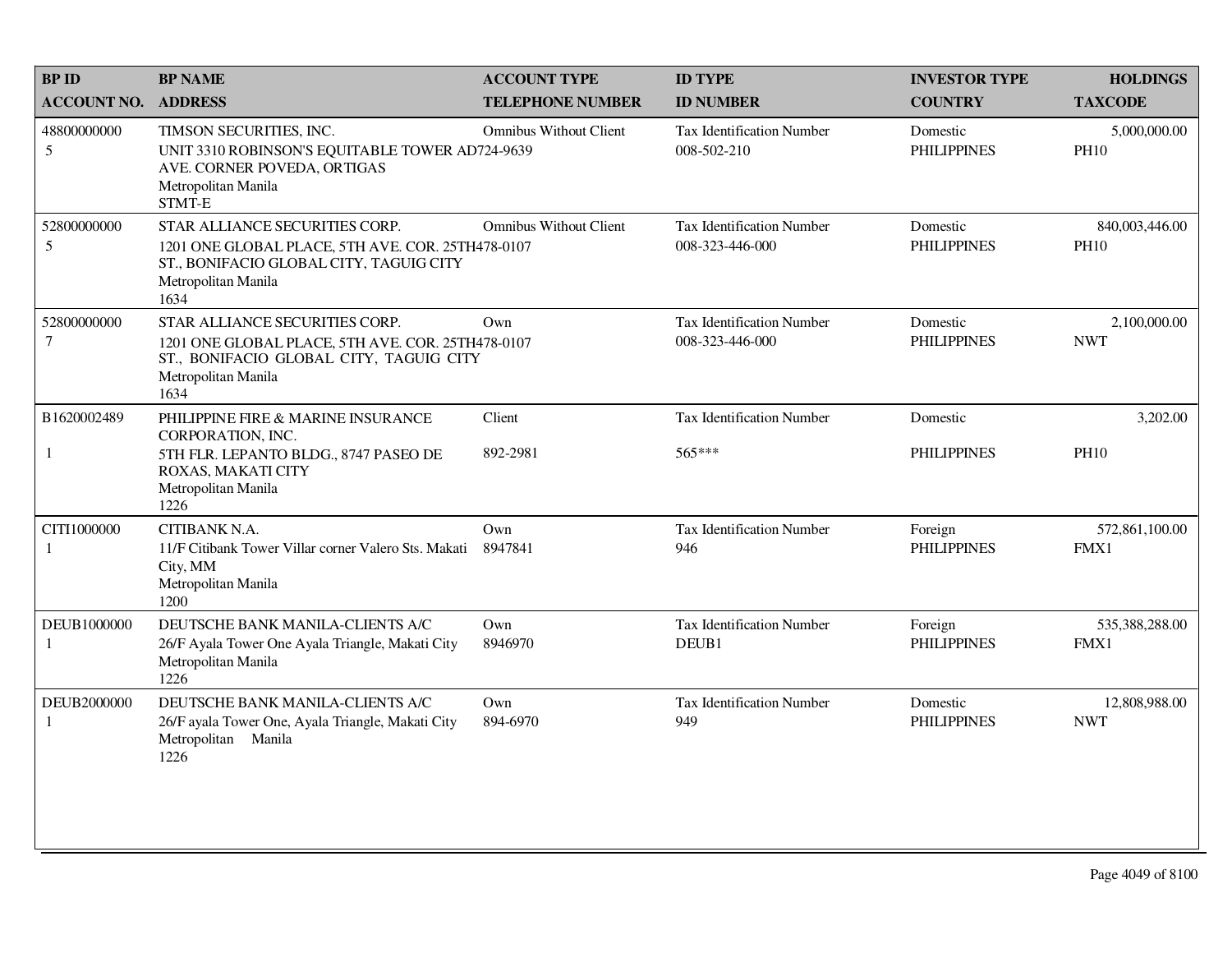| BP ID<br>ACCOUNT NO. | BP NAME<br>ADDRESS | ACCOUNT TYPE<br>TELEPHONE NUMBER | ID TYPE<br>ID NUMBER | INVESTOR TYPE<br>COUNTRY | HOLDINGS<br>TAXCODE |
|---|---|---|---|---|---|
| 48800000000<br>5 | TIMSON SECURITIES, INC.<br>UNIT 3310 ROBINSON'S EQUITABLE TOWER AD AVE. CORNER POVEDA, ORTIGAS<br>Metropolitan Manila<br>STMT-E | Omnibus Without Client<br>724-9639 | Tax Identification Number<br>008-502-210 | Domestic<br>PHILIPPINES | 5,000,000.00<br>PH10 |
| 52800000000<br>5 | STAR ALLIANCE SECURITIES CORP.<br>1201 ONE GLOBAL PLACE, 5TH AVE. COR. 25TH ST., BONIFACIO GLOBAL CITY, TAGUIG CITY<br>Metropolitan Manila<br>1634 | Omnibus Without Client<br>478-0107 | Tax Identification Number<br>008-323-446-000 | Domestic<br>PHILIPPINES | 840,003,446.00<br>PH10 |
| 52800000000<br>7 | STAR ALLIANCE SECURITIES CORP.<br>1201 ONE GLOBAL PLACE, 5TH AVE. COR. 25TH ST., BONIFACIO GLOBAL CITY, TAGUIG CITY<br>Metropolitan Manila<br>1634 | Own<br>478-0107 | Tax Identification Number<br>008-323-446-000 | Domestic<br>PHILIPPINES | 2,100,000.00<br>NWT |
| B1620002489<br>1 | PHILIPPINE FIRE & MARINE INSURANCE CORPORATION, INC.<br>5TH FLR. LEPANTO BLDG., 8747 PASEO DE ROXAS, MAKATI CITY<br>Metropolitan Manila<br>1226 | Client<br>892-2981 | Tax Identification Number<br>565*** | Domestic<br>PHILIPPINES | 3,202.00<br>PH10 |
| CITI1000000<br>1 | CITIBANK N.A.<br>11/F Citibank Tower Villar corner Valero Sts. Makati City, MM<br>Metropolitan Manila<br>1200 | Own<br>8947841 | Tax Identification Number<br>946 | Foreign<br>PHILIPPINES | 572,861,100.00<br>FMX1 |
| DEUB1000000<br>1 | DEUTSCHE BANK MANILA-CLIENTS A/C<br>26/F Ayala Tower One Ayala Triangle, Makati City<br>Metropolitan Manila<br>1226 | Own<br>8946970 | Tax Identification Number<br>DEUB1 | Foreign<br>PHILIPPINES | 535,388,288.00<br>FMX1 |
| DEUB2000000<br>1 | DEUTSCHE BANK MANILA-CLIENTS A/C<br>26/F ayala Tower One, Ayala Triangle, Makati City<br>Metropolitan Manila<br>1226 | Own<br>894-6970 | Tax Identification Number<br>949 | Domestic<br>PHILIPPINES | 12,808,988.00<br>NWT |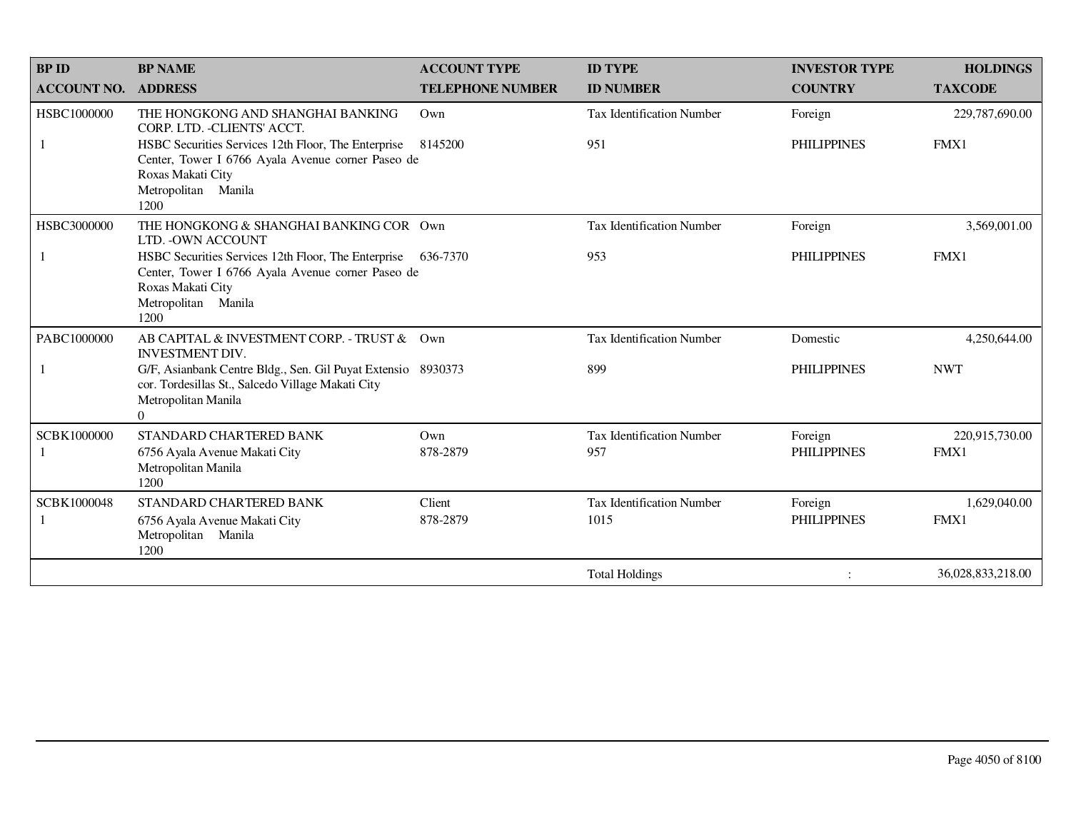| BP ID<br>ACCOUNT NO. | BP NAME<br>ADDRESS | ACCOUNT TYPE<br>TELEPHONE NUMBER | ID TYPE<br>ID NUMBER | INVESTOR TYPE<br>COUNTRY | HOLDINGS<br>TAXCODE |
|---|---|---|---|---|---|
| HSBC1000000<br>1 | THE HONGKONG AND SHANGHAI BANKING CORP. LTD. -CLIENTS' ACCT.<br>HSBC Securities Services 12th Floor, The Enterprise Center, Tower I 6766 Ayala Avenue corner Paseo de Roxas Makati City<br>Metropolitan Manila<br>1200 | Own<br>8145200 | Tax Identification Number<br>951 | Foreign<br>PHILIPPINES | 229,787,690.00<br>FMX1 |
| HSBC3000000<br>1 | THE HONGKONG & SHANGHAI BANKING COR LTD. -OWN ACCOUNT<br>HSBC Securities Services 12th Floor, The Enterprise Center, Tower I 6766 Ayala Avenue corner Paseo de Roxas Makati City<br>Metropolitan Manila<br>1200 | Own<br>636-7370 | Tax Identification Number<br>953 | Foreign<br>PHILIPPINES | 3,569,001.00<br>FMX1 |
| PABC1000000<br>1 | AB CAPITAL & INVESTMENT CORP. - TRUST & INVESTMENT DIV.<br>G/F, Asianbank Centre Bldg., Sen. Gil Puyat Extensio cor. Tordesillas St., Salcedo Village Makati City<br>Metropolitan Manila<br>0 | Own<br>8930373 | Tax Identification Number<br>899 | Domestic<br>PHILIPPINES | 4,250,644.00<br>NWT |
| SCBK1000000<br>1 | STANDARD CHARTERED BANK<br>6756 Ayala Avenue Makati City<br>Metropolitan Manila<br>1200 | Own<br>878-2879 | Tax Identification Number<br>957 | Foreign<br>PHILIPPINES | 220,915,730.00<br>FMX1 |
| SCBK1000048<br>1 | STANDARD CHARTERED BANK<br>6756 Ayala Avenue Makati City<br>Metropolitan Manila<br>1200 | Client<br>878-2879 | Tax Identification Number<br>1015 | Foreign<br>PHILIPPINES | 1,629,040.00<br>FMX1 |
| | | | Total Holdings | : | 36,028,833,218.00 |